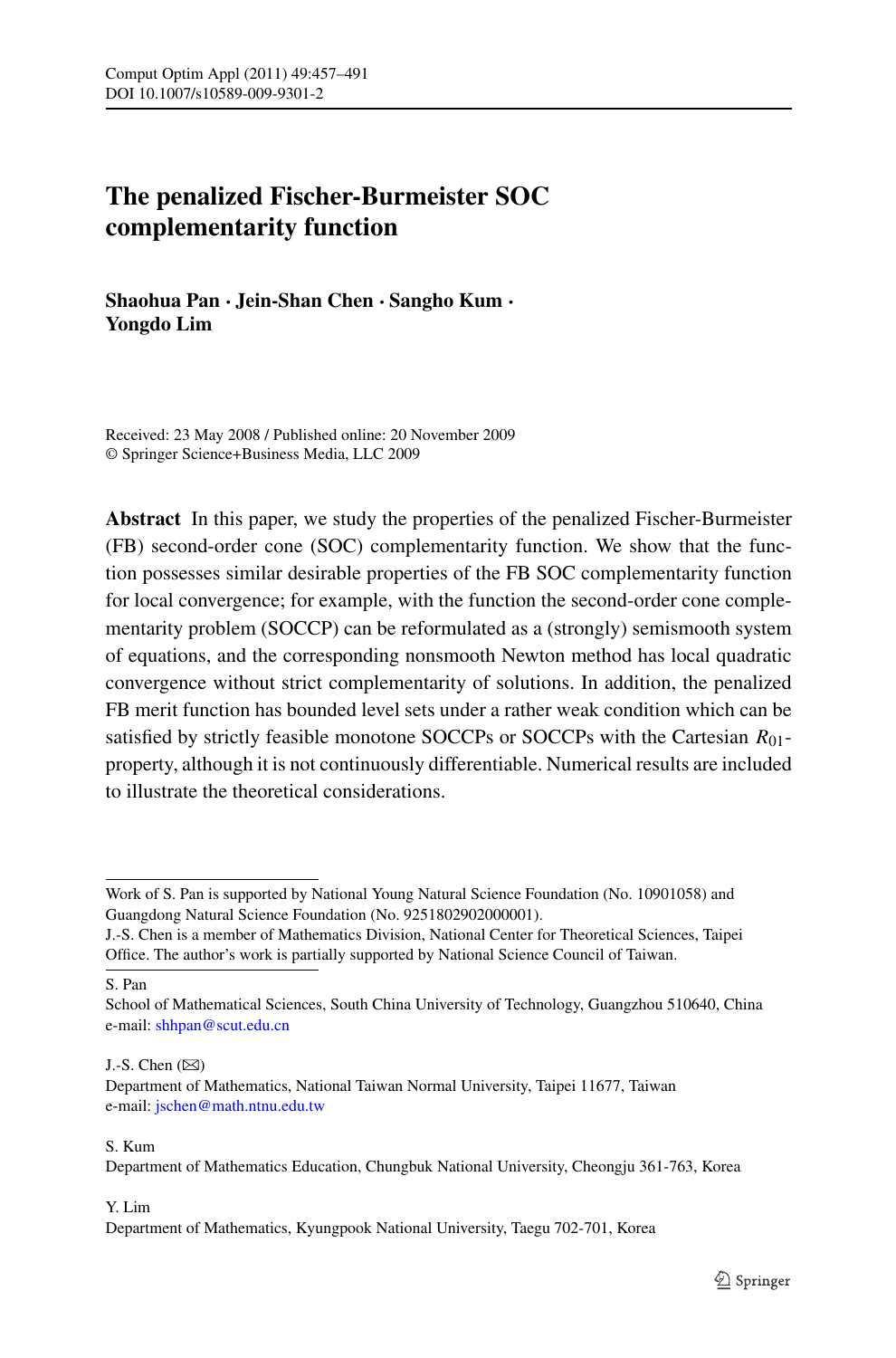# The penalized Fischer-Burmeister SOC complementarity function

**Shaohua Pan · Jein-Shan Chen · Sangho Kum · Yongdo Lim**

Received: 23 May 2008 / Published online: 20 November 2009
© Springer Science+Business Media, LLC 2009

**Abstract** In this paper, we study the properties of the penalized Fischer-Burmeister (FB) second-order cone (SOC) complementarity function. We show that the function possesses similar desirable properties of the FB SOC complementarity function for local convergence; for example, with the function the second-order cone complementarity problem (SOCCP) can be reformulated as a (strongly) semismooth system of equations, and the corresponding nonsmooth Newton method has local quadratic convergence without strict complementarity of solutions. In addition, the penalized FB merit function has bounded level sets under a rather weak condition which can be satisfied by strictly feasible monotone SOCCPs or SOCCPs with the Cartesian $R_{01}$-property, although it is not continuously differentiable. Numerical results are included to illustrate the theoretical considerations.

---

Work of S. Pan is supported by National Young Natural Science Foundation (No. 10901058) and Guangdong Natural Science Foundation (No. 9251802902000001).
J.-S. Chen is a member of Mathematics Division, National Center for Theoretical Sciences, Taipei Office. The author's work is partially supported by National Science Council of Taiwan.

S. Pan
School of Mathematical Sciences, South China University of Technology, Guangzhou 510640, China
e-mail: shhpan@scut.edu.cn

J.-S. Chen (✉)
Department of Mathematics, National Taiwan Normal University, Taipei 11677, Taiwan
e-mail: jschen@math.ntnu.edu.tw

S. Kum
Department of Mathematics Education, Chungbuk National University, Cheongju 361-763, Korea

Y. Lim
Department of Mathematics, Kyungpook National University, Taegu 702-701, Korea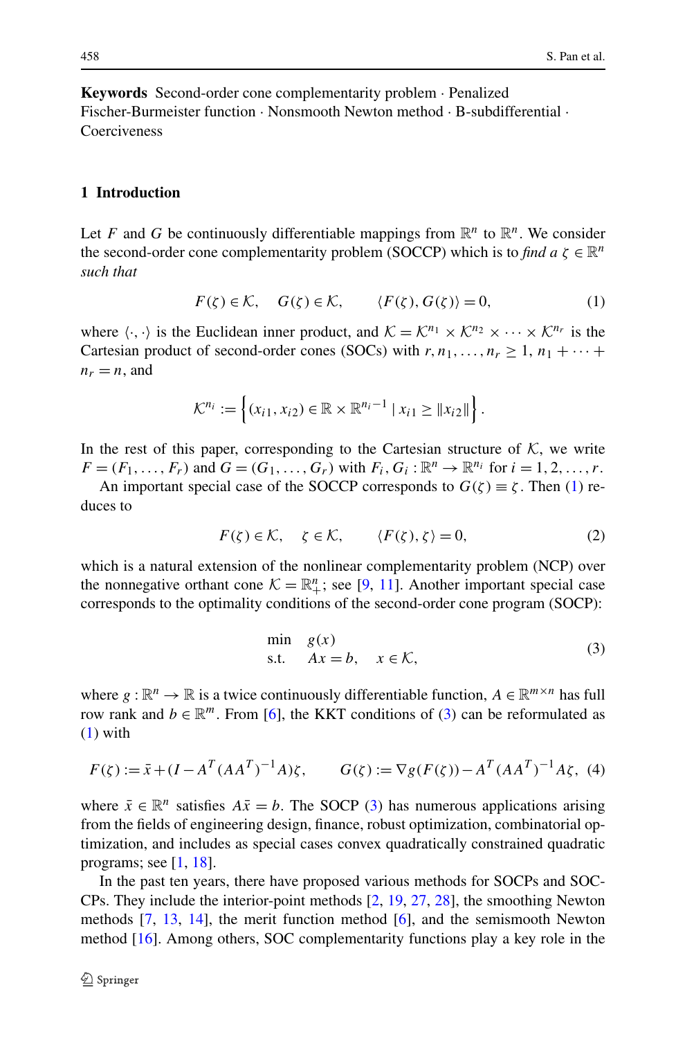**Keywords** Second-order cone complementarity problem · Penalized Fischer-Burmeister function · Nonsmooth Newton method · B-subdifferential · Coerciveness

## 1 Introduction

Let $F$ and $G$ be continuously differentiable mappings from $\mathbb{R}^n$ to $\mathbb{R}^n$. We consider the second-order cone complementarity problem (SOCCP) which is to *find a* $\zeta \in \mathbb{R}^n$ *such that*

$$F(\zeta) \in \mathcal{K}, \quad G(\zeta) \in \mathcal{K}, \qquad \langle F(\zeta), G(\zeta)\rangle = 0, \tag{1}$$

where $\langle \cdot, \cdot \rangle$ is the Euclidean inner product, and $\mathcal{K} = \mathcal{K}^{n_1} \times \mathcal{K}^{n_2} \times \cdots \times \mathcal{K}^{n_r}$ is the Cartesian product of second-order cones (SOCs) with $r, n_1, \ldots, n_r \geq 1$, $n_1 + \cdots + n_r = n$, and

$$\mathcal{K}^{n_i} := \left\{ (x_{i1}, x_{i2}) \in \mathbb{R} \times \mathbb{R}^{n_i - 1} \mid x_{i1} \geq \|x_{i2}\| \right\}.$$

In the rest of this paper, corresponding to the Cartesian structure of $\mathcal{K}$, we write $F = (F_1, \ldots, F_r)$ and $G = (G_1, \ldots, G_r)$ with $F_i, G_i : \mathbb{R}^n \to \mathbb{R}^{n_i}$ for $i = 1, 2, \ldots, r$.

An important special case of the SOCCP corresponds to $G(\zeta) \equiv \zeta$. Then (1) reduces to

$$F(\zeta) \in \mathcal{K}, \quad \zeta \in \mathcal{K}, \qquad \langle F(\zeta), \zeta\rangle = 0, \tag{2}$$

which is a natural extension of the nonlinear complementarity problem (NCP) over the nonnegative orthant cone $\mathcal{K} = \mathbb{R}^n_+$; see [9, 11]. Another important special case corresponds to the optimality conditions of the second-order cone program (SOCP):

$$\begin{array}{ll} \min & g(x) \\ \text{s.t.} & Ax = b, \quad x \in \mathcal{K}, \end{array} \tag{3}$$

where $g : \mathbb{R}^n \to \mathbb{R}$ is a twice continuously differentiable function, $A \in \mathbb{R}^{m \times n}$ has full row rank and $b \in \mathbb{R}^m$. From [6], the KKT conditions of (3) can be reformulated as (1) with

$$F(\zeta) := \bar{x} + (I - A^T(AA^T)^{-1}A)\zeta, \qquad G(\zeta) := \nabla g(F(\zeta)) - A^T(AA^T)^{-1}A\zeta, \tag{4}$$

where $\bar{x} \in \mathbb{R}^n$ satisfies $A\bar{x} = b$. The SOCP (3) has numerous applications arising from the fields of engineering design, finance, robust optimization, combinatorial optimization, and includes as special cases convex quadratically constrained quadratic programs; see [1, 18].

In the past ten years, there have proposed various methods for SOCPs and SOCCPs. They include the interior-point methods [2, 19, 27, 28], the smoothing Newton methods [7, 13, 14], the merit function method [6], and the semismooth Newton method [16]. Among others, SOC complementarity functions play a key role in the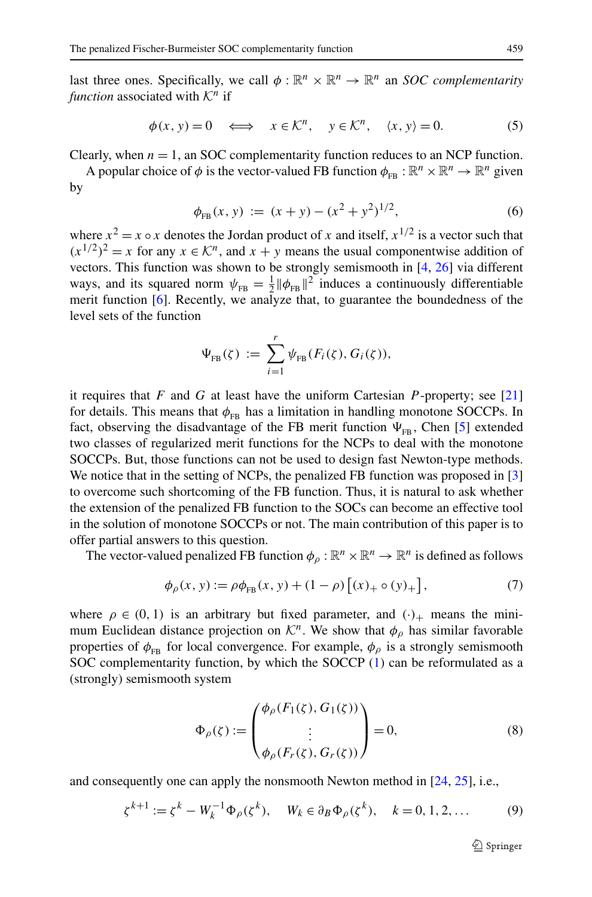last three ones. Specifically, we call $\phi : \mathbb{R}^n \times \mathbb{R}^n \to \mathbb{R}^n$ an *SOC complementarity function* associated with $\mathcal{K}^n$ if

$$\phi(x, y) = 0 \quad \Longleftrightarrow \quad x \in \mathcal{K}^n, \quad y \in \mathcal{K}^n, \quad \langle x, y \rangle = 0. \tag{5}$$

Clearly, when $n = 1$, an SOC complementarity function reduces to an NCP function.

A popular choice of $\phi$ is the vector-valued FB function $\phi_{\rm FB} : \mathbb{R}^n \times \mathbb{R}^n \to \mathbb{R}^n$ given by

$$\phi_{\rm FB}(x, y) := (x + y) - (x^2 + y^2)^{1/2}, \tag{6}$$

where $x^2 = x \circ x$ denotes the Jordan product of $x$ and itself, $x^{1/2}$ is a vector such that $(x^{1/2})^2 = x$ for any $x \in \mathcal{K}^n$, and $x + y$ means the usual componentwise addition of vectors. This function was shown to be strongly semismooth in [4, 26] via different ways, and its squared norm $\psi_{\rm FB} = \frac{1}{2}\|\phi_{\rm FB}\|^2$ induces a continuously differentiable merit function [6]. Recently, we analyze that, to guarantee the boundedness of the level sets of the function

$$\Psi_{\rm FB}(\zeta) := \sum_{i=1}^{r} \psi_{\rm FB}(F_i(\zeta), G_i(\zeta)),$$

it requires that $F$ and $G$ at least have the uniform Cartesian $P$-property; see [21] for details. This means that $\phi_{\rm FB}$ has a limitation in handling monotone SOCCPs. In fact, observing the disadvantage of the FB merit function $\Psi_{\rm FB}$, Chen [5] extended two classes of regularized merit functions for the NCPs to deal with the monotone SOCCPs. But, those functions can not be used to design fast Newton-type methods. We notice that in the setting of NCPs, the penalized FB function was proposed in [3] to overcome such shortcoming of the FB function. Thus, it is natural to ask whether the extension of the penalized FB function to the SOCs can become an effective tool in the solution of monotone SOCCPs or not. The main contribution of this paper is to offer partial answers to this question.

The vector-valued penalized FB function $\phi_\rho : \mathbb{R}^n \times \mathbb{R}^n \to \mathbb{R}^n$ is defined as follows

$$\phi_\rho(x, y) := \rho\phi_{\rm FB}(x, y) + (1 - \rho)\left[(x)_+ \circ (y)_+\right], \tag{7}$$

where $\rho \in (0, 1)$ is an arbitrary but fixed parameter, and $(\cdot)_+$ means the minimum Euclidean distance projection on $\mathcal{K}^n$. We show that $\phi_\rho$ has similar favorable properties of $\phi_{\rm FB}$ for local convergence. For example, $\phi_\rho$ is a strongly semismooth SOC complementarity function, by which the SOCCP (1) can be reformulated as a (strongly) semismooth system

$$\Phi_\rho(\zeta) := \begin{pmatrix} \phi_\rho(F_1(\zeta), G_1(\zeta)) \\ \vdots \\ \phi_\rho(F_r(\zeta), G_r(\zeta)) \end{pmatrix} = 0, \tag{8}$$

and consequently one can apply the nonsmooth Newton method in [24, 25], i.e.,

$$\zeta^{k+1} := \zeta^k - W_k^{-1}\Phi_\rho(\zeta^k), \quad W_k \in \partial_B \Phi_\rho(\zeta^k), \quad k = 0, 1, 2, \ldots \tag{9}$$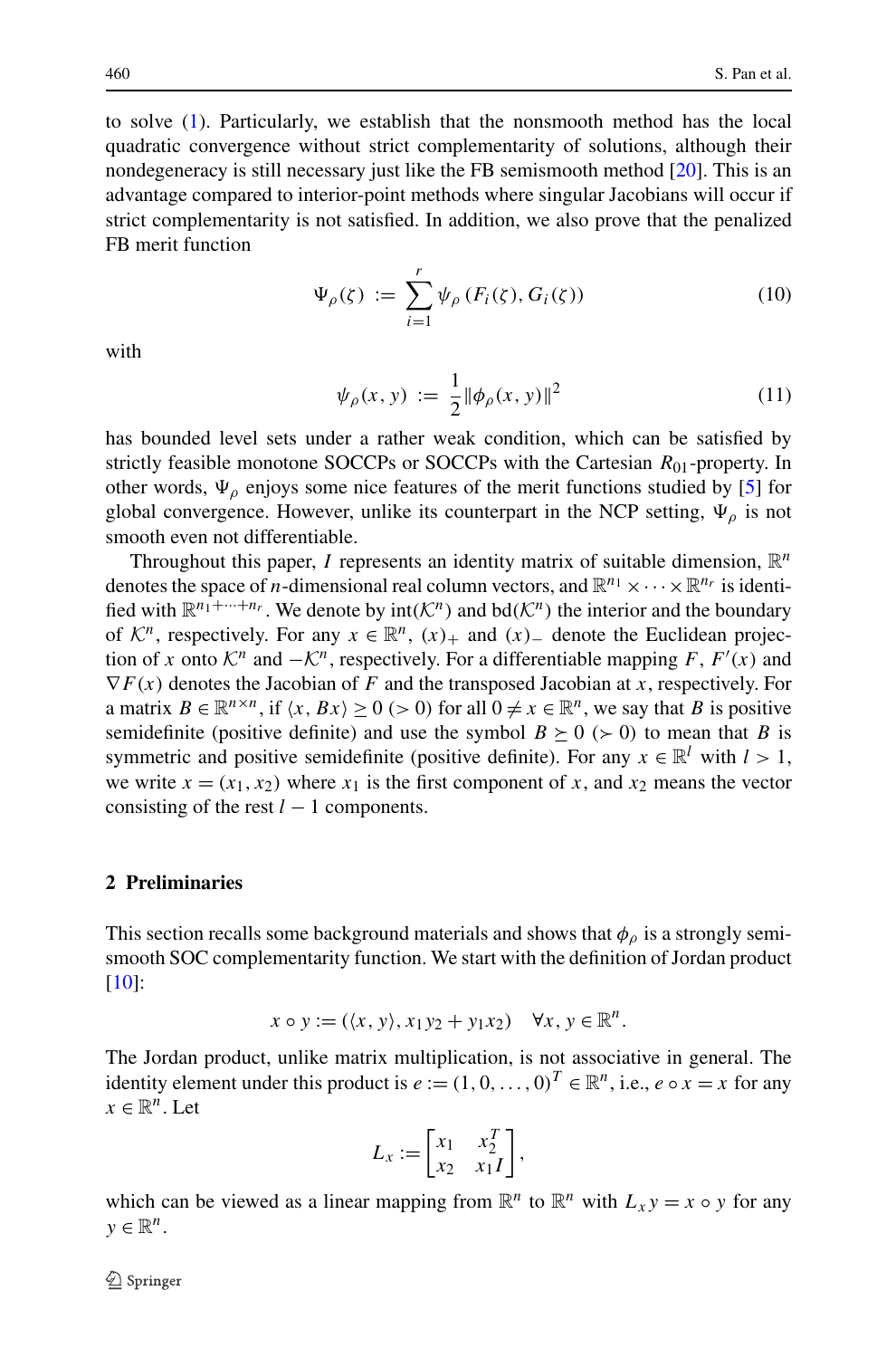to solve (1). Particularly, we establish that the nonsmooth method has the local quadratic convergence without strict complementarity of solutions, although their nondegeneracy is still necessary just like the FB semismooth method [20]. This is an advantage compared to interior-point methods where singular Jacobians will occur if strict complementarity is not satisfied. In addition, we also prove that the penalized FB merit function

$$\Psi_\rho(\zeta) := \sum_{i=1}^{r} \psi_\rho\left(F_i(\zeta), G_i(\zeta)\right) \tag{10}$$

with

$$\psi_\rho(x, y) := \frac{1}{2}\|\phi_\rho(x, y)\|^2 \tag{11}$$

has bounded level sets under a rather weak condition, which can be satisfied by strictly feasible monotone SOCCPs or SOCCPs with the Cartesian $R_{01}$-property. In other words, $\Psi_\rho$ enjoys some nice features of the merit functions studied by [5] for global convergence. However, unlike its counterpart in the NCP setting, $\Psi_\rho$ is not smooth even not differentiable.

Throughout this paper, $I$ represents an identity matrix of suitable dimension, $\mathbb{R}^n$ denotes the space of $n$-dimensional real column vectors, and $\mathbb{R}^{n_1} \times \cdots \times \mathbb{R}^{n_r}$ is identified with $\mathbb{R}^{n_1+\cdots+n_r}$. We denote by $\mathrm{int}(\mathcal{K}^n)$ and $\mathrm{bd}(\mathcal{K}^n)$ the interior and the boundary of $\mathcal{K}^n$, respectively. For any $x \in \mathbb{R}^n$, $(x)_+$ and $(x)_-$ denote the Euclidean projection of $x$ onto $\mathcal{K}^n$ and $-\mathcal{K}^n$, respectively. For a differentiable mapping $F$, $F'(x)$ and $\nabla F(x)$ denotes the Jacobian of $F$ and the transposed Jacobian at $x$, respectively. For a matrix $B \in \mathbb{R}^{n\times n}$, if $\langle x, Bx\rangle \geq 0$ $(> 0)$ for all $0 \neq x \in \mathbb{R}^n$, we say that $B$ is positive semidefinite (positive definite) and use the symbol $B \succeq 0$ $(\succ 0)$ to mean that $B$ is symmetric and positive semidefinite (positive definite). For any $x \in \mathbb{R}^l$ with $l > 1$, we write $x = (x_1, x_2)$ where $x_1$ is the first component of $x$, and $x_2$ means the vector consisting of the rest $l - 1$ components.

## 2 Preliminaries

This section recalls some background materials and shows that $\phi_\rho$ is a strongly semismooth SOC complementarity function. We start with the definition of Jordan product [10]:

$$x \circ y := (\langle x, y\rangle, x_1 y_2 + y_1 x_2) \quad \forall x, y \in \mathbb{R}^n.$$

The Jordan product, unlike matrix multiplication, is not associative in general. The identity element under this product is $e := (1, 0, \ldots, 0)^T \in \mathbb{R}^n$, i.e., $e \circ x = x$ for any $x \in \mathbb{R}^n$. Let

$$L_x := \begin{bmatrix} x_1 & x_2^T \\ x_2 & x_1 I \end{bmatrix},$$

which can be viewed as a linear mapping from $\mathbb{R}^n$ to $\mathbb{R}^n$ with $L_x y = x \circ y$ for any $y \in \mathbb{R}^n$.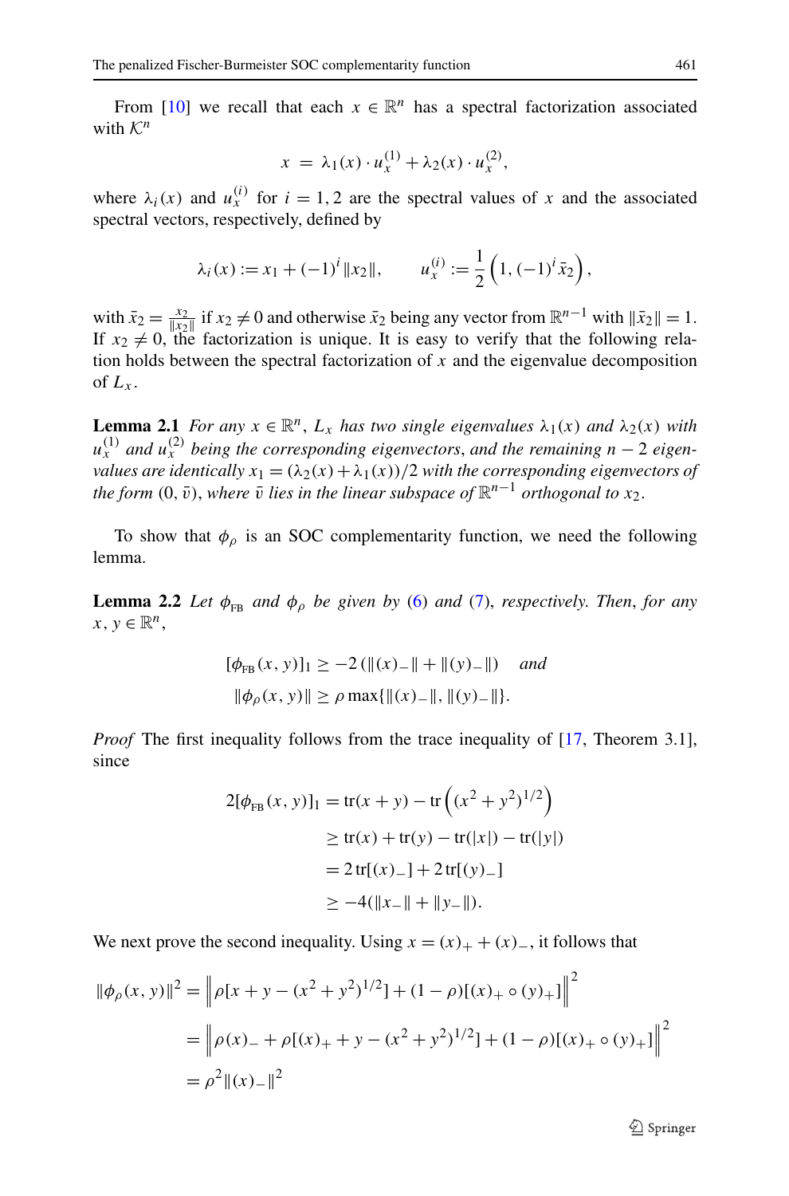From [10] we recall that each $x \in \mathbb{R}^n$ has a spectral factorization associated with $\mathcal{K}^n$

$$x = \lambda_1(x) \cdot u_x^{(1)} + \lambda_2(x) \cdot u_x^{(2)},$$

where $\lambda_i(x)$ and $u_x^{(i)}$ for $i = 1, 2$ are the spectral values of $x$ and the associated spectral vectors, respectively, defined by

$$\lambda_i(x) := x_1 + (-1)^i \|x_2\|, \qquad u_x^{(i)} := \frac{1}{2}\left(1, (-1)^i \bar{x}_2\right),$$

with $\bar{x}_2 = \frac{x_2}{\|x_2\|}$ if $x_2 \neq 0$ and otherwise $\bar{x}_2$ being any vector from $\mathbb{R}^{n-1}$ with $\|\bar{x}_2\| = 1$. If $x_2 \neq 0$, the factorization is unique. It is easy to verify that the following relation holds between the spectral factorization of $x$ and the eigenvalue decomposition of $L_x$.

**Lemma 2.1** *For any $x \in \mathbb{R}^n$, $L_x$ has two single eigenvalues $\lambda_1(x)$ and $\lambda_2(x)$ with $u_x^{(1)}$ and $u_x^{(2)}$ being the corresponding eigenvectors, and the remaining $n-2$ eigenvalues are identically $x_1 = (\lambda_2(x) + \lambda_1(x))/2$ with the corresponding eigenvectors of the form $(0, \bar{v})$, where $\bar{v}$ lies in the linear subspace of $\mathbb{R}^{n-1}$ orthogonal to $x_2$.*

To show that $\phi_\rho$ is an SOC complementarity function, we need the following lemma.

**Lemma 2.2** *Let $\phi_{\rm FB}$ and $\phi_\rho$ be given by (6) and (7), respectively. Then, for any $x, y \in \mathbb{R}^n$,*

$$[\phi_{\rm FB}(x, y)]_1 \geq -2\left(\|(x)_-\| + \|(y)_-\|\right) \quad \textit{and}$$
$$\|\phi_\rho(x, y)\| \geq \rho \max\{\|(x)_-\|, \|(y)_-\|\}.$$

*Proof* The first inequality follows from the trace inequality of [17, Theorem 3.1], since

$$\begin{aligned}
2[\phi_{\rm FB}(x, y)]_1 &= \mathrm{tr}(x + y) - \mathrm{tr}\left((x^2 + y^2)^{1/2}\right) \\
&\geq \mathrm{tr}(x) + \mathrm{tr}(y) - \mathrm{tr}(|x|) - \mathrm{tr}(|y|) \\
&= 2\,\mathrm{tr}[(x)_-] + 2\,\mathrm{tr}[(y)_-] \\
&\geq -4(\|x_-\| + \|y_-\|).
\end{aligned}$$

We next prove the second inequality. Using $x = (x)_+ + (x)_-$, it follows that

$$\begin{aligned}
\|\phi_\rho(x, y)\|^2 &= \left\|\rho[x + y - (x^2 + y^2)^{1/2}] + (1-\rho)[(x)_+ \circ (y)_+]\right\|^2 \\
&= \left\|\rho(x)_- + \rho[(x)_+ + y - (x^2 + y^2)^{1/2}] + (1-\rho)[(x)_+ \circ (y)_+]\right\|^2 \\
&= \rho^2 \|(x)_-\|^2
\end{aligned}$$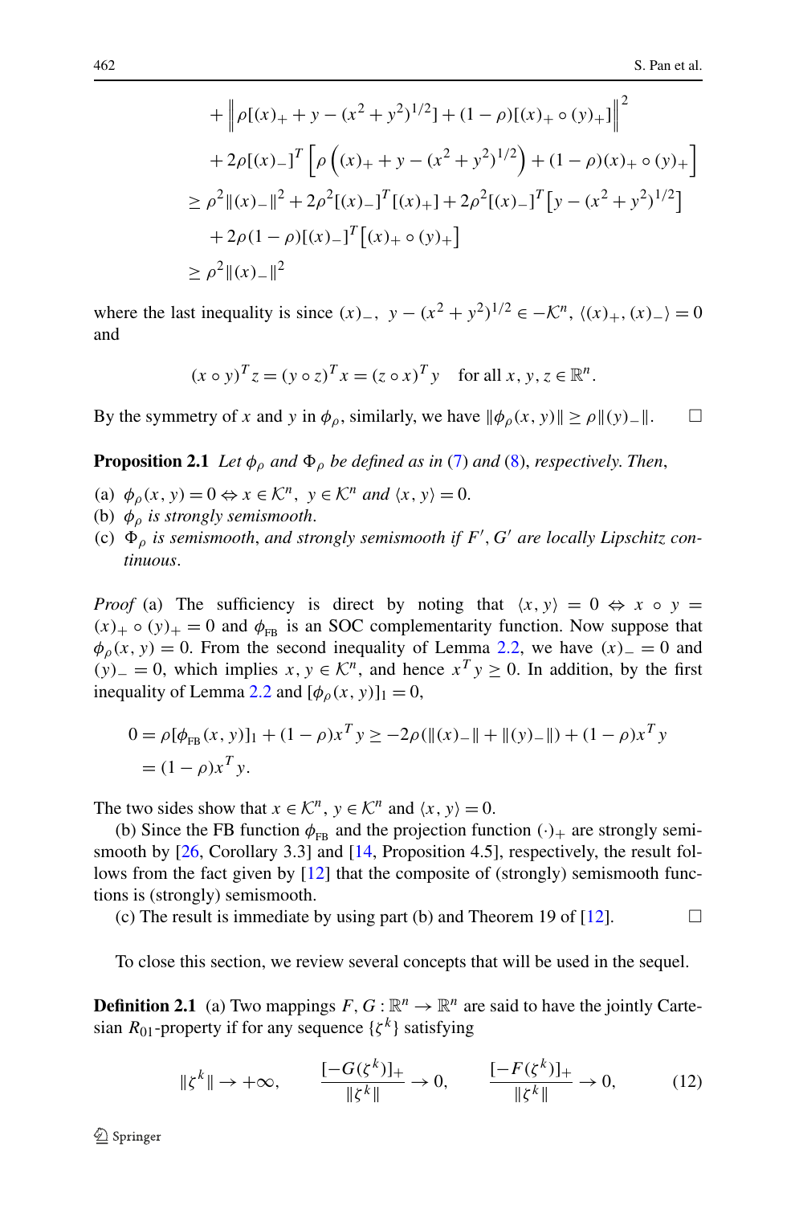$$
\begin{aligned}
&+ \left\| \rho[(x)_+ + y - (x^2+y^2)^{1/2}] + (1-\rho)[(x)_+ \circ (y)_+] \right\|^2 \\
&+ 2\rho[(x)_-]^T \left[ \rho\left( (x)_+ + y - (x^2+y^2)^{1/2} \right) + (1-\rho)(x)_+ \circ (y)_+ \right] \\
\geq\ & \rho^2 \|(x)_-\|^2 + 2\rho^2 [(x)_-]^T [(x)_+] + 2\rho^2 [(x)_-]^T \left[ y - (x^2+y^2)^{1/2} \right] \\
&+ 2\rho(1-\rho)[(x)_-]^T \left[ (x)_+ \circ (y)_+ \right] \\
\geq\ & \rho^2 \|(x)_-\|^2
\end{aligned}
$$

where the last inequality is since $(x)_-,\ y - (x^2+y^2)^{1/2} \in -\mathcal{K}^n$, $\langle (x)_+, (x)_- \rangle = 0$ and

$$
(x \circ y)^T z = (y \circ z)^T x = (z \circ x)^T y \quad \text{for all } x, y, z \in \mathbb{R}^n.
$$

By the symmetry of $x$ and $y$ in $\phi_\rho$, similarly, we have $\|\phi_\rho(x,y)\| \geq \rho \|(y)_-\|$. □

**Proposition 2.1** *Let $\phi_\rho$ and $\Phi_\rho$ be defined as in* (7) *and* (8), *respectively. Then*,

- (a) $\phi_\rho(x,y) = 0 \Leftrightarrow x \in \mathcal{K}^n,\ y \in \mathcal{K}^n$ *and* $\langle x, y \rangle = 0$.
- (b) $\phi_\rho$ *is strongly semismooth.*
- (c) $\Phi_\rho$ *is semismooth, and strongly semismooth if $F', G'$ are locally Lipschitz continuous.*

*Proof* (a) The sufficiency is direct by noting that $\langle x, y \rangle = 0 \Leftrightarrow x \circ y = (x)_+ \circ (y)_+ = 0$ and $\phi_{\rm FB}$ is an SOC complementarity function. Now suppose that $\phi_\rho(x,y) = 0$. From the second inequality of Lemma 2.2, we have $(x)_- = 0$ and $(y)_- = 0$, which implies $x, y \in \mathcal{K}^n$, and hence $x^T y \geq 0$. In addition, by the first inequality of Lemma 2.2 and $[\phi_\rho(x,y)]_1 = 0$,

$$
\begin{aligned}
0 &= \rho[\phi_{\rm FB}(x,y)]_1 + (1-\rho)x^T y \geq -2\rho(\|(x)_-\| + \|(y)_-\|) + (1-\rho)x^T y \\
&= (1-\rho)x^T y.
\end{aligned}
$$

The two sides show that $x \in \mathcal{K}^n$, $y \in \mathcal{K}^n$ and $\langle x, y \rangle = 0$.

(b) Since the FB function $\phi_{\rm FB}$ and the projection function $(\cdot)_+$ are strongly semismooth by [26, Corollary 3.3] and [14, Proposition 4.5], respectively, the result follows from the fact given by [12] that the composite of (strongly) semismooth functions is (strongly) semismooth.

(c) The result is immediate by using part (b) and Theorem 19 of [12]. □

To close this section, we review several concepts that will be used in the sequel.

**Definition 2.1** (a) Two mappings $F, G : \mathbb{R}^n \to \mathbb{R}^n$ are said to have the jointly Cartesian $R_{01}$-property if for any sequence $\{\zeta^k\}$ satisfying

$$
\|\zeta^k\| \to +\infty, \qquad \frac{[-G(\zeta^k)]_+}{\|\zeta^k\|} \to 0, \qquad \frac{[-F(\zeta^k)]_+}{\|\zeta^k\|} \to 0, \tag{12}
$$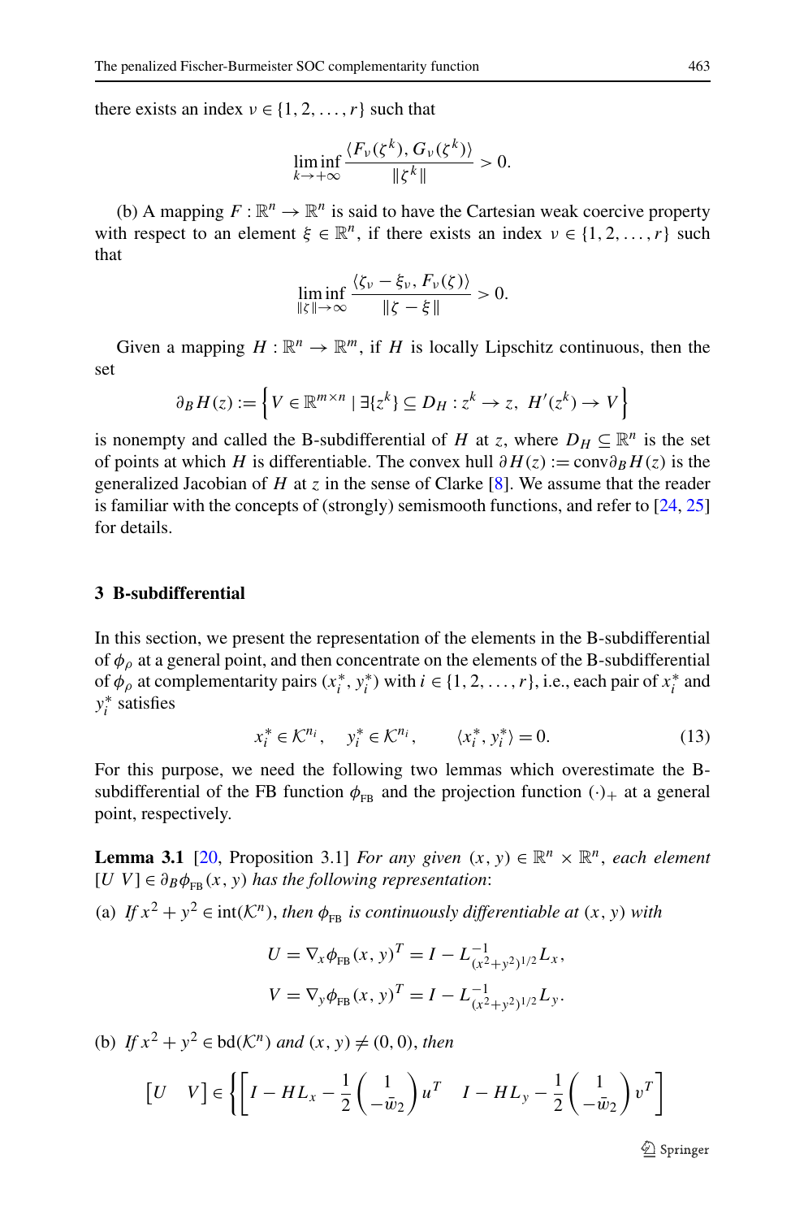there exists an index $\nu \in \{1, 2, \ldots, r\}$ such that

$$\liminf_{k \to +\infty} \frac{\langle F_\nu(\zeta^k), G_\nu(\zeta^k)\rangle}{\|\zeta^k\|} > 0.$$

(b) A mapping $F : \mathbb{R}^n \to \mathbb{R}^n$ is said to have the Cartesian weak coercive property with respect to an element $\xi \in \mathbb{R}^n$, if there exists an index $\nu \in \{1, 2, \ldots, r\}$ such that

$$\liminf_{\|\zeta\| \to \infty} \frac{\langle \zeta_\nu - \xi_\nu, F_\nu(\zeta)\rangle}{\|\zeta - \xi\|} > 0.$$

Given a mapping $H : \mathbb{R}^n \to \mathbb{R}^m$, if $H$ is locally Lipschitz continuous, then the set

$$\partial_B H(z) := \left\{ V \in \mathbb{R}^{m \times n} \mid \exists \{z^k\} \subseteq D_H : z^k \to z,\ H'(z^k) \to V \right\}$$

is nonempty and called the B-subdifferential of $H$ at $z$, where $D_H \subseteq \mathbb{R}^n$ is the set of points at which $H$ is differentiable. The convex hull $\partial H(z) := \mathrm{conv}\partial_B H(z)$ is the generalized Jacobian of $H$ at $z$ in the sense of Clarke [8]. We assume that the reader is familiar with the concepts of (strongly) semismooth functions, and refer to [24, 25] for details.

## 3 B-subdifferential

In this section, we present the representation of the elements in the B-subdifferential of $\phi_\rho$ at a general point, and then concentrate on the elements of the B-subdifferential of $\phi_\rho$ at complementarity pairs $(x_i^*, y_i^*)$ with $i \in \{1, 2, \ldots, r\}$, i.e., each pair of $x_i^*$ and $y_i^*$ satisfies

$$x_i^* \in \mathcal{K}^{n_i}, \quad y_i^* \in \mathcal{K}^{n_i}, \qquad \langle x_i^*, y_i^*\rangle = 0. \tag{13}$$

For this purpose, we need the following two lemmas which overestimate the B-subdifferential of the FB function $\phi_{\rm FB}$ and the projection function $(\cdot)_+$ at a general point, respectively.

**Lemma 3.1** [20, Proposition 3.1] *For any given $(x, y) \in \mathbb{R}^n \times \mathbb{R}^n$, each element $[U\ V] \in \partial_B \phi_{\rm FB}(x, y)$ has the following representation*:

(a) *If $x^2 + y^2 \in \mathrm{int}(\mathcal{K}^n)$, then $\phi_{\rm FB}$ is continuously differentiable at $(x, y)$ with*

$$U = \nabla_x \phi_{\rm FB}(x, y)^T = I - L^{-1}_{(x^2+y^2)^{1/2}} L_x,$$
$$V = \nabla_y \phi_{\rm FB}(x, y)^T = I - L^{-1}_{(x^2+y^2)^{1/2}} L_y.$$

(b) *If $x^2 + y^2 \in \mathrm{bd}(\mathcal{K}^n)$ and $(x, y) \neq (0, 0)$, then*

$$\begin{bmatrix} U & V \end{bmatrix} \in \left\{ \left[ I - HL_x - \frac{1}{2}\begin{pmatrix} 1 \\ -\bar{w}_2 \end{pmatrix} u^T \quad I - HL_y - \frac{1}{2}\begin{pmatrix} 1 \\ -\bar{w}_2 \end{pmatrix} v^T \right] \right.$$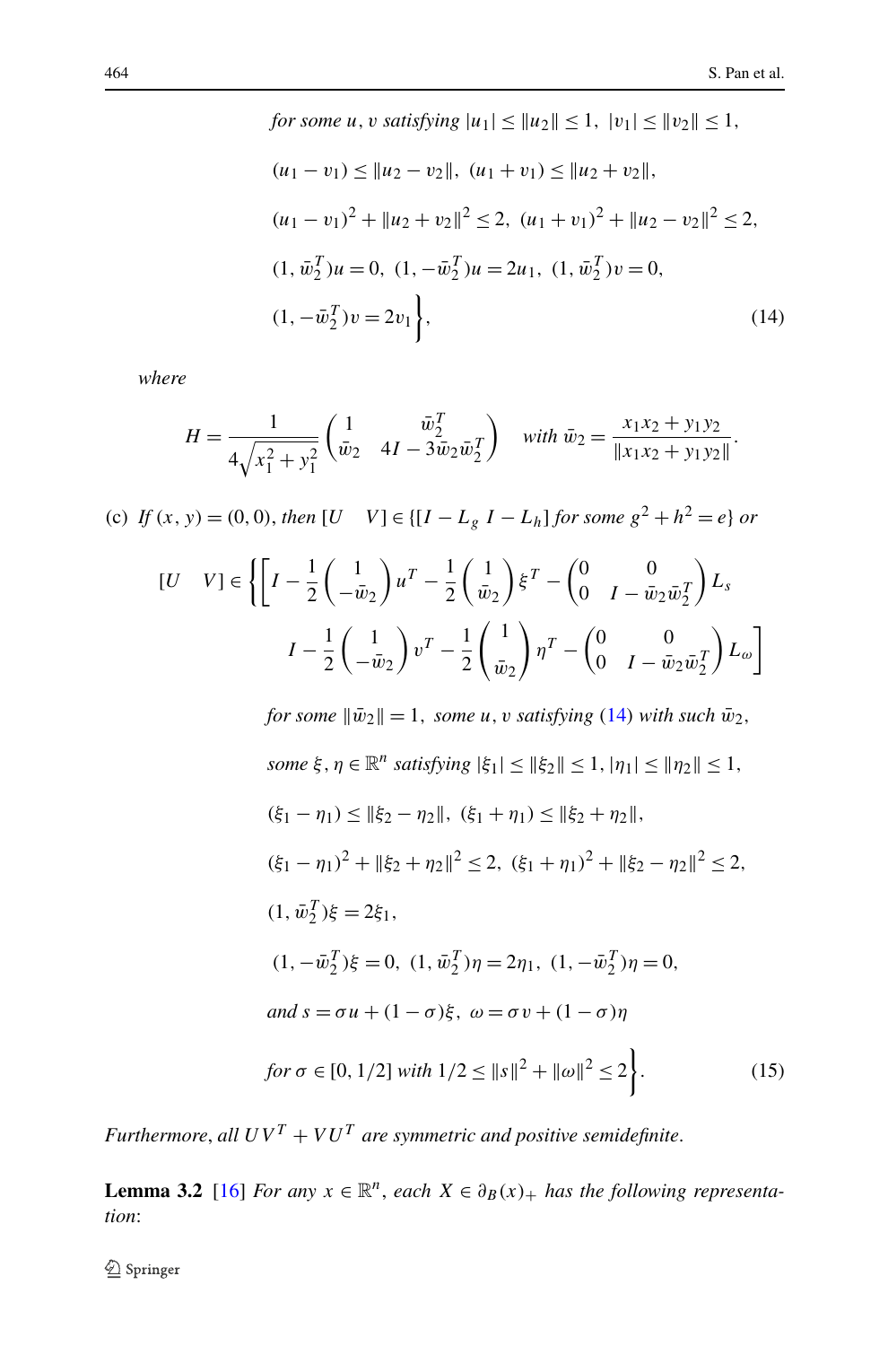$$
\begin{aligned}
&\textit{for some } u, v \textit{ satisfying } |u_1| \le \|u_2\| \le 1,\ |v_1| \le \|v_2\| \le 1,\\
&(u_1 - v_1) \le \|u_2 - v_2\|,\ (u_1 + v_1) \le \|u_2 + v_2\|,\\
&(u_1 - v_1)^2 + \|u_2 + v_2\|^2 \le 2,\ (u_1 + v_1)^2 + \|u_2 - v_2\|^2 \le 2,\\
&(1, \bar{w}_2^T)u = 0,\ (1, -\bar{w}_2^T)u = 2u_1,\ (1, \bar{w}_2^T)v = 0,\\
&(1, -\bar{w}_2^T)v = 2v_1 \Bigg\},
\end{aligned}
\tag{14}
$$

*where*

$$
H = \frac{1}{4\sqrt{x_1^2 + y_1^2}} \begin{pmatrix} 1 & \bar{w}_2^T \\ \bar{w}_2 & 4I - 3\bar{w}_2\bar{w}_2^T \end{pmatrix} \quad \textit{with } \bar{w}_2 = \frac{x_1 x_2 + y_1 y_2}{\|x_1 x_2 + y_1 y_2\|}.
$$

(c) *If* $(x, y) = (0, 0)$, *then* $[U \quad V] \in \{[I - L_g \ I - L_h]$ *for some* $g^2 + h^2 = e\}$ *or*

$$
\begin{aligned}
[U \quad V] \in \Bigg\{ \Bigg[ & I - \frac{1}{2}\begin{pmatrix} 1 \\ -\bar{w}_2 \end{pmatrix} u^T - \frac{1}{2}\begin{pmatrix} 1 \\ \bar{w}_2 \end{pmatrix} \xi^T - \begin{pmatrix} 0 & 0 \\ 0 & I - \bar{w}_2\bar{w}_2^T \end{pmatrix} L_s \\
& I - \frac{1}{2}\begin{pmatrix} 1 \\ -\bar{w}_2 \end{pmatrix} v^T - \frac{1}{2}\begin{pmatrix} 1 \\ \bar{w}_2 \end{pmatrix} \eta^T - \begin{pmatrix} 0 & 0 \\ 0 & I - \bar{w}_2\bar{w}_2^T \end{pmatrix} L_\omega \Bigg] \\
& \textit{for some } \|\bar{w}_2\| = 1,\ \textit{some } u, v \textit{ satisfying (14) with such } \bar{w}_2,\\
& \textit{some } \xi, \eta \in \mathbb{R}^n \textit{ satisfying } |\xi_1| \le \|\xi_2\| \le 1, |\eta_1| \le \|\eta_2\| \le 1,\\
& (\xi_1 - \eta_1) \le \|\xi_2 - \eta_2\|,\ (\xi_1 + \eta_1) \le \|\xi_2 + \eta_2\|,\\
& (\xi_1 - \eta_1)^2 + \|\xi_2 + \eta_2\|^2 \le 2,\ (\xi_1 + \eta_1)^2 + \|\xi_2 - \eta_2\|^2 \le 2,\\
& (1, \bar{w}_2^T)\xi = 2\xi_1,\\
& (1, -\bar{w}_2^T)\xi = 0,\ (1, \bar{w}_2^T)\eta = 2\eta_1,\ (1, -\bar{w}_2^T)\eta = 0,\\
& \textit{and } s = \sigma u + (1 - \sigma)\xi,\ \omega = \sigma v + (1 - \sigma)\eta\\
& \textit{for } \sigma \in [0, 1/2] \textit{ with } 1/2 \le \|s\|^2 + \|\omega\|^2 \le 2 \Bigg\}.
\end{aligned}
\tag{15}
$$

*Furthermore, all* $UV^T + VU^T$ *are symmetric and positive semidefinite.*

**Lemma 3.2** [16] *For any* $x \in \mathbb{R}^n$, *each* $X \in \partial_B(x)_+$ *has the following representation*: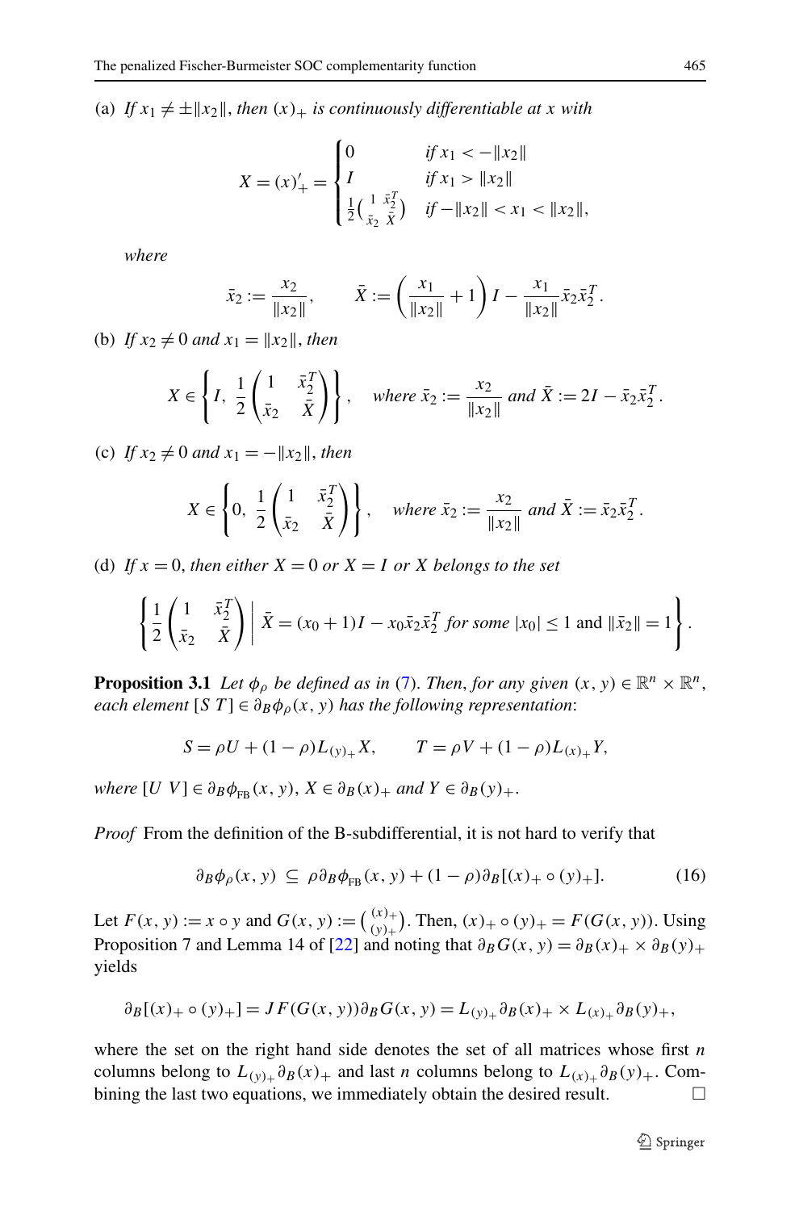(a) *If* $x_1 \neq \pm\|x_2\|$, *then* $(x)_+$ *is continuously differentiable at* $x$ *with*

$$X = (x)'_+ = \begin{cases} 0 & \text{if } x_1 < -\|x_2\| \\ I & \text{if } x_1 > \|x_2\| \\ \frac{1}{2}\begin{pmatrix} 1 & \bar{x}_2^T \\ \bar{x}_2 & \bar{X} \end{pmatrix} & \text{if } -\|x_2\| < x_1 < \|x_2\|, \end{cases}$$

*where*

$$\bar{x}_2 := \frac{x_2}{\|x_2\|}, \qquad \bar{X} := \left(\frac{x_1}{\|x_2\|} + 1\right) I - \frac{x_1}{\|x_2\|}\bar{x}_2\bar{x}_2^T.$$

(b) *If* $x_2 \neq 0$ *and* $x_1 = \|x_2\|$, *then*

$$X \in \left\{ I,\ \frac{1}{2}\begin{pmatrix} 1 & \bar{x}_2^T \\ \bar{x}_2 & \bar{X} \end{pmatrix} \right\}, \quad \text{where } \bar{x}_2 := \frac{x_2}{\|x_2\|} \text{ and } \bar{X} := 2I - \bar{x}_2\bar{x}_2^T.$$

(c) *If* $x_2 \neq 0$ *and* $x_1 = -\|x_2\|$, *then*

$$X \in \left\{ 0,\ \frac{1}{2}\begin{pmatrix} 1 & \bar{x}_2^T \\ \bar{x}_2 & \bar{X} \end{pmatrix} \right\}, \quad \text{where } \bar{x}_2 := \frac{x_2}{\|x_2\|} \text{ and } \bar{X} := \bar{x}_2\bar{x}_2^T.$$

(d) *If* $x = 0$, *then either* $X = 0$ *or* $X = I$ *or* $X$ *belongs to the set*

$$\left\{ \frac{1}{2}\begin{pmatrix} 1 & \bar{x}_2^T \\ \bar{x}_2 & \bar{X} \end{pmatrix} \;\middle|\; \bar{X} = (x_0+1)I - x_0\bar{x}_2\bar{x}_2^T \text{ for some } |x_0| \leq 1 \text{ and } \|\bar{x}_2\| = 1 \right\}.$$

**Proposition 3.1** *Let* $\phi_\rho$ *be defined as in* (7). *Then, for any given* $(x, y) \in \mathbb{R}^n \times \mathbb{R}^n$, *each element* $[S\ T] \in \partial_B\phi_\rho(x, y)$ *has the following representation*:

$$S = \rho U + (1-\rho)L_{(y)_+}X, \qquad T = \rho V + (1-\rho)L_{(x)_+}Y,$$

*where* $[U\ V] \in \partial_B\phi_{\text{FB}}(x, y)$, $X \in \partial_B(x)_+$ *and* $Y \in \partial_B(y)_+$.

*Proof* From the definition of the B-subdifferential, it is not hard to verify that

$$\partial_B\phi_\rho(x, y) \subseteq \rho\partial_B\phi_{\text{FB}}(x, y) + (1-\rho)\partial_B[(x)_+ \circ (y)_+]. \tag{16}$$

Let $F(x, y) := x \circ y$ and $G(x, y) := \binom{(x)_+}{(y)_+}$. Then, $(x)_+ \circ (y)_+ = F(G(x, y))$. Using Proposition 7 and Lemma 14 of [22] and noting that $\partial_B G(x, y) = \partial_B(x)_+ \times \partial_B(y)_+$ yields

$$\partial_B[(x)_+ \circ (y)_+] = JF(G(x, y))\partial_B G(x, y) = L_{(y)_+}\partial_B(x)_+ \times L_{(x)_+}\partial_B(y)_+,$$

where the set on the right hand side denotes the set of all matrices whose first $n$ columns belong to $L_{(y)_+}\partial_B(x)_+$ and last $n$ columns belong to $L_{(x)_+}\partial_B(y)_+$. Combining the last two equations, we immediately obtain the desired result. □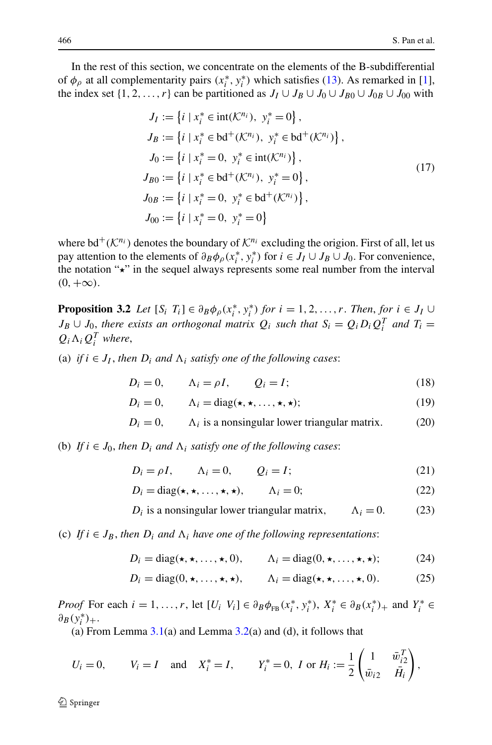In the rest of this section, we concentrate on the elements of the B-subdifferential of $\phi_\rho$ at all complementarity pairs $(x_i^*, y_i^*)$ which satisfies (13). As remarked in [1], the index set $\{1, 2, \ldots, r\}$ can be partitioned as $J_I \cup J_B \cup J_0 \cup J_{B0} \cup J_{0B} \cup J_{00}$ with

$$
\begin{aligned}
J_I &:= \left\{ i \mid x_i^* \in \mathrm{int}(\mathcal{K}^{n_i}),\ y_i^* = 0 \right\}, \\
J_B &:= \left\{ i \mid x_i^* \in \mathrm{bd}^+(\mathcal{K}^{n_i}),\ y_i^* \in \mathrm{bd}^+(\mathcal{K}^{n_i}) \right\}, \\
J_0 &:= \left\{ i \mid x_i^* = 0,\ y_i^* \in \mathrm{int}(\mathcal{K}^{n_i}) \right\}, \\
J_{B0} &:= \left\{ i \mid x_i^* \in \mathrm{bd}^+(\mathcal{K}^{n_i}),\ y_i^* = 0 \right\}, \\
J_{0B} &:= \left\{ i \mid x_i^* = 0,\ y_i^* \in \mathrm{bd}^+(\mathcal{K}^{n_i}) \right\}, \\
J_{00} &:= \left\{ i \mid x_i^* = 0,\ y_i^* = 0 \right\}
\end{aligned}
\tag{17}
$$

where $\mathrm{bd}^+(\mathcal{K}^{n_i})$ denotes the boundary of $\mathcal{K}^{n_i}$ excluding the origin. First of all, let us pay attention to the elements of $\partial_B \phi_\rho(x_i^*, y_i^*)$ for $i \in J_I \cup J_B \cup J_0$. For convenience, the notation "$\star$" in the sequel always represents some real number from the interval $(0, +\infty)$.

**Proposition 3.2** *Let $[S_i\ T_i] \in \partial_B \phi_\rho(x_i^*, y_i^*)$ for $i = 1, 2, \ldots, r$. Then, for $i \in J_I \cup J_B \cup J_0$, there exists an orthogonal matrix $Q_i$ such that $S_i = Q_i D_i Q_i^T$ and $T_i = Q_i \Lambda_i Q_i^T$ where,*

(a) *if $i \in J_I$, then $D_i$ and $\Lambda_i$ satisfy one of the following cases*:

$$D_i = 0, \qquad \Lambda_i = \rho I, \qquad Q_i = I; \tag{18}$$

$$D_i = 0, \qquad \Lambda_i = \mathrm{diag}(\star, \star, \ldots, \star, \star); \tag{19}$$

$$D_i = 0, \qquad \Lambda_i \text{ is a nonsingular lower triangular matrix.} \tag{20}$$

(b) *If $i \in J_0$, then $D_i$ and $\Lambda_i$ satisfy one of the following cases*:

$$D_i = \rho I, \qquad \Lambda_i = 0, \qquad Q_i = I; \tag{21}$$

$$D_i = \mathrm{diag}(\star, \star, \ldots, \star, \star), \qquad \Lambda_i = 0; \tag{22}$$

$$D_i \text{ is a nonsingular lower triangular matrix}, \qquad \Lambda_i = 0. \tag{23}$$

(c) *If $i \in J_B$, then $D_i$ and $\Lambda_i$ have one of the following representations*:

$$D_i = \mathrm{diag}(\star, \star, \ldots, \star, 0), \qquad \Lambda_i = \mathrm{diag}(0, \star, \ldots, \star, \star); \tag{24}$$

$$D_i = \mathrm{diag}(0, \star, \ldots, \star, \star), \qquad \Lambda_i = \mathrm{diag}(\star, \star, \ldots, \star, 0). \tag{25}$$

*Proof* For each $i = 1, \ldots, r$, let $[U_i\ V_i] \in \partial_B \phi_{\mathrm{FB}}(x_i^*, y_i^*)$, $X_i^* \in \partial_B (x_i^*)_+$ and $Y_i^* \in \partial_B (y_i^*)_+$.

(a) From Lemma 3.1(a) and Lemma 3.2(a) and (d), it follows that

$$U_i = 0, \qquad V_i = I \quad \text{and} \quad X_i^* = I, \qquad Y_i^* = 0,\ I \text{ or } H_i := \frac{1}{2} \begin{pmatrix} 1 & \bar{w}_{i2}^T \\ \bar{w}_{i2} & \bar{H}_i \end{pmatrix},$$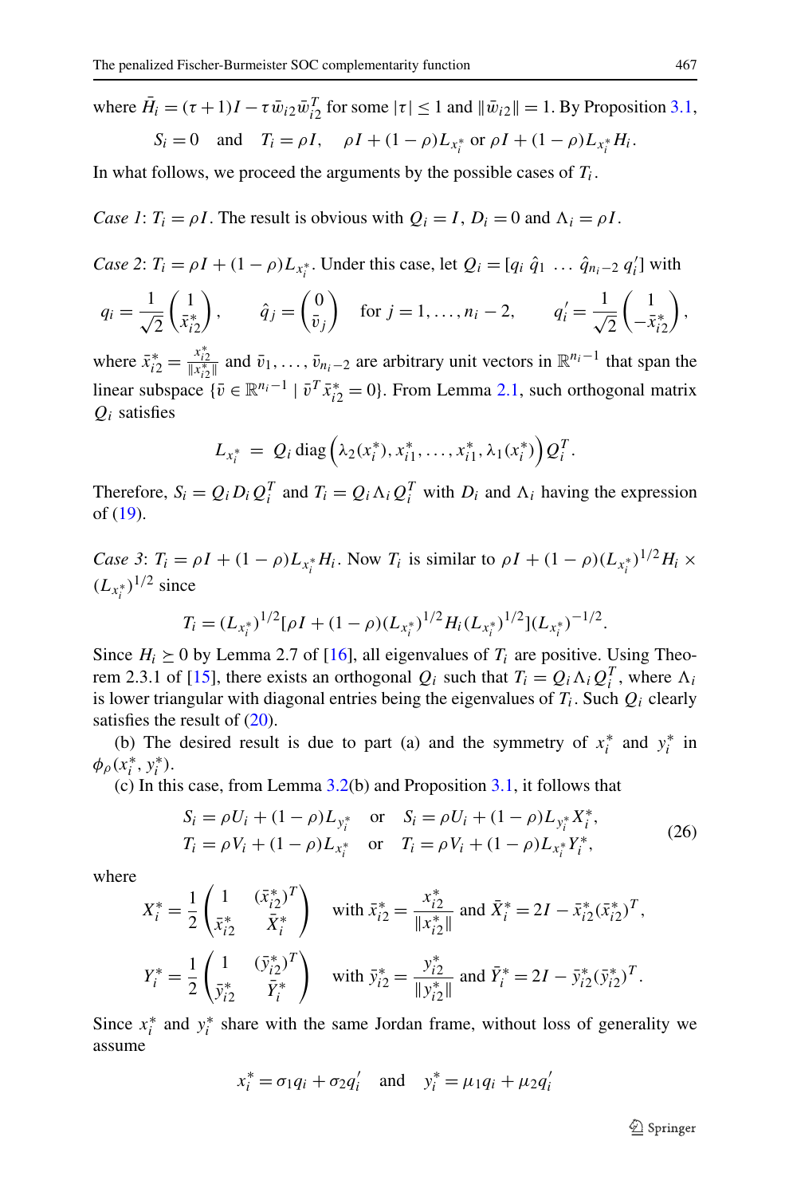where $\bar{H}_i = (\tau+1)I - \tau \bar{w}_{i2}\bar{w}_{i2}^T$ for some $|\tau| \le 1$ and $\|\bar{w}_{i2}\| = 1$. By Proposition 3.1,

$$S_i = 0 \quad \text{and} \quad T_i = \rho I, \quad \rho I + (1-\rho)L_{x_i^*} \text{ or } \rho I + (1-\rho)L_{x_i^*}H_i.$$

In what follows, we proceed the arguments by the possible cases of $T_i$.

*Case 1*: $T_i = \rho I$. The result is obvious with $Q_i = I$, $D_i = 0$ and $\Lambda_i = \rho I$.

*Case 2*: $T_i = \rho I + (1-\rho)L_{x_i^*}$. Under this case, let $Q_i = [q_i \ \hat{q}_1 \ \ldots \ \hat{q}_{n_i-2} \ q_i']$ with

$$q_i = \frac{1}{\sqrt{2}}\begin{pmatrix} 1 \\ \bar{x}_{i2}^* \end{pmatrix}, \qquad \hat{q}_j = \begin{pmatrix} 0 \\ \bar{v}_j \end{pmatrix} \quad \text{for } j = 1, \ldots, n_i - 2, \qquad q_i' = \frac{1}{\sqrt{2}}\begin{pmatrix} 1 \\ -\bar{x}_{i2}^* \end{pmatrix},$$

where $\bar{x}_{i2}^* = \frac{x_{i2}^*}{\|x_{i2}^*\|}$ and $\bar{v}_1, \ldots, \bar{v}_{n_i-2}$ are arbitrary unit vectors in $\mathbb{R}^{n_i-1}$ that span the linear subspace $\{\bar{v} \in \mathbb{R}^{n_i-1} \mid \bar{v}^T \bar{x}_{i2}^* = 0\}$. From Lemma 2.1, such orthogonal matrix $Q_i$ satisfies

$$L_{x_i^*} = Q_i \,\mathrm{diag}\left(\lambda_2(x_i^*), x_{i1}^*, \ldots, x_{i1}^*, \lambda_1(x_i^*)\right) Q_i^T.$$

Therefore, $S_i = Q_i D_i Q_i^T$ and $T_i = Q_i \Lambda_i Q_i^T$ with $D_i$ and $\Lambda_i$ having the expression of (19).

*Case 3*: $T_i = \rho I + (1-\rho)L_{x_i^*}H_i$. Now $T_i$ is similar to $\rho I + (1-\rho)(L_{x_i^*})^{1/2}H_i \times (L_{x_i^*})^{1/2}$ since

$$T_i = (L_{x_i^*})^{1/2}[\rho I + (1-\rho)(L_{x_i^*})^{1/2}H_i(L_{x_i^*})^{1/2}](L_{x_i^*})^{-1/2}.$$

Since $H_i \succeq 0$ by Lemma 2.7 of [16], all eigenvalues of $T_i$ are positive. Using Theorem 2.3.1 of [15], there exists an orthogonal $Q_i$ such that $T_i = Q_i \Lambda_i Q_i^T$, where $\Lambda_i$ is lower triangular with diagonal entries being the eigenvalues of $T_i$. Such $Q_i$ clearly satisfies the result of (20).

(b) The desired result is due to part (a) and the symmetry of $x_i^*$ and $y_i^*$ in $\phi_\rho(x_i^*, y_i^*)$.

(c) In this case, from Lemma 3.2(b) and Proposition 3.1, it follows that

$$\begin{aligned} S_i &= \rho U_i + (1-\rho)L_{y_i^*} \quad \text{or} \quad S_i = \rho U_i + (1-\rho)L_{y_i^*}X_i^*, \\ T_i &= \rho V_i + (1-\rho)L_{x_i^*} \quad \text{or} \quad T_i = \rho V_i + (1-\rho)L_{x_i^*}Y_i^*, \end{aligned} \tag{26}$$

where

$$X_i^* = \frac{1}{2}\begin{pmatrix} 1 & (\bar{x}_{i2}^*)^T \\ \bar{x}_{i2}^* & \bar{X}_i^* \end{pmatrix} \quad \text{with } \bar{x}_{i2}^* = \frac{x_{i2}^*}{\|x_{i2}^*\|} \text{ and } \bar{X}_i^* = 2I - \bar{x}_{i2}^*(\bar{x}_{i2}^*)^T,$$

$$Y_i^* = \frac{1}{2}\begin{pmatrix} 1 & (\bar{y}_{i2}^*)^T \\ \bar{y}_{i2}^* & \bar{Y}_i^* \end{pmatrix} \quad \text{with } \bar{y}_{i2}^* = \frac{y_{i2}^*}{\|y_{i2}^*\|} \text{ and } \bar{Y}_i^* = 2I - \bar{y}_{i2}^*(\bar{y}_{i2}^*)^T.$$

Since $x_i^*$ and $y_i^*$ share with the same Jordan frame, without loss of generality we assume

$$x_i^* = \sigma_1 q_i + \sigma_2 q_i' \quad \text{and} \quad y_i^* = \mu_1 q_i + \mu_2 q_i'$$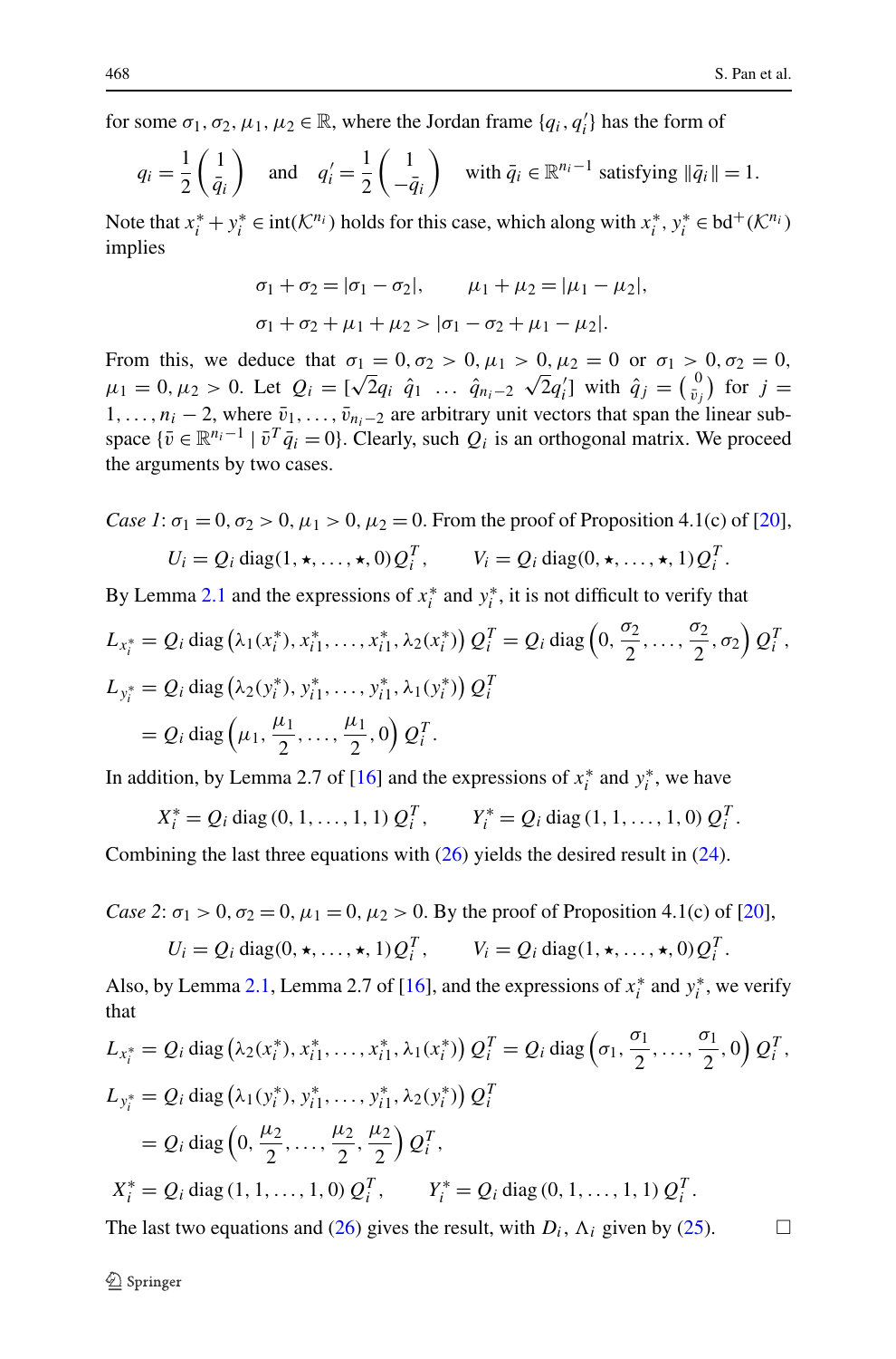for some $\sigma_1, \sigma_2, \mu_1, \mu_2 \in \mathbb{R}$, where the Jordan frame $\{q_i, q_i'\}$ has the form of

$$q_i = \frac{1}{2}\begin{pmatrix} 1 \\ \bar{q}_i \end{pmatrix} \quad \text{and} \quad q_i' = \frac{1}{2}\begin{pmatrix} 1 \\ -\bar{q}_i \end{pmatrix} \quad \text{with } \bar{q}_i \in \mathbb{R}^{n_i-1} \text{ satisfying } \|\bar{q}_i\| = 1.$$

Note that $x_i^* + y_i^* \in \text{int}(\mathcal{K}^{n_i})$ holds for this case, which along with $x_i^*, y_i^* \in \text{bd}^+(\mathcal{K}^{n_i})$ implies

$$\sigma_1 + \sigma_2 = |\sigma_1 - \sigma_2|, \qquad \mu_1 + \mu_2 = |\mu_1 - \mu_2|,$$

$$\sigma_1 + \sigma_2 + \mu_1 + \mu_2 > |\sigma_1 - \sigma_2 + \mu_1 - \mu_2|.$$

From this, we deduce that $\sigma_1 = 0, \sigma_2 > 0, \mu_1 > 0, \mu_2 = 0$ or $\sigma_1 > 0, \sigma_2 = 0, \mu_1 = 0, \mu_2 > 0$. Let $Q_i = [\sqrt{2}q_i \ \hat{q}_1 \ \ldots \ \hat{q}_{n_i-2} \ \sqrt{2}q_i']$ with $\hat{q}_j = \binom{0}{\bar{v}_j}$ for $j = 1, \ldots, n_i - 2$, where $\bar{v}_1, \ldots, \bar{v}_{n_i-2}$ are arbitrary unit vectors that span the linear subspace $\{\bar{v} \in \mathbb{R}^{n_i-1} \mid \bar{v}^T \bar{q}_i = 0\}$. Clearly, such $Q_i$ is an orthogonal matrix. We proceed the arguments by two cases.

*Case 1*: $\sigma_1 = 0, \sigma_2 > 0, \mu_1 > 0, \mu_2 = 0$. From the proof of Proposition 4.1(c) of [20],

$$U_i = Q_i \,\text{diag}(1, \star, \ldots, \star, 0) Q_i^T, \qquad V_i = Q_i \,\text{diag}(0, \star, \ldots, \star, 1) Q_i^T.$$

By Lemma 2.1 and the expressions of $x_i^*$ and $y_i^*$, it is not difficult to verify that

$$L_{x_i^*} = Q_i \,\text{diag}\left(\lambda_1(x_i^*), x_{i1}^*, \ldots, x_{i1}^*, \lambda_2(x_i^*)\right) Q_i^T = Q_i \,\text{diag}\left(0, \frac{\sigma_2}{2}, \ldots, \frac{\sigma_2}{2}, \sigma_2\right) Q_i^T,$$

$$\begin{aligned} L_{y_i^*} &= Q_i \,\text{diag}\left(\lambda_2(y_i^*), y_{i1}^*, \ldots, y_{i1}^*, \lambda_1(y_i^*)\right) Q_i^T \\ &= Q_i \,\text{diag}\left(\mu_1, \frac{\mu_1}{2}, \ldots, \frac{\mu_1}{2}, 0\right) Q_i^T. \end{aligned}$$

In addition, by Lemma 2.7 of [16] and the expressions of $x_i^*$ and $y_i^*$, we have

$$X_i^* = Q_i \,\text{diag}\,(0, 1, \ldots, 1, 1)\, Q_i^T, \qquad Y_i^* = Q_i \,\text{diag}\,(1, 1, \ldots, 1, 0)\, Q_i^T.$$

Combining the last three equations with (26) yields the desired result in (24).

*Case 2*: $\sigma_1 > 0, \sigma_2 = 0, \mu_1 = 0, \mu_2 > 0$. By the proof of Proposition 4.1(c) of [20],

$$U_i = Q_i \,\text{diag}(0, \star, \ldots, \star, 1) Q_i^T, \qquad V_i = Q_i \,\text{diag}(1, \star, \ldots, \star, 0) Q_i^T.$$

Also, by Lemma 2.1, Lemma 2.7 of [16], and the expressions of $x_i^*$ and $y_i^*$, we verify that

$$L_{x_i^*} = Q_i \,\text{diag}\left(\lambda_2(x_i^*), x_{i1}^*, \ldots, x_{i1}^*, \lambda_1(x_i^*)\right) Q_i^T = Q_i \,\text{diag}\left(\sigma_1, \frac{\sigma_1}{2}, \ldots, \frac{\sigma_1}{2}, 0\right) Q_i^T,$$

$$\begin{aligned} L_{y_i^*} &= Q_i \,\text{diag}\left(\lambda_1(y_i^*), y_{i1}^*, \ldots, y_{i1}^*, \lambda_2(y_i^*)\right) Q_i^T \\ &= Q_i \,\text{diag}\left(0, \frac{\mu_2}{2}, \ldots, \frac{\mu_2}{2}, \frac{\mu_2}{2}\right) Q_i^T, \end{aligned}$$

$$X_i^* = Q_i \,\text{diag}\,(1, 1, \ldots, 1, 0)\, Q_i^T, \qquad Y_i^* = Q_i \,\text{diag}\,(0, 1, \ldots, 1, 1)\, Q_i^T.$$

The last two equations and (26) gives the result, with $D_i$, $\Lambda_i$ given by (25). $\square$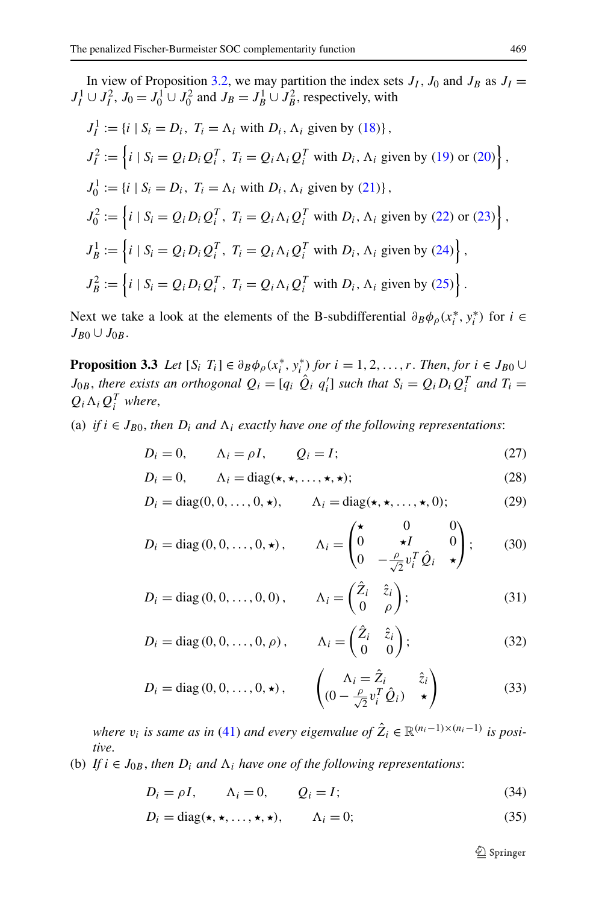In view of Proposition 3.2, we may partition the index sets $J_I$, $J_0$ and $J_B$ as $J_I = J_I^1 \cup J_I^2$, $J_0 = J_0^1 \cup J_0^2$ and $J_B = J_B^1 \cup J_B^2$, respectively, with

$$J_I^1 := \{i \mid S_i = D_i,\ T_i = \Lambda_i \text{ with } D_i, \Lambda_i \text{ given by (18)}\},$$

$$J_I^2 := \left\{i \mid S_i = Q_i D_i Q_i^T,\ T_i = Q_i \Lambda_i Q_i^T \text{ with } D_i, \Lambda_i \text{ given by (19) or (20)}\right\},$$

$$J_0^1 := \{i \mid S_i = D_i,\ T_i = \Lambda_i \text{ with } D_i, \Lambda_i \text{ given by (21)}\},$$

$$J_0^2 := \left\{i \mid S_i = Q_i D_i Q_i^T,\ T_i = Q_i \Lambda_i Q_i^T \text{ with } D_i, \Lambda_i \text{ given by (22) or (23)}\right\},$$

$$J_B^1 := \left\{i \mid S_i = Q_i D_i Q_i^T,\ T_i = Q_i \Lambda_i Q_i^T \text{ with } D_i, \Lambda_i \text{ given by (24)}\right\},$$

$$J_B^2 := \left\{i \mid S_i = Q_i D_i Q_i^T,\ T_i = Q_i \Lambda_i Q_i^T \text{ with } D_i, \Lambda_i \text{ given by (25)}\right\}.$$

Next we take a look at the elements of the B-subdifferential $\partial_B \phi_\rho(x_i^*, y_i^*)$ for $i \in J_{B0} \cup J_{0B}$.

**Proposition 3.3** *Let $[S_i\ T_i] \in \partial_B \phi_\rho(x_i^*, y_i^*)$ for $i = 1, 2, \ldots, r$. Then, for $i \in J_{B0} \cup J_{0B}$, there exists an orthogonal $Q_i = [q_i\ \hat{Q}_i\ q_i']$ such that $S_i = Q_i D_i Q_i^T$ and $T_i = Q_i \Lambda_i Q_i^T$ where,*

(a) *if $i \in J_{B0}$, then $D_i$ and $\Lambda_i$ exactly have one of the following representations*:

$$D_i = 0, \qquad \Lambda_i = \rho I, \qquad Q_i = I; \tag{27}$$

$$D_i = 0, \qquad \Lambda_i = \mathrm{diag}(\star, \star, \ldots, \star, \star); \tag{28}$$

$$D_i = \mathrm{diag}(0, 0, \ldots, 0, \star), \qquad \Lambda_i = \mathrm{diag}(\star, \star, \ldots, \star, 0); \tag{29}$$

$$D_i = \mathrm{diag}\,(0, 0, \ldots, 0, \star), \qquad \Lambda_i = \begin{pmatrix} \star & 0 & 0 \\ 0 & \star I & 0 \\ 0 & -\frac{\rho}{\sqrt{2}} v_i^T \hat{Q}_i & \star \end{pmatrix}; \tag{30}$$

$$D_i = \mathrm{diag}\,(0, 0, \ldots, 0, 0), \qquad \Lambda_i = \begin{pmatrix} \hat{Z}_i & \hat{z}_i \\ 0 & \rho \end{pmatrix}; \tag{31}$$

$$D_i = \mathrm{diag}\,(0, 0, \ldots, 0, \rho), \qquad \Lambda_i = \begin{pmatrix} \hat{Z}_i & \hat{z}_i \\ 0 & 0 \end{pmatrix}; \tag{32}$$

$$D_i = \mathrm{diag}\,(0, 0, \ldots, 0, \star), \qquad \begin{pmatrix} \Lambda_i = \hat{Z}_i & \hat{z}_i \\ (0 - \frac{\rho}{\sqrt{2}} v_i^T \hat{Q}_i) & \star \end{pmatrix} \tag{33}$$

*where $v_i$ is same as in (41) and every eigenvalue of $\hat{Z}_i \in \mathbb{R}^{(n_i-1)\times(n_i-1)}$ is positive.*

(b) *If $i \in J_{0B}$, then $D_i$ and $\Lambda_i$ have one of the following representations*:

$$D_i = \rho I, \qquad \Lambda_i = 0, \qquad Q_i = I; \tag{34}$$

$$D_i = \mathrm{diag}(\star, \star, \ldots, \star, \star), \qquad \Lambda_i = 0; \tag{35}$$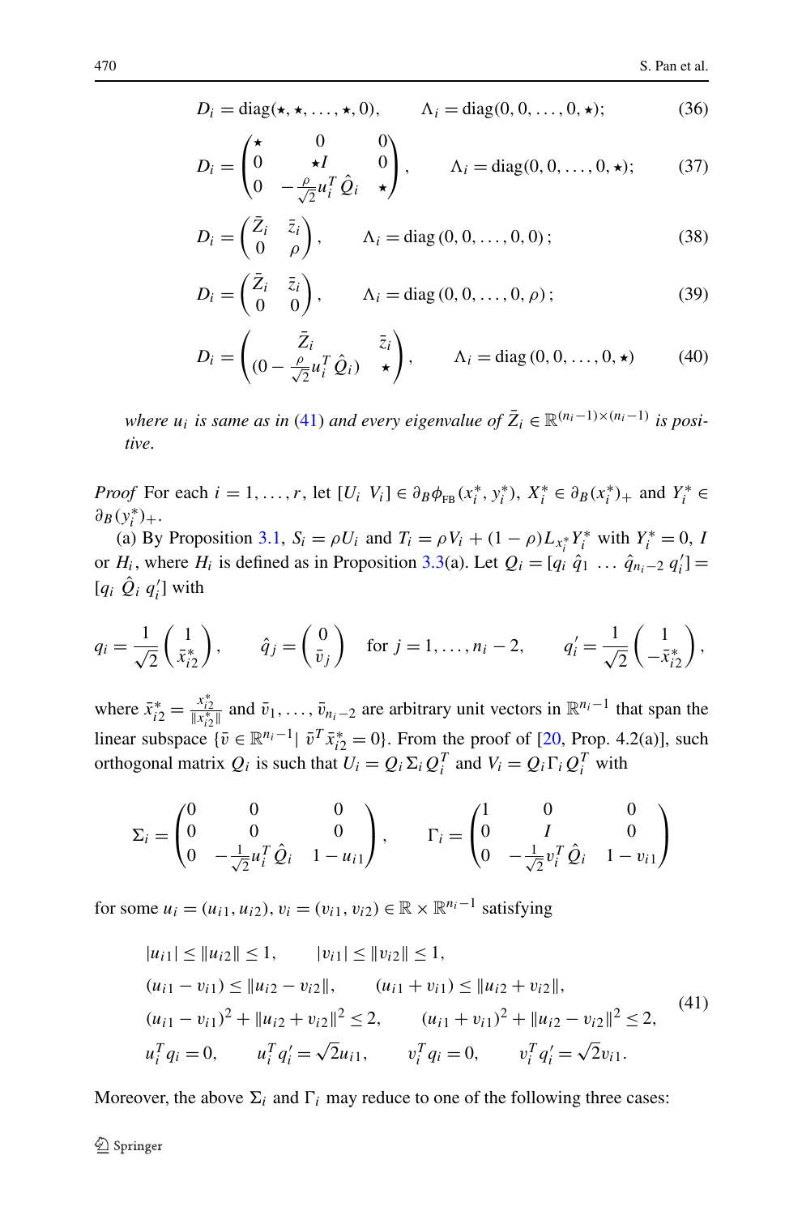$$D_i = \operatorname{diag}(\star, \star, \ldots, \star, 0), \qquad \Lambda_i = \operatorname{diag}(0, 0, \ldots, 0, \star); \tag{36}$$

$$D_i = \begin{pmatrix} \star & 0 & 0 \\ 0 & \star I & 0 \\ 0 & -\frac{\rho}{\sqrt{2}} u_i^T \hat{Q}_i & \star \end{pmatrix}, \qquad \Lambda_i = \operatorname{diag}(0, 0, \ldots, 0, \star); \tag{37}$$

$$D_i = \begin{pmatrix} \bar{Z}_i & \bar{z}_i \\ 0 & \rho \end{pmatrix}, \qquad \Lambda_i = \operatorname{diag}(0, 0, \ldots, 0, 0); \tag{38}$$

$$D_i = \begin{pmatrix} \bar{Z}_i & \bar{z}_i \\ 0 & 0 \end{pmatrix}, \qquad \Lambda_i = \operatorname{diag}(0, 0, \ldots, 0, \rho); \tag{39}$$

$$D_i = \begin{pmatrix} \bar{Z}_i & \bar{z}_i \\ (0 - \frac{\rho}{\sqrt{2}} u_i^T \hat{Q}_i) & \star \end{pmatrix}, \qquad \Lambda_i = \operatorname{diag}(0, 0, \ldots, 0, \star) \tag{40}$$

*where $u_i$ is same as in (41) and every eigenvalue of $\bar{Z}_i \in \mathbb{R}^{(n_i-1)\times(n_i-1)}$ is positive.*

*Proof* For each $i = 1, \ldots, r$, let $[U_i \ V_i] \in \partial_B \phi_{\text{FB}}(x_i^*, y_i^*)$, $X_i^* \in \partial_B (x_i^*)_+$ and $Y_i^* \in \partial_B (y_i^*)_+$.

(a) By Proposition 3.1, $S_i = \rho U_i$ and $T_i = \rho V_i + (1-\rho) L_{x_i^*} Y_i^*$ with $Y_i^* = 0$, $I$ or $H_i$, where $H_i$ is defined as in Proposition 3.3(a). Let $Q_i = [q_i \ \hat{q}_1 \ \ldots \ \hat{q}_{n_i-2} \ q_i'] = [q_i \ \hat{Q}_i \ q_i']$ with

$$q_i = \frac{1}{\sqrt{2}} \begin{pmatrix} 1 \\ \bar{x}_{i2}^* \end{pmatrix}, \qquad \hat{q}_j = \begin{pmatrix} 0 \\ \bar{v}_j \end{pmatrix} \quad \text{for } j = 1, \ldots, n_i - 2, \qquad q_i' = \frac{1}{\sqrt{2}} \begin{pmatrix} 1 \\ -\bar{x}_{i2}^* \end{pmatrix},$$

where $\bar{x}_{i2}^* = \frac{x_{i2}^*}{\|x_{i2}^*\|}$ and $\bar{v}_1, \ldots, \bar{v}_{n_i-2}$ are arbitrary unit vectors in $\mathbb{R}^{n_i-1}$ that span the linear subspace $\{\bar{v} \in \mathbb{R}^{n_i-1} \mid \bar{v}^T \bar{x}_{i2}^* = 0\}$. From the proof of [20, Prop. 4.2(a)], such orthogonal matrix $Q_i$ is such that $U_i = Q_i \Sigma_i Q_i^T$ and $V_i = Q_i \Gamma_i Q_i^T$ with

$$\Sigma_i = \begin{pmatrix} 0 & 0 & 0 \\ 0 & 0 & 0 \\ 0 & -\frac{1}{\sqrt{2}} u_i^T \hat{Q}_i & 1 - u_{i1} \end{pmatrix}, \qquad \Gamma_i = \begin{pmatrix} 1 & 0 & 0 \\ 0 & I & 0 \\ 0 & -\frac{1}{\sqrt{2}} v_i^T \hat{Q}_i & 1 - v_{i1} \end{pmatrix}$$

for some $u_i = (u_{i1}, u_{i2}), v_i = (v_{i1}, v_{i2}) \in \mathbb{R} \times \mathbb{R}^{n_i-1}$ satisfying

$$\begin{aligned} &|u_{i1}| \le \|u_{i2}\| \le 1, \qquad |v_{i1}| \le \|v_{i2}\| \le 1, \\ &(u_{i1} - v_{i1}) \le \|u_{i2} - v_{i2}\|, \qquad (u_{i1} + v_{i1}) \le \|u_{i2} + v_{i2}\|, \\ &(u_{i1} - v_{i1})^2 + \|u_{i2} + v_{i2}\|^2 \le 2, \qquad (u_{i1} + v_{i1})^2 + \|u_{i2} - v_{i2}\|^2 \le 2, \\ &u_i^T q_i = 0, \qquad u_i^T q_i' = \sqrt{2} u_{i1}, \qquad v_i^T q_i = 0, \qquad v_i^T q_i' = \sqrt{2} v_{i1}. \end{aligned} \tag{41}$$

Moreover, the above $\Sigma_i$ and $\Gamma_i$ may reduce to one of the following three cases: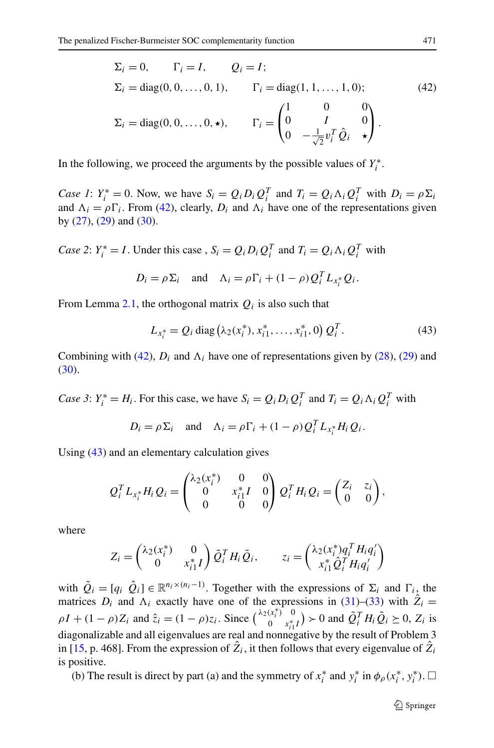$$
\begin{aligned}
&\Sigma_i = 0, \qquad \Gamma_i = I, \qquad Q_i = I; \\
&\Sigma_i = \operatorname{diag}(0,0,\ldots,0,1), \qquad \Gamma_i = \operatorname{diag}(1,1,\ldots,1,0); \\
&\Sigma_i = \operatorname{diag}(0,0,\ldots,0,\star), \qquad \Gamma_i = \begin{pmatrix} 1 & 0 & 0 \\ 0 & I & 0 \\ 0 & -\frac{1}{\sqrt{2}} v_i^T \hat{Q}_i & \star \end{pmatrix}.
\end{aligned}
\tag{42}
$$

In the following, we proceed the arguments by the possible values of $Y_i^*$.

*Case 1*: $Y_i^* = 0$. Now, we have $S_i = Q_i D_i Q_i^T$ and $T_i = Q_i \Lambda_i Q_i^T$ with $D_i = \rho \Sigma_i$ and $\Lambda_i = \rho \Gamma_i$. From (42), clearly, $D_i$ and $\Lambda_i$ have one of the representations given by (27), (29) and (30).

*Case 2*: $Y_i^* = I$. Under this case , $S_i = Q_i D_i Q_i^T$ and $T_i = Q_i \Lambda_i Q_i^T$ with

$$
D_i = \rho \Sigma_i \quad \text{and} \quad \Lambda_i = \rho \Gamma_i + (1-\rho) Q_i^T L_{x_i^*} Q_i.
$$

From Lemma 2.1, the orthogonal matrix $Q_i$ is also such that

$$
L_{x_i^*} = Q_i \operatorname{diag}\left(\lambda_2(x_i^*), x_{i1}^*, \ldots, x_{i1}^*, 0\right) Q_i^T. \tag{43}
$$

Combining with (42), $D_i$ and $\Lambda_i$ have one of representations given by (28), (29) and (30).

*Case 3*: $Y_i^* = H_i$. For this case, we have $S_i = Q_i D_i Q_i^T$ and $T_i = Q_i \Lambda_i Q_i^T$ with

$$
D_i = \rho \Sigma_i \quad \text{and} \quad \Lambda_i = \rho \Gamma_i + (1-\rho) Q_i^T L_{x_i^*} H_i Q_i.
$$

Using (43) and an elementary calculation gives

$$
Q_i^T L_{x_i^*} H_i Q_i = \begin{pmatrix} \lambda_2(x_i^*) & 0 & 0 \\ 0 & x_{i1}^* I & 0 \\ 0 & 0 & 0 \end{pmatrix} Q_i^T H_i Q_i = \begin{pmatrix} Z_i & z_i \\ 0 & 0 \end{pmatrix},
$$

where

$$
Z_i = \begin{pmatrix} \lambda_2(x_i^*) & 0 \\ 0 & x_{i1}^* I \end{pmatrix} \tilde{Q}_i^T H_i \tilde{Q}_i, \qquad z_i = \begin{pmatrix} \lambda_2(x_i^*) q_i^T H_i q_i' \\ x_{i1}^* \hat{Q}_i^T H_i q_i' \end{pmatrix}
$$

with $\tilde{Q}_i = [q_i \ \hat{Q}_i] \in \mathbb{R}^{n_i \times (n_i - 1)}$. Together with the expressions of $\Sigma_i$ and $\Gamma_i$, the matrices $D_i$ and $\Lambda_i$ exactly have one of the expressions in (31)–(33) with $\hat{Z}_i = \rho I + (1-\rho) Z_i$ and $\hat{z}_i = (1-\rho) z_i$. Since $\begin{pmatrix} \lambda_2(x_i^*) & 0 \\ 0 & x_{i1}^* I \end{pmatrix} \succ 0$ and $\tilde{Q}_i^T H_i \tilde{Q}_i \succeq 0$, $Z_i$ is diagonalizable and all eigenvalues are real and nonnegative by the result of Problem 3 in [15, p. 468]. From the expression of $\hat{Z}_i$, it then follows that every eigenvalue of $\hat{Z}_i$ is positive.

(b) The result is direct by part (a) and the symmetry of $x_i^*$ and $y_i^*$ in $\phi_\rho(x_i^*, y_i^*)$. □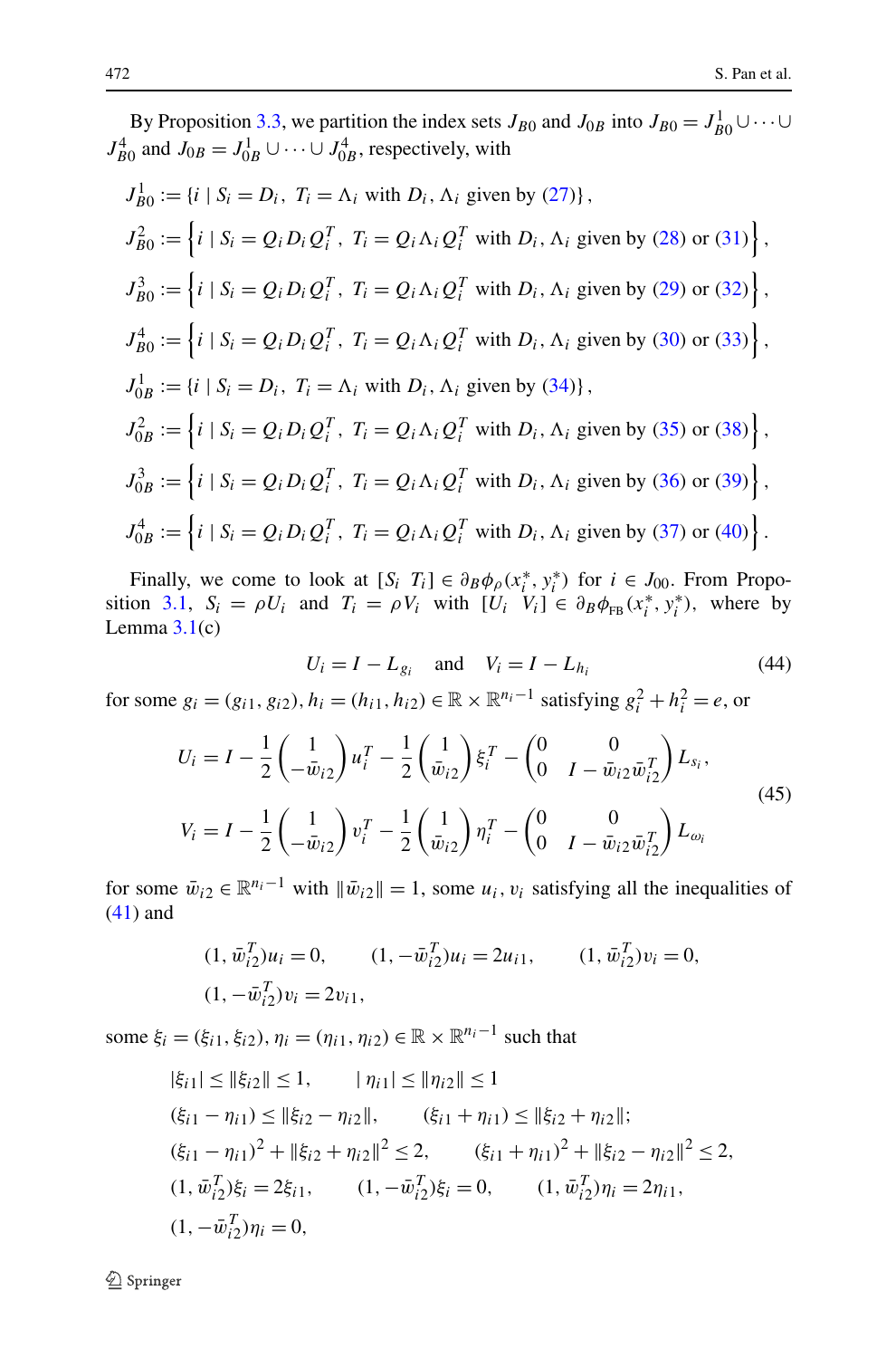By Proposition 3.3, we partition the index sets $J_{B0}$ and $J_{0B}$ into $J_{B0} = J_{B0}^1 \cup \cdots \cup J_{B0}^4$ and $J_{0B} = J_{0B}^1 \cup \cdots \cup J_{0B}^4$, respectively, with

$$J_{B0}^1 := \{i \mid S_i = D_i,\ T_i = \Lambda_i \text{ with } D_i, \Lambda_i \text{ given by (27)}\},$$

$$J_{B0}^2 := \left\{i \mid S_i = Q_i D_i Q_i^T,\ T_i = Q_i \Lambda_i Q_i^T \text{ with } D_i, \Lambda_i \text{ given by (28) or (31)}\right\},$$

$$J_{B0}^3 := \left\{i \mid S_i = Q_i D_i Q_i^T,\ T_i = Q_i \Lambda_i Q_i^T \text{ with } D_i, \Lambda_i \text{ given by (29) or (32)}\right\},$$

$$J_{B0}^4 := \left\{i \mid S_i = Q_i D_i Q_i^T,\ T_i = Q_i \Lambda_i Q_i^T \text{ with } D_i, \Lambda_i \text{ given by (30) or (33)}\right\},$$

$$J_{0B}^1 := \{i \mid S_i = D_i,\ T_i = \Lambda_i \text{ with } D_i, \Lambda_i \text{ given by (34)}\},$$

$$J_{0B}^2 := \left\{i \mid S_i = Q_i D_i Q_i^T,\ T_i = Q_i \Lambda_i Q_i^T \text{ with } D_i, \Lambda_i \text{ given by (35) or (38)}\right\},$$

$$J_{0B}^3 := \left\{i \mid S_i = Q_i D_i Q_i^T,\ T_i = Q_i \Lambda_i Q_i^T \text{ with } D_i, \Lambda_i \text{ given by (36) or (39)}\right\},$$

$$J_{0B}^4 := \left\{i \mid S_i = Q_i D_i Q_i^T,\ T_i = Q_i \Lambda_i Q_i^T \text{ with } D_i, \Lambda_i \text{ given by (37) or (40)}\right\}.$$

Finally, we come to look at $[S_i\ \ T_i] \in \partial_B \phi_\rho(x_i^*, y_i^*)$ for $i \in J_{00}$. From Proposition 3.1, $S_i = \rho U_i$ and $T_i = \rho V_i$ with $[U_i\ \ V_i] \in \partial_B \phi_{\text{FB}}(x_i^*, y_i^*)$, where by Lemma 3.1(c)

$$U_i = I - L_{g_i} \quad \text{and} \quad V_i = I - L_{h_i} \tag{44}$$

for some $g_i = (g_{i1}, g_{i2}), h_i = (h_{i1}, h_{i2}) \in \mathbb{R} \times \mathbb{R}^{n_i - 1}$ satisfying $g_i^2 + h_i^2 = e$, or

$$\begin{aligned}
U_i &= I - \frac{1}{2}\begin{pmatrix} 1 \\ -\bar{w}_{i2} \end{pmatrix} u_i^T - \frac{1}{2}\begin{pmatrix} 1 \\ \bar{w}_{i2} \end{pmatrix} \xi_i^T - \begin{pmatrix} 0 & 0 \\ 0 & I - \bar{w}_{i2}\bar{w}_{i2}^T \end{pmatrix} L_{s_i}, \\
V_i &= I - \frac{1}{2}\begin{pmatrix} 1 \\ -\bar{w}_{i2} \end{pmatrix} v_i^T - \frac{1}{2}\begin{pmatrix} 1 \\ \bar{w}_{i2} \end{pmatrix} \eta_i^T - \begin{pmatrix} 0 & 0 \\ 0 & I - \bar{w}_{i2}\bar{w}_{i2}^T \end{pmatrix} L_{\omega_i}
\end{aligned} \tag{45}$$

for some $\bar{w}_{i2} \in \mathbb{R}^{n_i - 1}$ with $\|\bar{w}_{i2}\| = 1$, some $u_i, v_i$ satisfying all the inequalities of (41) and

$$(1, \bar{w}_{i2}^T)u_i = 0, \qquad (1, -\bar{w}_{i2}^T)u_i = 2u_{i1}, \qquad (1, \bar{w}_{i2}^T)v_i = 0,$$
$$(1, -\bar{w}_{i2}^T)v_i = 2v_{i1},$$

some $\xi_i = (\xi_{i1}, \xi_{i2}), \eta_i = (\eta_{i1}, \eta_{i2}) \in \mathbb{R} \times \mathbb{R}^{n_i - 1}$ such that

$$|\xi_{i1}| \le \|\xi_{i2}\| \le 1, \qquad |\eta_{i1}| \le \|\eta_{i2}\| \le 1$$
$$(\xi_{i1} - \eta_{i1}) \le \|\xi_{i2} - \eta_{i2}\|, \qquad (\xi_{i1} + \eta_{i1}) \le \|\xi_{i2} + \eta_{i2}\|;$$
$$(\xi_{i1} - \eta_{i1})^2 + \|\xi_{i2} + \eta_{i2}\|^2 \le 2, \qquad (\xi_{i1} + \eta_{i1})^2 + \|\xi_{i2} - \eta_{i2}\|^2 \le 2,$$
$$(1, \bar{w}_{i2}^T)\xi_i = 2\xi_{i1}, \qquad (1, -\bar{w}_{i2}^T)\xi_i = 0, \qquad (1, \bar{w}_{i2}^T)\eta_i = 2\eta_{i1},$$
$$(1, -\bar{w}_{i2}^T)\eta_i = 0,$$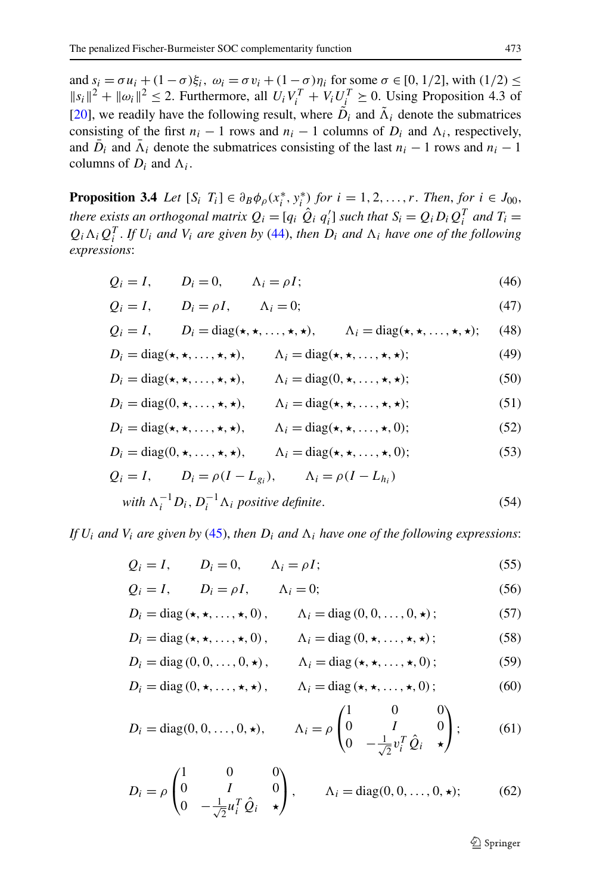and $s_i = \sigma u_i + (1-\sigma)\xi_i$, $\omega_i = \sigma v_i + (1-\sigma)\eta_i$ for some $\sigma \in [0, 1/2]$, with $(1/2) \leq \|s_i\|^2 + \|\omega_i\|^2 \leq 2$. Furthermore, all $U_i V_i^T + V_i U_i^T \succeq 0$. Using Proposition 4.3 of [20], we readily have the following result, where $\tilde{D}_i$ and $\tilde{\Lambda}_i$ denote the submatrices consisting of the first $n_i - 1$ rows and $n_i - 1$ columns of $D_i$ and $\Lambda_i$, respectively, and $\bar{D}_i$ and $\bar{\Lambda}_i$ denote the submatrices consisting of the last $n_i - 1$ rows and $n_i - 1$ columns of $D_i$ and $\Lambda_i$.

**Proposition 3.4** *Let $[S_i\ T_i] \in \partial_B \phi_\rho(x_i^*, y_i^*)$ for $i = 1, 2, \ldots, r$. Then, for $i \in J_{00}$, there exists an orthogonal matrix $Q_i = [q_i\ \hat{Q}_i\ q_i']$ such that $S_i = Q_i D_i Q_i^T$ and $T_i = Q_i \Lambda_i Q_i^T$. If $U_i$ and $V_i$ are given by (44), then $D_i$ and $\Lambda_i$ have one of the following expressions*:

$$Q_i = I, \qquad D_i = 0, \qquad \Lambda_i = \rho I; \tag{46}$$

$$Q_i = I, \qquad D_i = \rho I, \qquad \Lambda_i = 0; \tag{47}$$

$$Q_i = I, \qquad D_i = \mathrm{diag}(\star, \star, \ldots, \star, \star), \qquad \Lambda_i = \mathrm{diag}(\star, \star, \ldots, \star, \star); \tag{48}$$

$$D_i = \mathrm{diag}(\star, \star, \ldots, \star, \star), \qquad \Lambda_i = \mathrm{diag}(\star, \star, \ldots, \star, \star); \tag{49}$$

$$D_i = \mathrm{diag}(\star, \star, \ldots, \star, \star), \qquad \Lambda_i = \mathrm{diag}(0, \star, \ldots, \star, \star); \tag{50}$$

$$D_i = \mathrm{diag}(0, \star, \ldots, \star, \star), \qquad \Lambda_i = \mathrm{diag}(\star, \star, \ldots, \star, \star); \tag{51}$$

$$D_i = \mathrm{diag}(\star, \star, \ldots, \star, \star), \qquad \Lambda_i = \mathrm{diag}(\star, \star, \ldots, \star, 0); \tag{52}$$

$$D_i = \mathrm{diag}(0, \star, \ldots, \star, \star), \qquad \Lambda_i = \mathrm{diag}(\star, \star, \ldots, \star, 0); \tag{53}$$

$$Q_i = I, \qquad D_i = \rho(I - L_{g_i}), \qquad \Lambda_i = \rho(I - L_{h_i}) \quad \text{with } \Lambda_i^{-1} D_i,\ D_i^{-1}\Lambda_i \text{ positive definite}. \tag{54}$$

*If $U_i$ and $V_i$ are given by (45), then $D_i$ and $\Lambda_i$ have one of the following expressions*:

$$Q_i = I, \qquad D_i = 0, \qquad \Lambda_i = \rho I; \tag{55}$$

$$Q_i = I, \qquad D_i = \rho I, \qquad \Lambda_i = 0; \tag{56}$$

$$D_i = \mathrm{diag}(\star, \star, \ldots, \star, 0), \qquad \Lambda_i = \mathrm{diag}(0, 0, \ldots, 0, \star); \tag{57}$$

$$D_i = \mathrm{diag}(\star, \star, \ldots, \star, 0), \qquad \Lambda_i = \mathrm{diag}(0, \star, \ldots, \star, \star); \tag{58}$$

$$D_i = \mathrm{diag}(0, 0, \ldots, 0, \star), \qquad \Lambda_i = \mathrm{diag}(\star, \star, \ldots, \star, 0); \tag{59}$$

$$D_i = \mathrm{diag}(0, \star, \ldots, \star, \star), \qquad \Lambda_i = \mathrm{diag}(\star, \star, \ldots, \star, 0); \tag{60}$$

$$D_i = \mathrm{diag}(0, 0, \ldots, 0, \star), \qquad \Lambda_i = \rho \begin{pmatrix} 1 & 0 & 0 \\ 0 & I & 0 \\ 0 & -\frac{1}{\sqrt{2}} v_i^T \hat{Q}_i & \star \end{pmatrix}; \tag{61}$$

$$D_i = \rho \begin{pmatrix} 1 & 0 & 0 \\ 0 & I & 0 \\ 0 & -\frac{1}{\sqrt{2}} u_i^T \hat{Q}_i & \star \end{pmatrix}, \qquad \Lambda_i = \mathrm{diag}(0, 0, \ldots, 0, \star); \tag{62}$$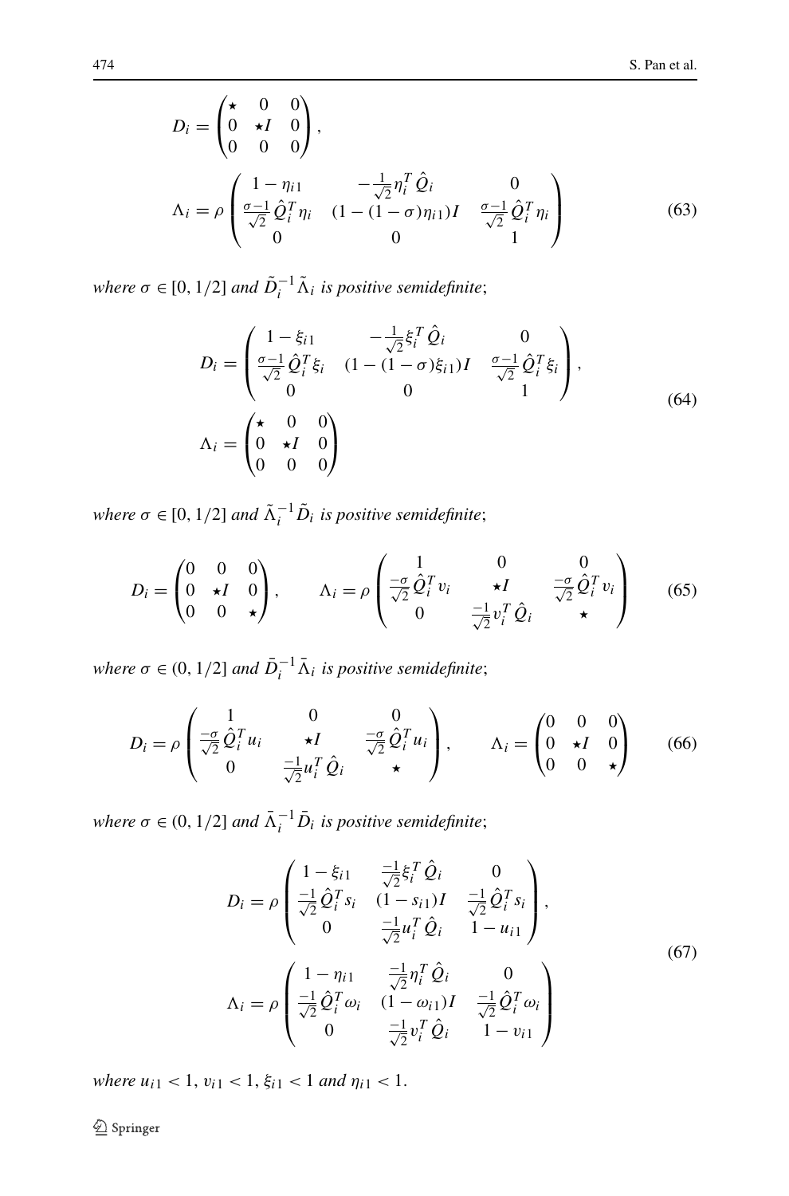$$
D_i = \begin{pmatrix} \star & 0 & 0 \\ 0 & \star I & 0 \\ 0 & 0 & 0 \end{pmatrix},
$$

$$
\Lambda_i = \rho \begin{pmatrix} 1 - \eta_{i1} & -\frac{1}{\sqrt{2}} \eta_i^T \hat{Q}_i & 0 \\ \frac{\sigma - 1}{\sqrt{2}} \hat{Q}_i^T \eta_i & (1 - (1 - \sigma)\eta_{i1}) I & \frac{\sigma - 1}{\sqrt{2}} \hat{Q}_i^T \eta_i \\ 0 & 0 & 1 \end{pmatrix} \tag{63}
$$

*where* $\sigma \in [0, 1/2]$ *and* $\tilde{D}_i^{-1} \tilde{\Lambda}_i$ *is positive semidefinite*;

$$
D_i = \begin{pmatrix} 1 - \xi_{i1} & -\frac{1}{\sqrt{2}} \xi_i^T \hat{Q}_i & 0 \\ \frac{\sigma - 1}{\sqrt{2}} \hat{Q}_i^T \xi_i & (1 - (1 - \sigma)\xi_{i1}) I & \frac{\sigma - 1}{\sqrt{2}} \hat{Q}_i^T \xi_i \\ 0 & 0 & 1 \end{pmatrix},
$$

$$
\Lambda_i = \begin{pmatrix} \star & 0 & 0 \\ 0 & \star I & 0 \\ 0 & 0 & 0 \end{pmatrix} \tag{64}
$$

*where* $\sigma \in [0, 1/2]$ *and* $\tilde{\Lambda}_i^{-1} \tilde{D}_i$ *is positive semidefinite*;

$$
D_i = \begin{pmatrix} 0 & 0 & 0 \\ 0 & \star I & 0 \\ 0 & 0 & \star \end{pmatrix}, \qquad \Lambda_i = \rho \begin{pmatrix} 1 & 0 & 0 \\ \frac{-\sigma}{\sqrt{2}} \hat{Q}_i^T v_i & \star I & \frac{-\sigma}{\sqrt{2}} \hat{Q}_i^T v_i \\ 0 & \frac{-1}{\sqrt{2}} v_i^T \hat{Q}_i & \star \end{pmatrix} \tag{65}
$$

*where* $\sigma \in (0, 1/2]$ *and* $\bar{D}_i^{-1} \bar{\Lambda}_i$ *is positive semidefinite*;

$$
D_i = \rho \begin{pmatrix} 1 & 0 & 0 \\ \frac{-\sigma}{\sqrt{2}} \hat{Q}_i^T u_i & \star I & \frac{-\sigma}{\sqrt{2}} \hat{Q}_i^T u_i \\ 0 & \frac{-1}{\sqrt{2}} u_i^T \hat{Q}_i & \star \end{pmatrix}, \qquad \Lambda_i = \begin{pmatrix} 0 & 0 & 0 \\ 0 & \star I & 0 \\ 0 & 0 & \star \end{pmatrix} \tag{66}
$$

*where* $\sigma \in (0, 1/2]$ *and* $\bar{\Lambda}_i^{-1} \bar{D}_i$ *is positive semidefinite*;

$$
D_i = \rho \begin{pmatrix} 1 - \xi_{i1} & \frac{-1}{\sqrt{2}} \xi_i^T \hat{Q}_i & 0 \\ \frac{-1}{\sqrt{2}} \hat{Q}_i^T s_i & (1 - s_{i1}) I & \frac{-1}{\sqrt{2}} \hat{Q}_i^T s_i \\ 0 & \frac{-1}{\sqrt{2}} u_i^T \hat{Q}_i & 1 - u_{i1} \end{pmatrix},
$$

$$
\Lambda_i = \rho \begin{pmatrix} 1 - \eta_{i1} & \frac{-1}{\sqrt{2}} \eta_i^T \hat{Q}_i & 0 \\ \frac{-1}{\sqrt{2}} \hat{Q}_i^T \omega_i & (1 - \omega_{i1}) I & \frac{-1}{\sqrt{2}} \hat{Q}_i^T \omega_i \\ 0 & \frac{-1}{\sqrt{2}} v_i^T \hat{Q}_i & 1 - v_{i1} \end{pmatrix} \tag{67}
$$

*where* $u_{i1} < 1$, $v_{i1} < 1$, $\xi_{i1} < 1$ *and* $\eta_{i1} < 1$.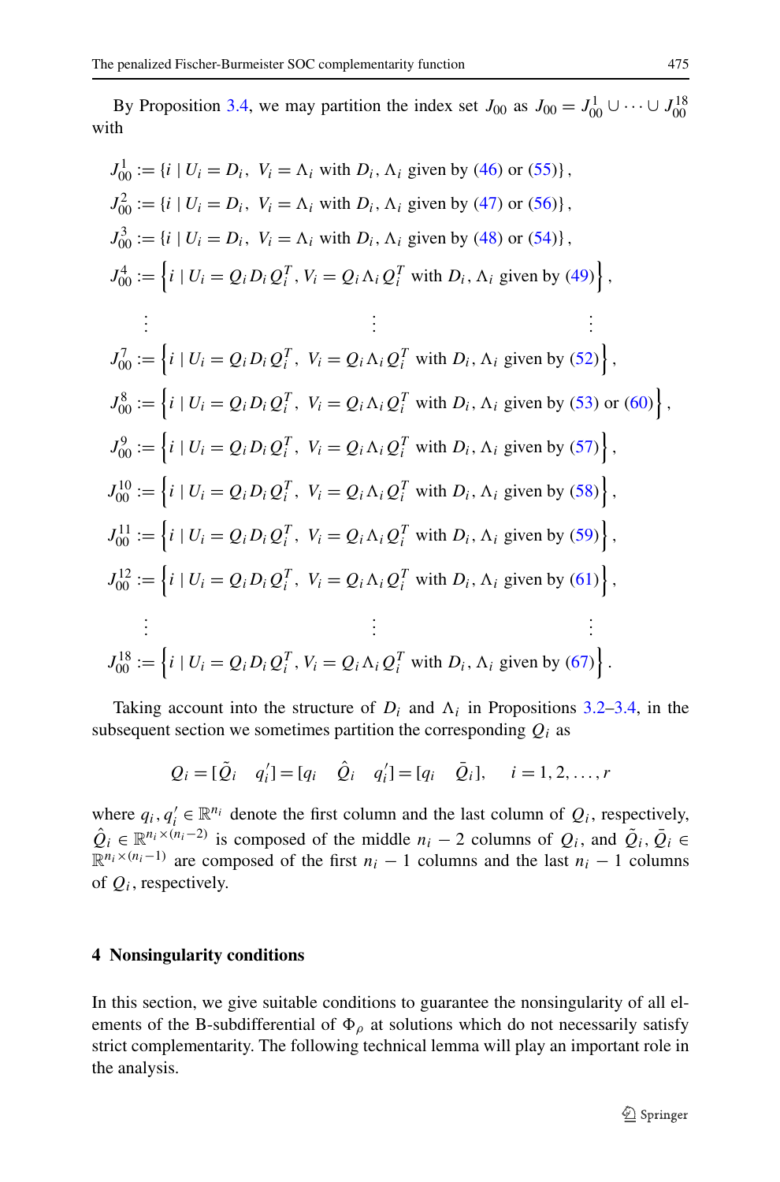By Proposition 3.4, we may partition the index set $J_{00}$ as $J_{00} = J_{00}^1 \cup \cdots \cup J_{00}^{18}$ with

$$J_{00}^1 := \{i \mid U_i = D_i,\ V_i = \Lambda_i \text{ with } D_i, \Lambda_i \text{ given by (46) or (55)}\},$$

$$J_{00}^2 := \{i \mid U_i = D_i,\ V_i = \Lambda_i \text{ with } D_i, \Lambda_i \text{ given by (47) or (56)}\},$$

$$J_{00}^3 := \{i \mid U_i = D_i,\ V_i = \Lambda_i \text{ with } D_i, \Lambda_i \text{ given by (48) or (54)}\},$$

$$J_{00}^4 := \left\{i \mid U_i = Q_i D_i Q_i^T, V_i = Q_i \Lambda_i Q_i^T \text{ with } D_i, \Lambda_i \text{ given by (49)}\right\},$$

$$\vdots \qquad\qquad\qquad\qquad \vdots \qquad\qquad\qquad\qquad \vdots$$

$$J_{00}^7 := \left\{i \mid U_i = Q_i D_i Q_i^T,\ V_i = Q_i \Lambda_i Q_i^T \text{ with } D_i, \Lambda_i \text{ given by (52)}\right\},$$

$$J_{00}^8 := \left\{i \mid U_i = Q_i D_i Q_i^T,\ V_i = Q_i \Lambda_i Q_i^T \text{ with } D_i, \Lambda_i \text{ given by (53) or (60)}\right\},$$

$$J_{00}^9 := \left\{i \mid U_i = Q_i D_i Q_i^T,\ V_i = Q_i \Lambda_i Q_i^T \text{ with } D_i, \Lambda_i \text{ given by (57)}\right\},$$

$$J_{00}^{10} := \left\{i \mid U_i = Q_i D_i Q_i^T,\ V_i = Q_i \Lambda_i Q_i^T \text{ with } D_i, \Lambda_i \text{ given by (58)}\right\},$$

$$J_{00}^{11} := \left\{i \mid U_i = Q_i D_i Q_i^T,\ V_i = Q_i \Lambda_i Q_i^T \text{ with } D_i, \Lambda_i \text{ given by (59)}\right\},$$

$$J_{00}^{12} := \left\{i \mid U_i = Q_i D_i Q_i^T,\ V_i = Q_i \Lambda_i Q_i^T \text{ with } D_i, \Lambda_i \text{ given by (61)}\right\},$$

$$\vdots \qquad\qquad\qquad\qquad \vdots \qquad\qquad\qquad\qquad \vdots$$

$$J_{00}^{18} := \left\{i \mid U_i = Q_i D_i Q_i^T, V_i = Q_i \Lambda_i Q_i^T \text{ with } D_i, \Lambda_i \text{ given by (67)}\right\}.$$

Taking account into the structure of $D_i$ and $\Lambda_i$ in Propositions 3.2–3.4, in the subsequent section we sometimes partition the corresponding $Q_i$ as

$$Q_i = [\tilde{Q}_i \quad q_i'] = [q_i \quad \hat{Q}_i \quad q_i'] = [q_i \quad \bar{Q}_i], \qquad i = 1, 2, \ldots, r$$

where $q_i, q_i' \in \mathbb{R}^{n_i}$ denote the first column and the last column of $Q_i$, respectively, $\hat{Q}_i \in \mathbb{R}^{n_i \times (n_i - 2)}$ is composed of the middle $n_i - 2$ columns of $Q_i$, and $\tilde{Q}_i, \bar{Q}_i \in \mathbb{R}^{n_i \times (n_i - 1)}$ are composed of the first $n_i - 1$ columns and the last $n_i - 1$ columns of $Q_i$, respectively.

## 4 Nonsingularity conditions

In this section, we give suitable conditions to guarantee the nonsingularity of all elements of the B-subdifferential of $\Phi_\rho$ at solutions which do not necessarily satisfy strict complementarity. The following technical lemma will play an important role in the analysis.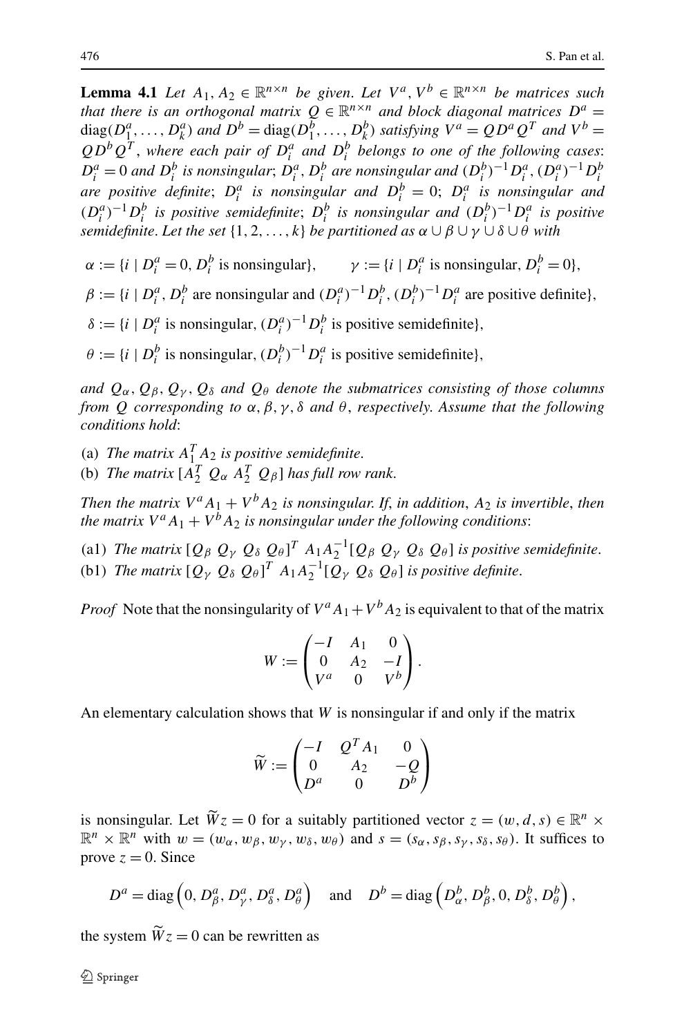**Lemma 4.1** *Let $A_1, A_2 \in \mathbb{R}^{n\times n}$ be given. Let $V^a, V^b \in \mathbb{R}^{n\times n}$ be matrices such that there is an orthogonal matrix $Q \in \mathbb{R}^{n\times n}$ and block diagonal matrices $D^a = \operatorname{diag}(D_1^a, \ldots, D_k^a)$ and $D^b = \operatorname{diag}(D_1^b, \ldots, D_k^b)$ satisfying $V^a = QD^aQ^T$ and $V^b = QD^bQ^T$, where each pair of $D_i^a$ and $D_i^b$ belongs to one of the following cases: $D_i^a = 0$ and $D_i^b$ is nonsingular; $D_i^a, D_i^b$ are nonsingular and $(D_i^b)^{-1}D_i^a, (D_i^a)^{-1}D_i^b$ are positive definite; $D_i^a$ is nonsingular and $D_i^b = 0$; $D_i^a$ is nonsingular and $(D_i^a)^{-1}D_i^b$ is positive semidefinite; $D_i^b$ is nonsingular and $(D_i^b)^{-1}D_i^a$ is positive semidefinite. Let the set $\{1, 2, \ldots, k\}$ be partitioned as $\alpha \cup \beta \cup \gamma \cup \delta \cup \theta$ with*

$$\alpha := \{i \mid D_i^a = 0, D_i^b \text{ is nonsingular}\}, \qquad \gamma := \{i \mid D_i^a \text{ is nonsingular}, D_i^b = 0\},$$

$$\beta := \{i \mid D_i^a, D_i^b \text{ are nonsingular and } (D_i^a)^{-1}D_i^b, (D_i^b)^{-1}D_i^a \text{ are positive definite}\},$$

$$\delta := \{i \mid D_i^a \text{ is nonsingular}, (D_i^a)^{-1}D_i^b \text{ is positive semidefinite}\},$$

$$\theta := \{i \mid D_i^b \text{ is nonsingular}, (D_i^b)^{-1}D_i^a \text{ is positive semidefinite}\},$$

*and $Q_\alpha, Q_\beta, Q_\gamma, Q_\delta$ and $Q_\theta$ denote the submatrices consisting of those columns from $Q$ corresponding to $\alpha, \beta, \gamma, \delta$ and $\theta$, respectively. Assume that the following conditions hold:*

(a) *The matrix $A_1^TA_2$ is positive semidefinite.*
(b) *The matrix $[A_2^T\ Q_\alpha\ A_2^T\ Q_\beta]$ has full row rank.*

*Then the matrix $V^aA_1 + V^bA_2$ is nonsingular. If, in addition, $A_2$ is invertible, then the matrix $V^aA_1 + V^bA_2$ is nonsingular under the following conditions:*

(a1) *The matrix $[Q_\beta\ Q_\gamma\ Q_\delta\ Q_\theta]^T\ A_1A_2^{-1}[Q_\beta\ Q_\gamma\ Q_\delta\ Q_\theta]$ is positive semidefinite.*
(b1) *The matrix $[Q_\gamma\ Q_\delta\ Q_\theta]^T\ A_1A_2^{-1}[Q_\gamma\ Q_\delta\ Q_\theta]$ is positive definite.*

*Proof* Note that the nonsingularity of $V^aA_1 + V^bA_2$ is equivalent to that of the matrix

$$W := \begin{pmatrix} -I & A_1 & 0 \\ 0 & A_2 & -I \\ V^a & 0 & V^b \end{pmatrix}.$$

An elementary calculation shows that $W$ is nonsingular if and only if the matrix

$$\widetilde{W} := \begin{pmatrix} -I & Q^TA_1 & 0 \\ 0 & A_2 & -Q \\ D^a & 0 & D^b \end{pmatrix}$$

is nonsingular. Let $\widetilde{W}z = 0$ for a suitably partitioned vector $z = (w, d, s) \in \mathbb{R}^n \times \mathbb{R}^n \times \mathbb{R}^n$ with $w = (w_\alpha, w_\beta, w_\gamma, w_\delta, w_\theta)$ and $s = (s_\alpha, s_\beta, s_\gamma, s_\delta, s_\theta)$. It suffices to prove $z = 0$. Since

$$D^a = \operatorname{diag}\left(0, D_\beta^a, D_\gamma^a, D_\delta^a, D_\theta^a\right) \quad \text{and} \quad D^b = \operatorname{diag}\left(D_\alpha^b, D_\beta^b, 0, D_\delta^b, D_\theta^b\right),$$

the system $\widetilde{W}z = 0$ can be rewritten as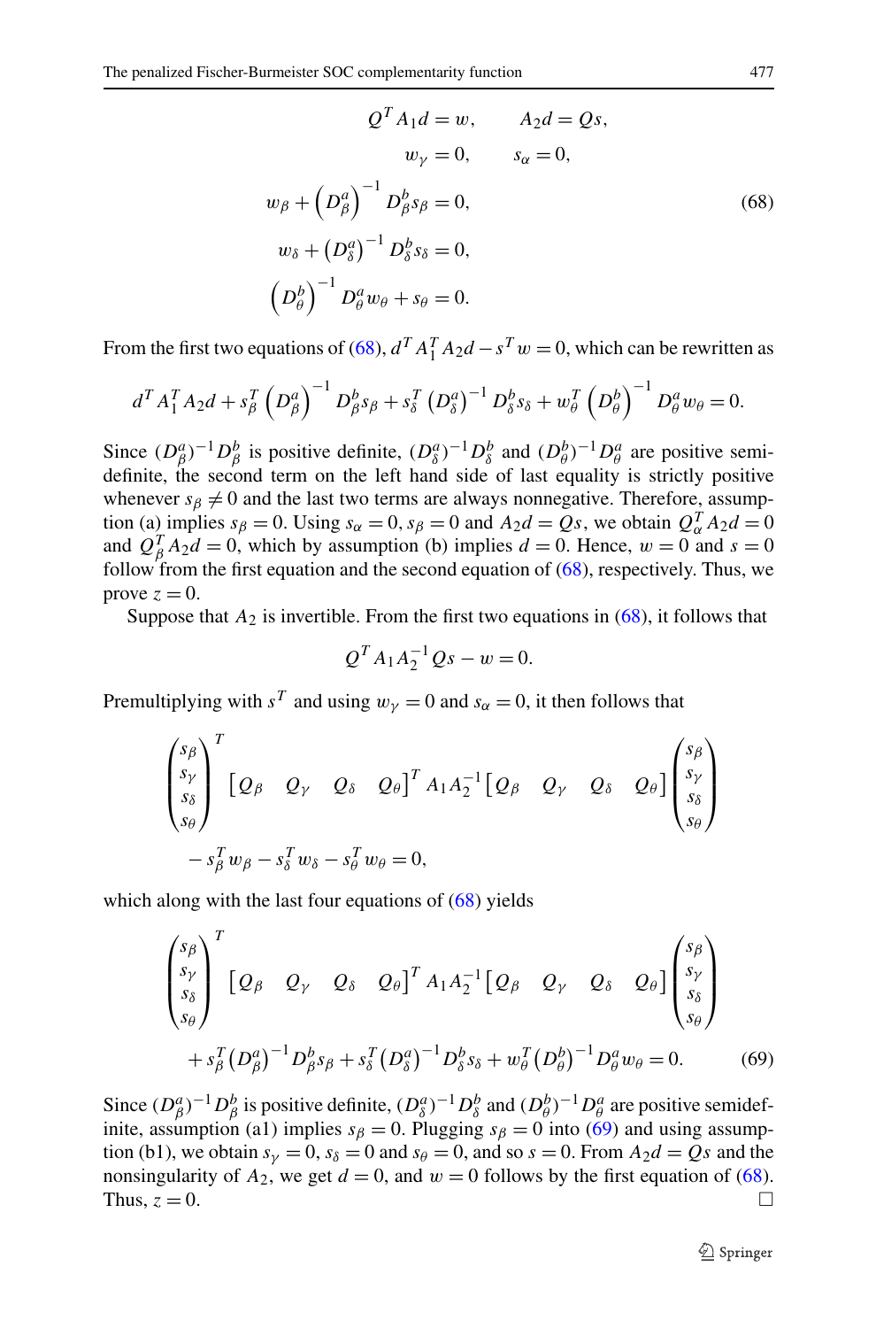$$
\begin{aligned}
Q^T A_1 d = w, &\qquad A_2 d = Qs, \\
w_\gamma = 0, &\qquad s_\alpha = 0, \\
w_\beta + \left(D^a_\beta\right)^{-1} D^b_\beta s_\beta = 0,& \\
w_\delta + \left(D^a_\delta\right)^{-1} D^b_\delta s_\delta = 0,& \\
\left(D^b_\theta\right)^{-1} D^a_\theta w_\theta + s_\theta = 0.&
\end{aligned}
\tag{68}
$$

From the first two equations of (68), $d^T A_1^T A_2 d - s^T w = 0$, which can be rewritten as

$$
d^T A_1^T A_2 d + s_\beta^T \left(D^a_\beta\right)^{-1} D^b_\beta s_\beta + s_\delta^T \left(D^a_\delta\right)^{-1} D^b_\delta s_\delta + w_\theta^T \left(D^b_\theta\right)^{-1} D^a_\theta w_\theta = 0.
$$

Since $(D^a_\beta)^{-1} D^b_\beta$ is positive definite, $(D^a_\delta)^{-1} D^b_\delta$ and $(D^b_\theta)^{-1} D^a_\theta$ are positive semidefinite, the second term on the left hand side of last equality is strictly positive whenever $s_\beta \neq 0$ and the last two terms are always nonnegative. Therefore, assumption (a) implies $s_\beta = 0$. Using $s_\alpha = 0$, $s_\beta = 0$ and $A_2 d = Qs$, we obtain $Q_\alpha^T A_2 d = 0$ and $Q_\beta^T A_2 d = 0$, which by assumption (b) implies $d = 0$. Hence, $w = 0$ and $s = 0$ follow from the first equation and the second equation of (68), respectively. Thus, we prove $z = 0$.

Suppose that $A_2$ is invertible. From the first two equations in (68), it follows that

$$
Q^T A_1 A_2^{-1} Q s - w = 0.
$$

Premultiplying with $s^T$ and using $w_\gamma = 0$ and $s_\alpha = 0$, it then follows that

$$
\begin{aligned}
&\begin{pmatrix} s_\beta \\ s_\gamma \\ s_\delta \\ s_\theta \end{pmatrix}^T \begin{bmatrix} Q_\beta & Q_\gamma & Q_\delta & Q_\theta \end{bmatrix}^T A_1 A_2^{-1} \begin{bmatrix} Q_\beta & Q_\gamma & Q_\delta & Q_\theta \end{bmatrix} \begin{pmatrix} s_\beta \\ s_\gamma \\ s_\delta \\ s_\theta \end{pmatrix} \\
&\quad - s_\beta^T w_\beta - s_\delta^T w_\delta - s_\theta^T w_\theta = 0,
\end{aligned}
$$

which along with the last four equations of (68) yields

$$
\begin{aligned}
&\begin{pmatrix} s_\beta \\ s_\gamma \\ s_\delta \\ s_\theta \end{pmatrix}^T \begin{bmatrix} Q_\beta & Q_\gamma & Q_\delta & Q_\theta \end{bmatrix}^T A_1 A_2^{-1} \begin{bmatrix} Q_\beta & Q_\gamma & Q_\delta & Q_\theta \end{bmatrix} \begin{pmatrix} s_\beta \\ s_\gamma \\ s_\delta \\ s_\theta \end{pmatrix} \\
&\quad + s_\beta^T \left(D^a_\beta\right)^{-1} D^b_\beta s_\beta + s_\delta^T \left(D^a_\delta\right)^{-1} D^b_\delta s_\delta + w_\theta^T \left(D^b_\theta\right)^{-1} D^a_\theta w_\theta = 0.
\end{aligned}
\tag{69}
$$

Since $(D^a_\beta)^{-1} D^b_\beta$ is positive definite, $(D^a_\delta)^{-1} D^b_\delta$ and $(D^b_\theta)^{-1} D^a_\theta$ are positive semidefinite, assumption (a1) implies $s_\beta = 0$. Plugging $s_\beta = 0$ into (69) and using assumption (b1), we obtain $s_\gamma = 0$, $s_\delta = 0$ and $s_\theta = 0$, and so $s = 0$. From $A_2 d = Qs$ and the nonsingularity of $A_2$, we get $d = 0$, and $w = 0$ follows by the first equation of (68). Thus, $z = 0$. □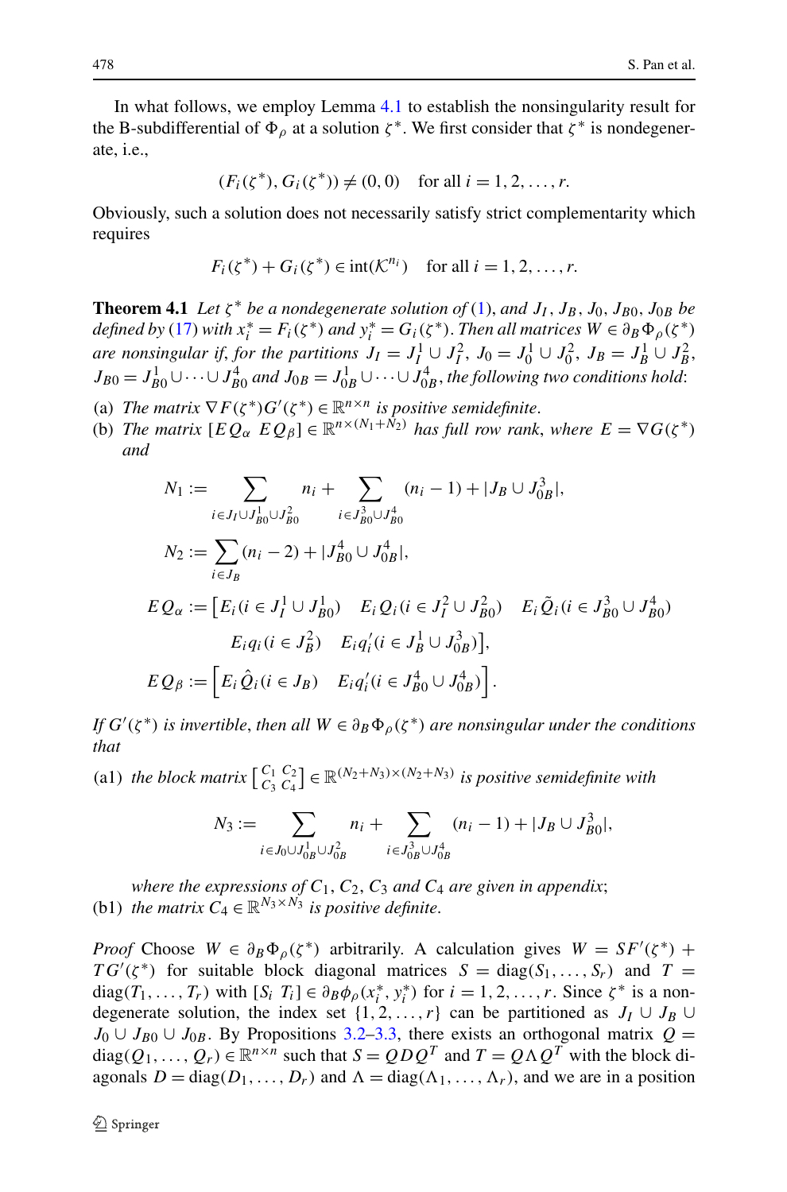In what follows, we employ Lemma 4.1 to establish the nonsingularity result for the B-subdifferential of $\Phi_\rho$ at a solution $\zeta^*$. We first consider that $\zeta^*$ is nondegenerate, i.e.,

$$(F_i(\zeta^*), G_i(\zeta^*)) \neq (0, 0) \quad \text{for all } i = 1, 2, \ldots, r.$$

Obviously, such a solution does not necessarily satisfy strict complementarity which requires

$$F_i(\zeta^*) + G_i(\zeta^*) \in \mathrm{int}(\mathcal{K}^{n_i}) \quad \text{for all } i = 1, 2, \ldots, r.$$

**Theorem 4.1** *Let $\zeta^*$ be a nondegenerate solution of* (1), *and $J_I, J_B, J_0, J_{B0}, J_{0B}$ be defined by* (17) *with $x_i^* = F_i(\zeta^*)$ and $y_i^* = G_i(\zeta^*)$. Then all matrices $W \in \partial_B \Phi_\rho(\zeta^*)$ are nonsingular if, for the partitions $J_I = J_I^1 \cup J_I^2$, $J_0 = J_0^1 \cup J_0^2$, $J_B = J_B^1 \cup J_B^2$, $J_{B0} = J_{B0}^1 \cup \cdots \cup J_{B0}^4$ and $J_{0B} = J_{0B}^1 \cup \cdots \cup J_{0B}^4$, the following two conditions hold*:

(a) *The matrix $\nabla F(\zeta^*) G'(\zeta^*) \in \mathbb{R}^{n\times n}$ is positive semidefinite.*

(b) *The matrix $[EQ_\alpha \ \ EQ_\beta] \in \mathbb{R}^{n\times(N_1+N_2)}$ has full row rank, where $E = \nabla G(\zeta^*)$ and*

$$N_1 := \sum_{i\in J_I\cup J_{B0}^1\cup J_{B0}^2} n_i + \sum_{i\in J_{B0}^3\cup J_{B0}^4} (n_i - 1) + |J_B \cup J_{0B}^3|,$$

$$N_2 := \sum_{i\in J_B} (n_i - 2) + |J_{B0}^4 \cup J_{0B}^4|,$$

$$\begin{aligned} EQ_\alpha := \big[ & E_i (i \in J_I^1 \cup J_{B0}^1) \quad E_i Q_i (i \in J_I^2 \cup J_{B0}^2) \quad E_i \tilde{Q}_i (i \in J_{B0}^3 \cup J_{B0}^4) \\ & E_i q_i (i \in J_B^2) \quad E_i q_i' (i \in J_B^1 \cup J_{0B}^3) \big], \end{aligned}$$

$$EQ_\beta := \Big[ E_i \hat{Q}_i (i \in J_B) \quad E_i q_i' (i \in J_{B0}^4 \cup J_{0B}^4) \Big].$$

*If $G'(\zeta^*)$ is invertible, then all $W \in \partial_B \Phi_\rho(\zeta^*)$ are nonsingular under the conditions that*

(a1) *the block matrix $\left[\begin{smallmatrix} C_1 & C_2 \\ C_3 & C_4 \end{smallmatrix}\right] \in \mathbb{R}^{(N_2+N_3)\times(N_2+N_3)}$ is positive semidefinite with*

$$N_3 := \sum_{i\in J_0\cup J_{0B}^1\cup J_{0B}^2} n_i + \sum_{i\in J_{0B}^3\cup J_{0B}^4} (n_i - 1) + |J_B \cup J_{B0}^3|,$$

*where the expressions of $C_1, C_2, C_3$ and $C_4$ are given in appendix*;

(b1) *the matrix $C_4 \in \mathbb{R}^{N_3\times N_3}$ is positive definite.*

*Proof* Choose $W \in \partial_B \Phi_\rho(\zeta^*)$ arbitrarily. A calculation gives $W = SF'(\zeta^*) + TG'(\zeta^*)$ for suitable block diagonal matrices $S = \mathrm{diag}(S_1, \ldots, S_r)$ and $T = \mathrm{diag}(T_1, \ldots, T_r)$ with $[S_i \ T_i] \in \partial_B \phi_\rho(x_i^*, y_i^*)$ for $i = 1, 2, \ldots, r$. Since $\zeta^*$ is a nondegenerate solution, the index set $\{1, 2, \ldots, r\}$ can be partitioned as $J_I \cup J_B \cup J_0 \cup J_{B0} \cup J_{0B}$. By Propositions 3.2–3.3, there exists an orthogonal matrix $Q = \mathrm{diag}(Q_1, \ldots, Q_r) \in \mathbb{R}^{n\times n}$ such that $S = QDQ^T$ and $T = Q\Lambda Q^T$ with the block diagonals $D = \mathrm{diag}(D_1, \ldots, D_r)$ and $\Lambda = \mathrm{diag}(\Lambda_1, \ldots, \Lambda_r)$, and we are in a position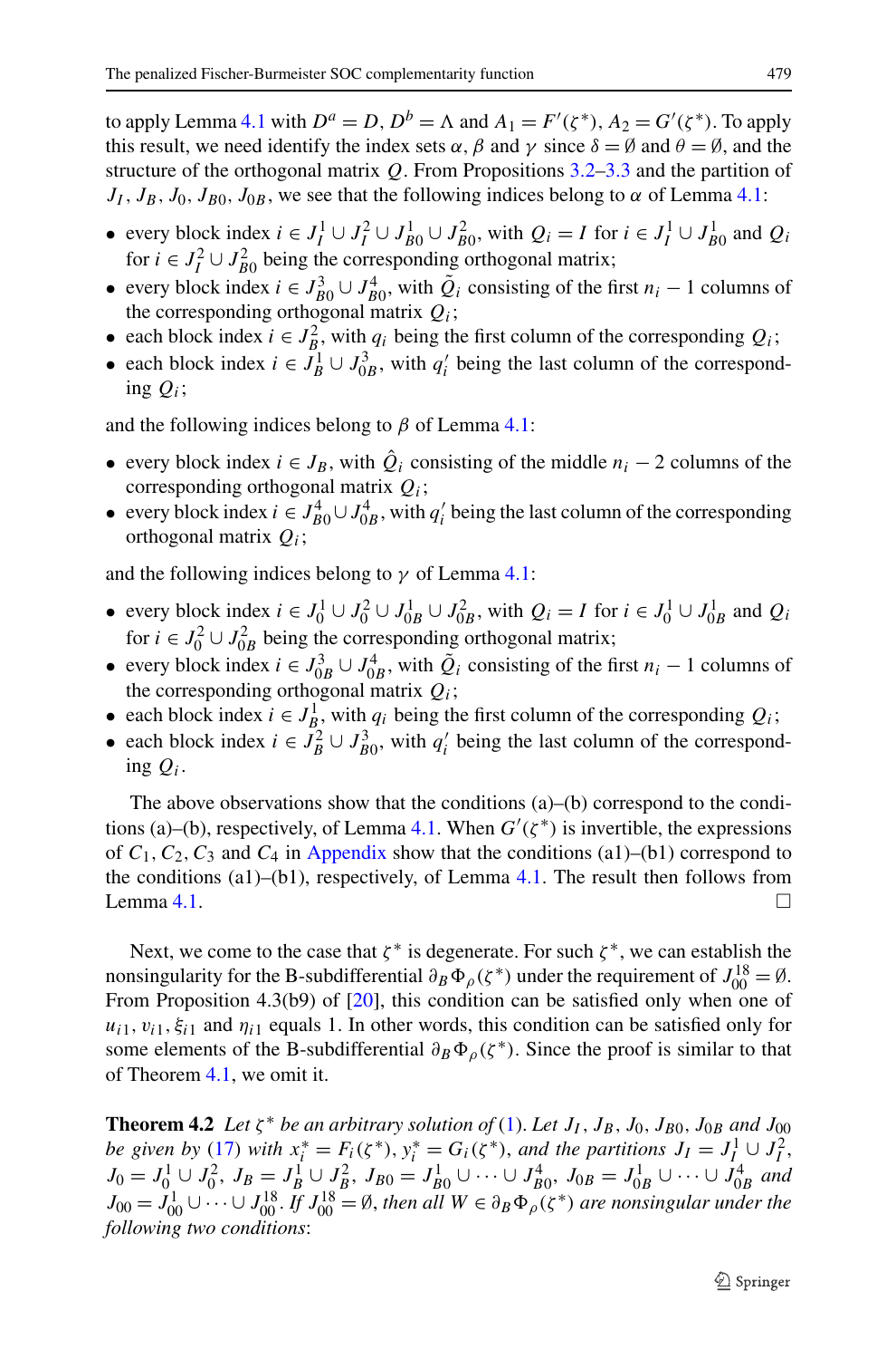to apply Lemma 4.1 with $D^a = D$, $D^b = \Lambda$ and $A_1 = F'(\zeta^*)$, $A_2 = G'(\zeta^*)$. To apply this result, we need identify the index sets $\alpha, \beta$ and $\gamma$ since $\delta = \emptyset$ and $\theta = \emptyset$, and the structure of the orthogonal matrix $Q$. From Propositions 3.2–3.3 and the partition of $J_I, J_B, J_0, J_{B0}, J_{0B}$, we see that the following indices belong to $\alpha$ of Lemma 4.1:

- every block index $i \in J_I^1 \cup J_I^2 \cup J_{B0}^1 \cup J_{B0}^2$, with $Q_i = I$ for $i \in J_I^1 \cup J_{B0}^1$ and $Q_i$ for $i \in J_I^2 \cup J_{B0}^2$ being the corresponding orthogonal matrix;
- every block index $i \in J_{B0}^3 \cup J_{B0}^4$, with $\tilde{Q}_i$ consisting of the first $n_i - 1$ columns of the corresponding orthogonal matrix $Q_i$;
- each block index $i \in J_B^2$, with $q_i$ being the first column of the corresponding $Q_i$;
- each block index $i \in J_B^1 \cup J_{0B}^3$, with $q_i'$ being the last column of the corresponding $Q_i$;

and the following indices belong to $\beta$ of Lemma 4.1:

- every block index $i \in J_B$, with $\hat{Q}_i$ consisting of the middle $n_i - 2$ columns of the corresponding orthogonal matrix $Q_i$;
- every block index $i \in J_{B0}^4 \cup J_{0B}^4$, with $q_i'$ being the last column of the corresponding orthogonal matrix $Q_i$;

and the following indices belong to $\gamma$ of Lemma 4.1:

- every block index $i \in J_0^1 \cup J_0^2 \cup J_{0B}^1 \cup J_{0B}^2$, with $Q_i = I$ for $i \in J_0^1 \cup J_{0B}^1$ and $Q_i$ for $i \in J_0^2 \cup J_{0B}^2$ being the corresponding orthogonal matrix;
- every block index $i \in J_{0B}^3 \cup J_{0B}^4$, with $\tilde{Q}_i$ consisting of the first $n_i - 1$ columns of the corresponding orthogonal matrix $Q_i$;
- each block index $i \in J_B^1$, with $q_i$ being the first column of the corresponding $Q_i$;
- each block index $i \in J_B^2 \cup J_{B0}^3$, with $q_i'$ being the last column of the corresponding $Q_i$.

The above observations show that the conditions (a)–(b) correspond to the conditions (a)–(b), respectively, of Lemma 4.1. When $G'(\zeta^*)$ is invertible, the expressions of $C_1, C_2, C_3$ and $C_4$ in Appendix show that the conditions (a1)–(b1) correspond to the conditions (a1)–(b1), respectively, of Lemma 4.1. The result then follows from Lemma 4.1. □

Next, we come to the case that $\zeta^*$ is degenerate. For such $\zeta^*$, we can establish the nonsingularity for the B-subdifferential $\partial_B \Phi_\rho(\zeta^*)$ under the requirement of $J_{00}^{18} = \emptyset$. From Proposition 4.3(b9) of [20], this condition can be satisfied only when one of $u_{i1}, v_{i1}, \xi_{i1}$ and $\eta_{i1}$ equals 1. In other words, this condition can be satisfied only for some elements of the B-subdifferential $\partial_B \Phi_\rho(\zeta^*)$. Since the proof is similar to that of Theorem 4.1, we omit it.

**Theorem 4.2** *Let $\zeta^*$ be an arbitrary solution of (1). Let $J_I, J_B, J_0, J_{B0}, J_{0B}$ and $J_{00}$ be given by (17) with $x_i^* = F_i(\zeta^*)$, $y_i^* = G_i(\zeta^*)$, and the partitions $J_I = J_I^1 \cup J_I^2$, $J_0 = J_0^1 \cup J_0^2$, $J_B = J_B^1 \cup J_B^2$, $J_{B0} = J_{B0}^1 \cup \cdots \cup J_{B0}^4$, $J_{0B} = J_{0B}^1 \cup \cdots \cup J_{0B}^4$ and $J_{00} = J_{00}^1 \cup \cdots \cup J_{00}^{18}$. If $J_{00}^{18} = \emptyset$, then all $W \in \partial_B \Phi_\rho(\zeta^*)$ are nonsingular under the following two conditions*: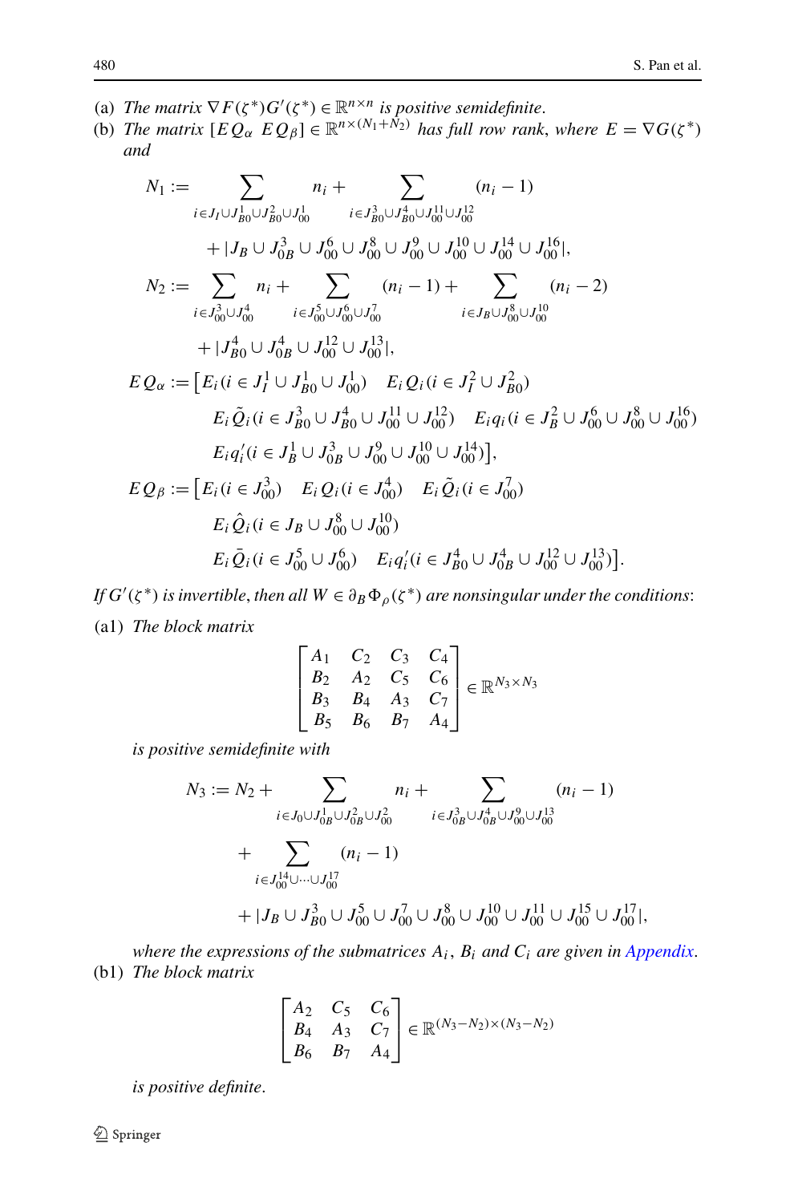(a) *The matrix* $\nabla F(\zeta^*)G'(\zeta^*) \in \mathbb{R}^{n\times n}$ *is positive semidefinite.*

(b) *The matrix* $[EQ_\alpha \;\; EQ_\beta] \in \mathbb{R}^{n\times(N_1+N_2)}$ *has full row rank, where* $E = \nabla G(\zeta^*)$ *and*

$$
\begin{aligned}
N_1 &:= \sum_{i\in J_I\cup J_{B0}^1\cup J_{B0}^2\cup J_{00}^1} n_i + \sum_{i\in J_{B0}^3\cup J_{B0}^4\cup J_{00}^{11}\cup J_{00}^{12}} (n_i - 1) \\
&\quad + |J_B \cup J_{0B}^3 \cup J_{00}^6 \cup J_{00}^8 \cup J_{00}^9 \cup J_{00}^{10} \cup J_{00}^{14} \cup J_{00}^{16}|, \\
N_2 &:= \sum_{i\in J_{00}^3\cup J_{00}^4} n_i + \sum_{i\in J_{00}^5\cup J_{00}^6\cup J_{00}^7} (n_i - 1) + \sum_{i\in J_B\cup J_{00}^8\cup J_{00}^{10}} (n_i - 2) \\
&\quad + |J_{B0}^4 \cup J_{0B}^4 \cup J_{00}^{12} \cup J_{00}^{13}|, \\
EQ_\alpha &:= \big[E_i(i\in J_I^1\cup J_{B0}^1\cup J_{00}^1) \quad E_iQ_i(i\in J_I^2\cup J_{B0}^2) \\
&\qquad E_i\tilde{Q}_i(i\in J_{B0}^3\cup J_{B0}^4\cup J_{00}^{11}\cup J_{00}^{12}) \quad E_iq_i(i\in J_B^2\cup J_{00}^6\cup J_{00}^8\cup J_{00}^{16}) \\
&\qquad E_iq_i'(i\in J_B^1\cup J_{0B}^3\cup J_{00}^9\cup J_{00}^{10}\cup J_{00}^{14})\big], \\
EQ_\beta &:= \big[E_i(i\in J_{00}^3) \quad E_iQ_i(i\in J_{00}^4) \quad E_i\tilde{Q}_i(i\in J_{00}^7) \\
&\qquad E_i\hat{Q}_i(i\in J_B\cup J_{00}^8\cup J_{00}^{10}) \\
&\qquad E_i\bar{Q}_i(i\in J_{00}^5\cup J_{00}^6) \quad E_iq_i'(i\in J_{B0}^4\cup J_{0B}^4\cup J_{00}^{12}\cup J_{00}^{13})\big].
\end{aligned}
$$

*If* $G'(\zeta^*)$ *is invertible, then all* $W \in \partial_B\Phi_\rho(\zeta^*)$ *are nonsingular under the conditions*:

(a1) *The block matrix*

$$
\begin{bmatrix}
A_1 & C_2 & C_3 & C_4 \\
B_2 & A_2 & C_5 & C_6 \\
B_3 & B_4 & A_3 & C_7 \\
B_5 & B_6 & B_7 & A_4
\end{bmatrix} \in \mathbb{R}^{N_3\times N_3}
$$

*is positive semidefinite with*

$$
\begin{aligned}
N_3 &:= N_2 + \sum_{i\in J_0\cup J_{0B}^1\cup J_{0B}^2\cup J_{00}^2} n_i + \sum_{i\in J_{0B}^3\cup J_{0B}^4\cup J_{00}^9\cup J_{00}^{13}} (n_i - 1) \\
&\quad + \sum_{i\in J_{00}^{14}\cup\cdots\cup J_{00}^{17}} (n_i - 1) \\
&\quad + |J_B \cup J_{B0}^3 \cup J_{00}^5 \cup J_{00}^7 \cup J_{00}^8 \cup J_{00}^{10} \cup J_{00}^{11} \cup J_{00}^{15} \cup J_{00}^{17}|,
\end{aligned}
$$

*where the expressions of the submatrices* $A_i$, $B_i$ *and* $C_i$ *are given in Appendix.*

(b1) *The block matrix*

$$
\begin{bmatrix}
A_2 & C_5 & C_6 \\
B_4 & A_3 & C_7 \\
B_6 & B_7 & A_4
\end{bmatrix} \in \mathbb{R}^{(N_3-N_2)\times(N_3-N_2)}
$$

*is positive definite.*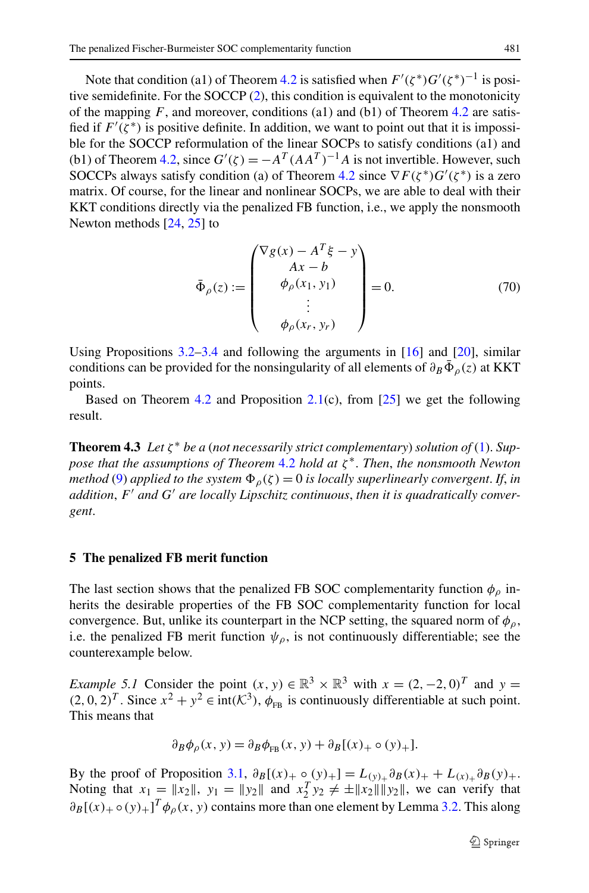Note that condition (a1) of Theorem 4.2 is satisfied when $F'(\zeta^*)G'(\zeta^*)^{-1}$ is positive semidefinite. For the SOCCP (2), this condition is equivalent to the monotonicity of the mapping $F$, and moreover, conditions (a1) and (b1) of Theorem 4.2 are satisfied if $F'(\zeta^*)$ is positive definite. In addition, we want to point out that it is impossible for the SOCCP reformulation of the linear SOCPs to satisfy conditions (a1) and (b1) of Theorem 4.2, since $G'(\zeta) = -A^T(AA^T)^{-1}A$ is not invertible. However, such SOCCPs always satisfy condition (a) of Theorem 4.2 since $\nabla F(\zeta^*)G'(\zeta^*)$ is a zero matrix. Of course, for the linear and nonlinear SOCPs, we are able to deal with their KKT conditions directly via the penalized FB function, i.e., we apply the nonsmooth Newton methods [24, 25] to

$$
\bar{\Phi}_\rho(z) := \begin{pmatrix} \nabla g(x) - A^T\xi - y \\ Ax - b \\ \phi_\rho(x_1, y_1) \\ \vdots \\ \phi_\rho(x_r, y_r) \end{pmatrix} = 0. \tag{70}
$$

Using Propositions 3.2–3.4 and following the arguments in [16] and [20], similar conditions can be provided for the nonsingularity of all elements of $\partial_B \bar{\Phi}_\rho(z)$ at KKT points.

Based on Theorem 4.2 and Proposition 2.1(c), from [25] we get the following result.

**Theorem 4.3** *Let $\zeta^*$ be a (not necessarily strict complementary) solution of (1). Suppose that the assumptions of Theorem 4.2 hold at $\zeta^*$. Then, the nonsmooth Newton method (9) applied to the system $\Phi_\rho(\zeta) = 0$ is locally superlinearly convergent. If, in addition, $F'$ and $G'$ are locally Lipschitz continuous, then it is quadratically convergent.*

## 5 The penalized FB merit function

The last section shows that the penalized FB SOC complementarity function $\phi_\rho$ inherits the desirable properties of the FB SOC complementarity function for local convergence. But, unlike its counterpart in the NCP setting, the squared norm of $\phi_\rho$, i.e. the penalized FB merit function $\psi_\rho$, is not continuously differentiable; see the counterexample below.

*Example 5.1* Consider the point $(x, y) \in \mathbb{R}^3 \times \mathbb{R}^3$ with $x = (2, -2, 0)^T$ and $y = (2, 0, 2)^T$. Since $x^2 + y^2 \in \text{int}(\mathcal{K}^3)$, $\phi_{\text{FB}}$ is continuously differentiable at such point. This means that

$$
\partial_B \phi_\rho(x, y) = \partial_B \phi_{\text{FB}}(x, y) + \partial_B[(x)_+ \circ (y)_+].
$$

By the proof of Proposition 3.1, $\partial_B[(x)_+ \circ (y)_+] = L_{(y)_+}\partial_B(x)_+ + L_{(x)_+}\partial_B(y)_+$. Noting that $x_1 = \|x_2\|$, $y_1 = \|y_2\|$ and $x_2^T y_2 \neq \pm\|x_2\|\|y_2\|$, we can verify that $\partial_B[(x)_+ \circ (y)_+]^T \phi_\rho(x, y)$ contains more than one element by Lemma 3.2. This along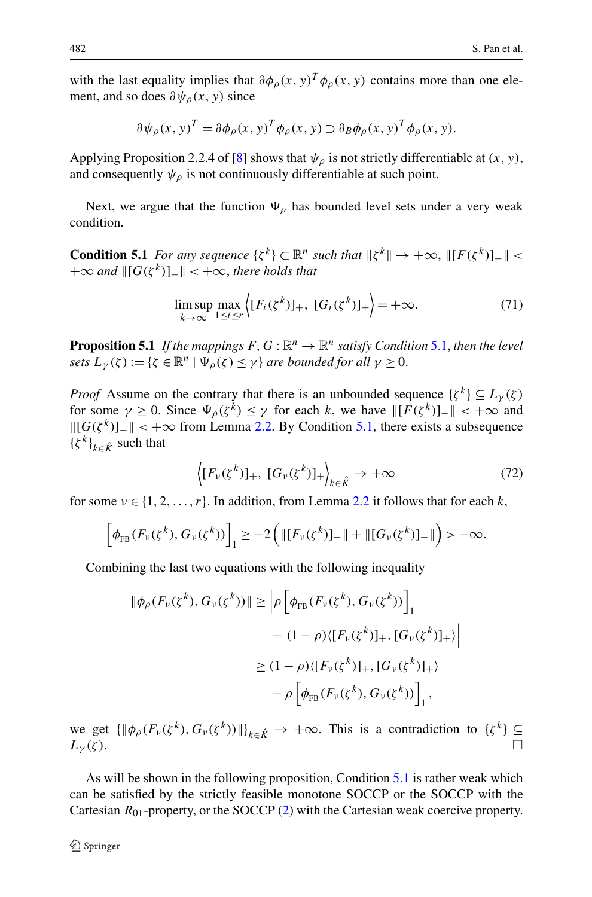with the last equality implies that $\partial\phi_\rho(x,y)^T\phi_\rho(x,y)$ contains more than one element, and so does $\partial\psi_\rho(x,y)$ since

$$\partial\psi_\rho(x,y)^T = \partial\phi_\rho(x,y)^T\phi_\rho(x,y) \supset \partial_B\phi_\rho(x,y)^T\phi_\rho(x,y).$$

Applying Proposition 2.2.4 of [8] shows that $\psi_\rho$ is not strictly differentiable at $(x,y)$, and consequently $\psi_\rho$ is not continuously differentiable at such point.

Next, we argue that the function $\Psi_\rho$ has bounded level sets under a very weak condition.

**Condition 5.1** *For any sequence $\{\zeta^k\} \subset \mathbb{R}^n$ such that $\|\zeta^k\| \to +\infty$, $\|[F(\zeta^k)]_-\| < +\infty$ and $\|[G(\zeta^k)]_-\| < +\infty$, there holds that*

$$\limsup_{k\to\infty} \max_{1\le i\le r} \left\langle [F_i(\zeta^k)]_+,\ [G_i(\zeta^k)]_+ \right\rangle = +\infty. \tag{71}$$

**Proposition 5.1** *If the mappings $F, G : \mathbb{R}^n \to \mathbb{R}^n$ satisfy Condition 5.1, then the level sets $L_\gamma(\zeta) := \{\zeta \in \mathbb{R}^n \mid \Psi_\rho(\zeta) \le \gamma\}$ are bounded for all $\gamma \ge 0$.*

*Proof* Assume on the contrary that there is an unbounded sequence $\{\zeta^k\} \subseteq L_\gamma(\zeta)$ for some $\gamma \ge 0$. Since $\Psi_\rho(\zeta^k) \le \gamma$ for each $k$, we have $\|[F(\zeta^k)]_-\| < +\infty$ and $\|[G(\zeta^k)]_-\| < +\infty$ from Lemma 2.2. By Condition 5.1, there exists a subsequence $\{\zeta^k\}_{k\in\hat{K}}$ such that

$$\left\langle [F_\nu(\zeta^k)]_+,\ [G_\nu(\zeta^k)]_+ \right\rangle_{k\in\hat{K}} \to +\infty \tag{72}$$

for some $\nu \in \{1,2,\ldots,r\}$. In addition, from Lemma 2.2 it follows that for each $k$,

$$\left[\phi_{\rm FB}(F_\nu(\zeta^k), G_\nu(\zeta^k))\right]_1 \ge -2\left(\|[F_\nu(\zeta^k)]_-\| + \|[G_\nu(\zeta^k)]_-\|\right) > -\infty.$$

Combining the last two equations with the following inequality

$$\begin{aligned}
\|\phi_\rho(F_\nu(\zeta^k), G_\nu(\zeta^k))\| &\ge \Big|\rho\left[\phi_{\rm FB}(F_\nu(\zeta^k), G_\nu(\zeta^k))\right]_1 \\
&\qquad - (1-\rho)\langle [F_\nu(\zeta^k)]_+, [G_\nu(\zeta^k)]_+\rangle\Big| \\
&\ge (1-\rho)\langle [F_\nu(\zeta^k)]_+, [G_\nu(\zeta^k)]_+\rangle \\
&\qquad - \rho\left[\phi_{\rm FB}(F_\nu(\zeta^k), G_\nu(\zeta^k))\right]_1,
\end{aligned}$$

we get $\{\|\phi_\rho(F_\nu(\zeta^k), G_\nu(\zeta^k))\|\}_{k\in\hat{K}} \to +\infty$. This is a contradiction to $\{\zeta^k\} \subseteq L_\gamma(\zeta)$. $\square$

As will be shown in the following proposition, Condition 5.1 is rather weak which can be satisfied by the strictly feasible monotone SOCCP or the SOCCP with the Cartesian $R_{01}$-property, or the SOCCP (2) with the Cartesian weak coercive property.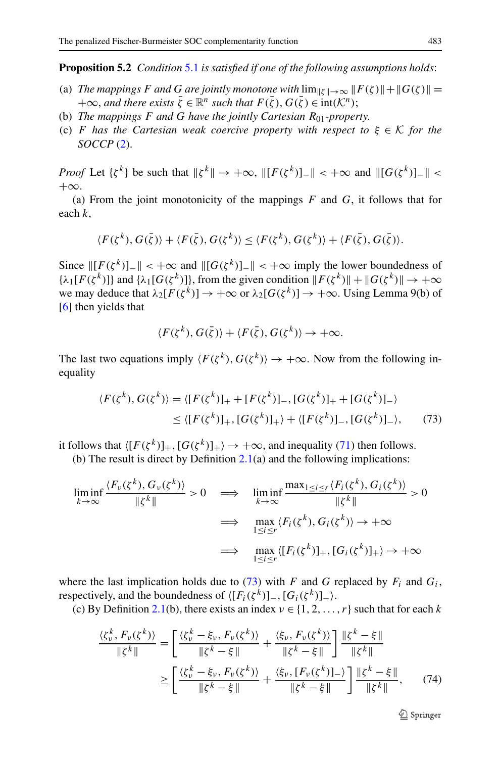**Proposition 5.2** *Condition 5.1 is satisfied if one of the following assumptions holds*:

(a) *The mappings $F$ and $G$ are jointly monotone with $\lim_{\|\zeta\|\to\infty} \|F(\zeta)\| + \|G(\zeta)\| = +\infty$, and there exists $\bar{\zeta} \in \mathbb{R}^n$ such that $F(\bar{\zeta}), G(\bar{\zeta}) \in \operatorname{int}(\mathcal{K}^n)$;*

(b) *The mappings $F$ and $G$ have the jointly Cartesian $R_{01}$-property.*

(c) *$F$ has the Cartesian weak coercive property with respect to $\xi \in \mathcal{K}$ for the SOCCP (2).*

*Proof* Let $\{\zeta^k\}$ be such that $\|\zeta^k\| \to +\infty$, $\|[F(\zeta^k)]_-\| < +\infty$ and $\|[G(\zeta^k)]_-\| < +\infty$.

(a) From the joint monotonicity of the mappings $F$ and $G$, it follows that for each $k$,

$$\langle F(\zeta^k), G(\bar{\zeta})\rangle + \langle F(\bar{\zeta}), G(\zeta^k)\rangle \le \langle F(\zeta^k), G(\zeta^k)\rangle + \langle F(\bar{\zeta}), G(\bar{\zeta})\rangle.$$

Since $\|[F(\zeta^k)]_-\| < +\infty$ and $\|[G(\zeta^k)]_-\| < +\infty$ imply the lower boundedness of $\{\lambda_1[F(\zeta^k)]\}$ and $\{\lambda_1[G(\zeta^k)]\}$, from the given condition $\|F(\zeta^k)\| + \|G(\zeta^k)\| \to +\infty$ we may deduce that $\lambda_2[F(\zeta^k)] \to +\infty$ or $\lambda_2[G(\zeta^k)] \to +\infty$. Using Lemma 9(b) of [6] then yields that

$$\langle F(\zeta^k), G(\bar{\zeta})\rangle + \langle F(\bar{\zeta}), G(\zeta^k)\rangle \to +\infty.$$

The last two equations imply $\langle F(\zeta^k), G(\zeta^k)\rangle \to +\infty$. Now from the following inequality

$$\begin{aligned}\langle F(\zeta^k), G(\zeta^k)\rangle &= \langle [F(\zeta^k)]_+ + [F(\zeta^k)]_-, [G(\zeta^k)]_+ + [G(\zeta^k)]_-\rangle \\ &\le \langle [F(\zeta^k)]_+, [G(\zeta^k)]_+\rangle + \langle [F(\zeta^k)]_-, [G(\zeta^k)]_-\rangle, \qquad (73)\end{aligned}$$

it follows that $\langle [F(\zeta^k)]_+, [G(\zeta^k)]_+\rangle \to +\infty$, and inequality (71) then follows.

(b) The result is direct by Definition 2.1(a) and the following implications:

$$\begin{aligned}\liminf_{k\to\infty} \frac{\langle F_\nu(\zeta^k), G_\nu(\zeta^k)\rangle}{\|\zeta^k\|} > 0 \quad &\Longrightarrow \quad \liminf_{k\to\infty} \frac{\max_{1\le i\le r} \langle F_i(\zeta^k), G_i(\zeta^k)\rangle}{\|\zeta^k\|} > 0 \\ &\Longrightarrow \quad \max_{1\le i\le r} \langle F_i(\zeta^k), G_i(\zeta^k)\rangle \to +\infty \\ &\Longrightarrow \quad \max_{1\le i\le r} \langle [F_i(\zeta^k)]_+, [G_i(\zeta^k)]_+\rangle \to +\infty\end{aligned}$$

where the last implication holds due to (73) with $F$ and $G$ replaced by $F_i$ and $G_i$, respectively, and the boundedness of $\langle [F_i(\zeta^k)]_-, [G_i(\zeta^k)]_-\rangle$.

(c) By Definition 2.1(b), there exists an index $\nu \in \{1, 2, \ldots, r\}$ such that for each $k$

$$\begin{aligned}\frac{\langle \zeta_\nu^k, F_\nu(\zeta^k)\rangle}{\|\zeta^k\|} &= \left[\frac{\langle \zeta_\nu^k - \xi_\nu, F_\nu(\zeta^k)\rangle}{\|\zeta^k - \xi\|} + \frac{\langle \xi_\nu, F_\nu(\zeta^k)\rangle}{\|\zeta^k - \xi\|}\right] \frac{\|\zeta^k - \xi\|}{\|\zeta^k\|} \\ &\ge \left[\frac{\langle \zeta_\nu^k - \xi_\nu, F_\nu(\zeta^k)\rangle}{\|\zeta^k - \xi\|} + \frac{\langle \xi_\nu, [F_\nu(\zeta^k)]_-\rangle}{\|\zeta^k - \xi\|}\right] \frac{\|\zeta^k - \xi\|}{\|\zeta^k\|}, \qquad (74)\end{aligned}$$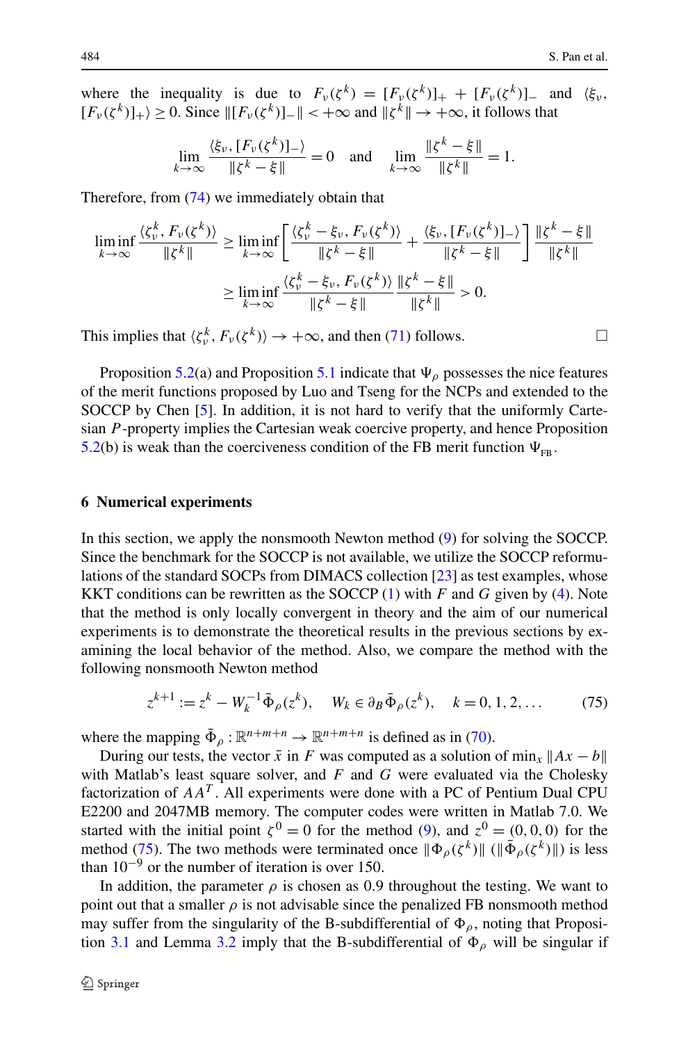where the inequality is due to $F_\nu(\zeta^k) = [F_\nu(\zeta^k)]_+ + [F_\nu(\zeta^k)]_-$ and $\langle \xi_\nu, [F_\nu(\zeta^k)]_+\rangle \geq 0$. Since $\|[F_\nu(\zeta^k)]_-\| < +\infty$ and $\|\zeta^k\| \to +\infty$, it follows that

$$\lim_{k\to\infty} \frac{\langle \xi_\nu, [F_\nu(\zeta^k)]_-\rangle}{\|\zeta^k - \xi\|} = 0 \quad \text{and} \quad \lim_{k\to\infty} \frac{\|\zeta^k - \xi\|}{\|\zeta^k\|} = 1.$$

Therefore, from (74) we immediately obtain that

$$\begin{aligned}
\liminf_{k\to\infty} \frac{\langle \zeta_\nu^k, F_\nu(\zeta^k)\rangle}{\|\zeta^k\|} &\geq \liminf_{k\to\infty} \left[ \frac{\langle \zeta_\nu^k - \xi_\nu, F_\nu(\zeta^k)\rangle}{\|\zeta^k - \xi\|} + \frac{\langle \xi_\nu, [F_\nu(\zeta^k)]_-\rangle}{\|\zeta^k - \xi\|} \right] \frac{\|\zeta^k - \xi\|}{\|\zeta^k\|} \\
&\geq \liminf_{k\to\infty} \frac{\langle \zeta_\nu^k - \xi_\nu, F_\nu(\zeta^k)\rangle}{\|\zeta^k - \xi\|} \frac{\|\zeta^k - \xi\|}{\|\zeta^k\|} > 0.
\end{aligned}$$

This implies that $\langle \zeta_\nu^k, F_\nu(\zeta^k)\rangle \to +\infty$, and then (71) follows. □

Proposition 5.2(a) and Proposition 5.1 indicate that $\Psi_\rho$ possesses the nice features of the merit functions proposed by Luo and Tseng for the NCPs and extended to the SOCCP by Chen [5]. In addition, it is not hard to verify that the uniformly Cartesian $P$-property implies the Cartesian weak coercive property, and hence Proposition 5.2(b) is weak than the coerciveness condition of the FB merit function $\Psi_{\text{FB}}$.

## 6 Numerical experiments

In this section, we apply the nonsmooth Newton method (9) for solving the SOCCP. Since the benchmark for the SOCCP is not available, we utilize the SOCCP reformulations of the standard SOCPs from DIMACS collection [23] as test examples, whose KKT conditions can be rewritten as the SOCCP (1) with $F$ and $G$ given by (4). Note that the method is only locally convergent in theory and the aim of our numerical experiments is to demonstrate the theoretical results in the previous sections by examining the local behavior of the method. Also, we compare the method with the following nonsmooth Newton method

$$z^{k+1} := z^k - W_k^{-1}\bar{\Phi}_\rho(z^k), \quad W_k \in \partial_B \bar{\Phi}_\rho(z^k), \quad k = 0, 1, 2, \ldots \tag{75}$$

where the mapping $\bar{\Phi}_\rho : \mathbb{R}^{n+m+n} \to \mathbb{R}^{n+m+n}$ is defined as in (70).

During our tests, the vector $\bar{x}$ in $F$ was computed as a solution of $\min_x \|Ax - b\|$ with Matlab's least square solver, and $F$ and $G$ were evaluated via the Cholesky factorization of $AA^T$. All experiments were done with a PC of Pentium Dual CPU E2200 and 2047MB memory. The computer codes were written in Matlab 7.0. We started with the initial point $\zeta^0 = 0$ for the method (9), and $z^0 = (0, 0, 0)$ for the method (75). The two methods were terminated once $\|\Phi_\rho(\zeta^k)\|$ ($\|\bar{\Phi}_\rho(\zeta^k)\|$) is less than $10^{-9}$ or the number of iteration is over 150.

In addition, the parameter $\rho$ is chosen as 0.9 throughout the testing. We want to point out that a smaller $\rho$ is not advisable since the penalized FB nonsmooth method may suffer from the singularity of the B-subdifferential of $\Phi_\rho$, noting that Proposition 3.1 and Lemma 3.2 imply that the B-subdifferential of $\Phi_\rho$ will be singular if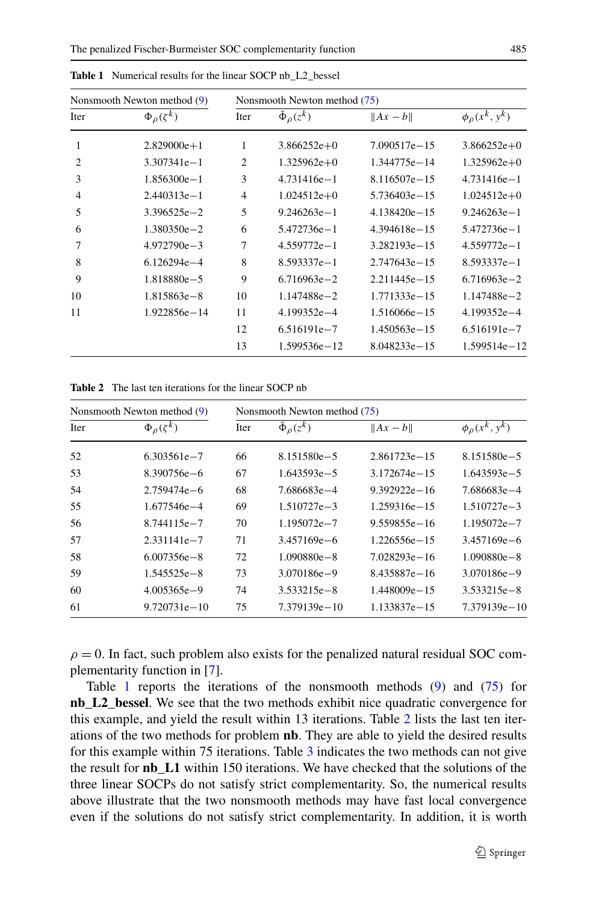**Table 1** Numerical results for the linear SOCP nb_L2_bessel

| Nonsmooth Newton method (9) | | Nonsmooth Newton method (75) | | | |
|---|---|---|---|---|---|
| Iter | $\Phi_\rho(\zeta^k)$ | Iter | $\bar{\Phi}_\rho(z^k)$ | $\|Ax-b\|$ | $\phi_\rho(x^k,y^k)$ |
| 1 | 2.829000e+1 | 1 | 3.866252e+0 | 7.090517e−15 | 3.866252e+0 |
| 2 | 3.307341e−1 | 2 | 1.325962e+0 | 1.344775e−14 | 1.325962e+0 |
| 3 | 1.856300e−1 | 3 | 4.731416e−1 | 8.116507e−15 | 4.731416e−1 |
| 4 | 2.440313e−1 | 4 | 1.024512e+0 | 5.736403e−15 | 1.024512e+0 |
| 5 | 3.396525e−2 | 5 | 9.246263e−1 | 4.138420e−15 | 9.246263e−1 |
| 6 | 1.380350e−2 | 6 | 5.472736e−1 | 4.394618e−15 | 5.472736e−1 |
| 7 | 4.972790e−3 | 7 | 4.559772e−1 | 3.282193e−15 | 4.559772e−1 |
| 8 | 6.126294e−4 | 8 | 8.593337e−1 | 2.747643e−15 | 8.593337e−1 |
| 9 | 1.818880e−5 | 9 | 6.716963e−2 | 2.211445e−15 | 6.716963e−2 |
| 10 | 1.815863e−8 | 10 | 1.147488e−2 | 1.771333e−15 | 1.147488e−2 |
| 11 | 1.922856e−14 | 11 | 4.199352e−4 | 1.516066e−15 | 4.199352e−4 |
| | | 12 | 6.516191e−7 | 1.450563e−15 | 6.516191e−7 |
| | | 13 | 1.599536e−12 | 8.048233e−15 | 1.599514e−12 |

**Table 2** The last ten iterations for the linear SOCP nb

| Nonsmooth Newton method (9) | | Nonsmooth Newton method (75) | | | |
|---|---|---|---|---|---|
| Iter | $\Phi_\rho(\zeta^k)$ | Iter | $\bar{\Phi}_\rho(z^k)$ | $\|Ax-b\|$ | $\phi_\rho(x^k,y^k)$ |
| 52 | 6.303561e−7 | 66 | 8.151580e−5 | 2.861723e−15 | 8.151580e−5 |
| 53 | 8.390756e−6 | 67 | 1.643593e−5 | 3.172674e−15 | 1.643593e−5 |
| 54 | 2.759474e−6 | 68 | 7.686683e−4 | 9.392922e−16 | 7.686683e−4 |
| 55 | 1.677546e−4 | 69 | 1.510727e−3 | 1.259316e−15 | 1.510727e−3 |
| 56 | 8.744115e−7 | 70 | 1.195072e−7 | 9.559855e−16 | 1.195072e−7 |
| 57 | 2.331141e−7 | 71 | 3.457169e−6 | 1.226556e−15 | 3.457169e−6 |
| 58 | 6.007356e−8 | 72 | 1.090880e−8 | 7.028293e−16 | 1.090880e−8 |
| 59 | 1.545525e−8 | 73 | 3.070186e−9 | 8.435887e−16 | 3.070186e−9 |
| 60 | 4.005365e−9 | 74 | 3.533215e−8 | 1.448009e−15 | 3.533215e−8 |
| 61 | 9.720731e−10 | 75 | 7.379139e−10 | 1.133837e−15 | 7.379139e−10 |

$\rho = 0$. In fact, such problem also exists for the penalized natural residual SOC complementarity function in [7].

Table 1 reports the iterations of the nonsmooth methods (9) and (75) for **nb_L2_bessel**. We see that the two methods exhibit nice quadratic convergence for this example, and yield the result within 13 iterations. Table 2 lists the last ten iterations of the two methods for problem **nb**. They are able to yield the desired results for this example within 75 iterations. Table 3 indicates the two methods can not give the result for **nb_L1** within 150 iterations. We have checked that the solutions of the three linear SOCPs do not satisfy strict complementarity. So, the numerical results above illustrate that the two nonsmooth methods may have fast local convergence even if the solutions do not satisfy strict complementarity. In addition, it is worth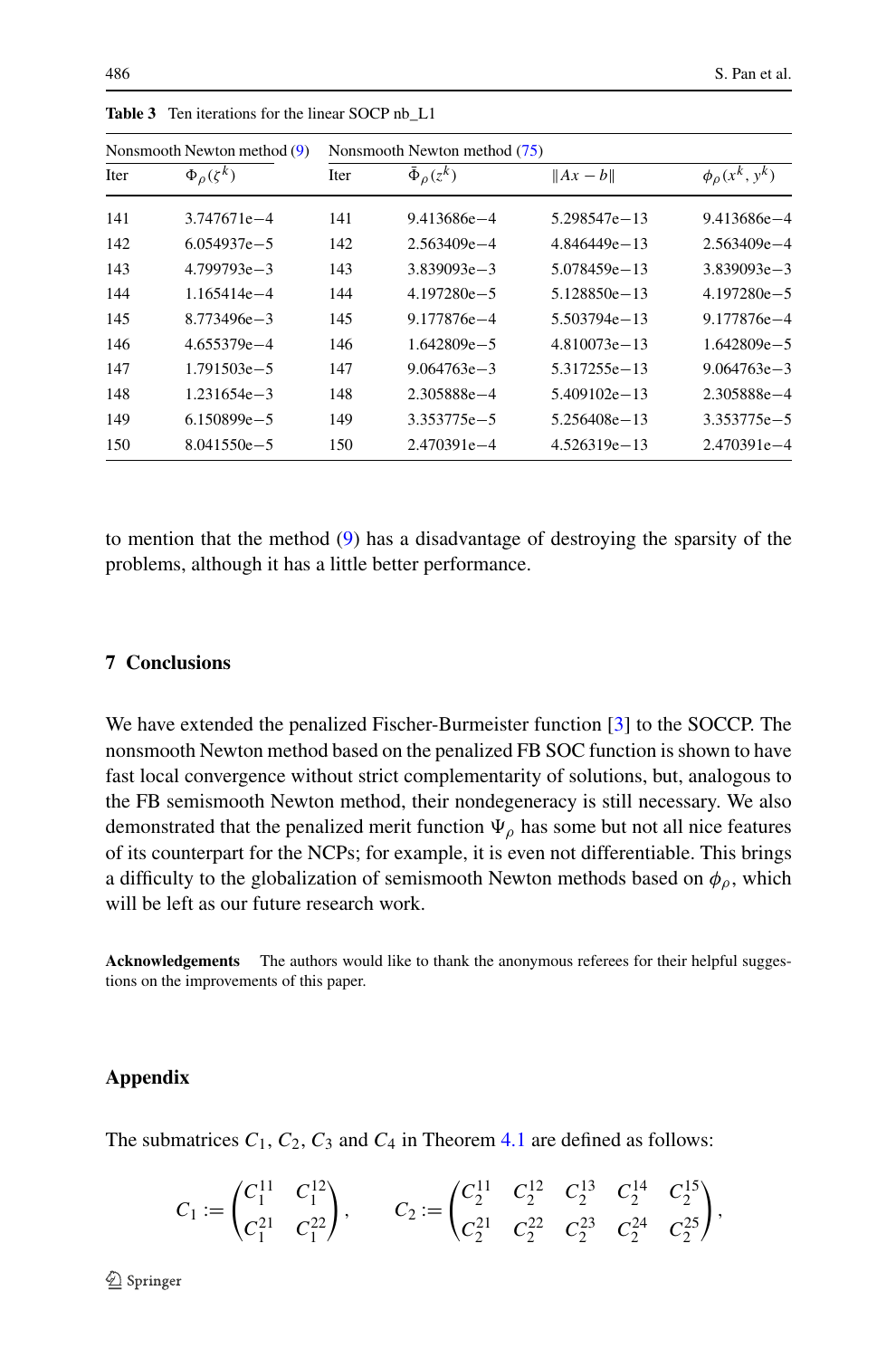**Table 3** Ten iterations for the linear SOCP nb_L1

| Nonsmooth Newton method (9) | | Nonsmooth Newton method (75) | | | |
|---|---|---|---|---|---|
| Iter | $\Phi_\rho(\zeta^k)$ | Iter | $\bar{\Phi}_\rho(z^k)$ | $\\|Ax-b\\|$ | $\phi_\rho(x^k, y^k)$ |
| 141 | 3.747671e−4 | 141 | 9.413686e−4 | 5.298547e−13 | 9.413686e−4 |
| 142 | 6.054937e−5 | 142 | 2.563409e−4 | 4.846449e−13 | 2.563409e−4 |
| 143 | 4.799793e−3 | 143 | 3.839093e−3 | 5.078459e−13 | 3.839093e−3 |
| 144 | 1.165414e−4 | 144 | 4.197280e−5 | 5.128850e−13 | 4.197280e−5 |
| 145 | 8.773496e−3 | 145 | 9.177876e−4 | 5.503794e−13 | 9.177876e−4 |
| 146 | 4.655379e−4 | 146 | 1.642809e−5 | 4.810073e−13 | 1.642809e−5 |
| 147 | 1.791503e−5 | 147 | 9.064763e−3 | 5.317255e−13 | 9.064763e−3 |
| 148 | 1.231654e−3 | 148 | 2.305888e−4 | 5.409102e−13 | 2.305888e−4 |
| 149 | 6.150899e−5 | 149 | 3.353775e−5 | 5.256408e−13 | 3.353775e−5 |
| 150 | 8.041550e−5 | 150 | 2.470391e−4 | 4.526319e−13 | 2.470391e−4 |

to mention that the method (9) has a disadvantage of destroying the sparsity of the problems, although it has a little better performance.

## 7 Conclusions

We have extended the penalized Fischer-Burmeister function [3] to the SOCCP. The nonsmooth Newton method based on the penalized FB SOC function is shown to have fast local convergence without strict complementarity of solutions, but, analogous to the FB semismooth Newton method, their nondegeneracy is still necessary. We also demonstrated that the penalized merit function $\Psi_\rho$ has some but not all nice features of its counterpart for the NCPs; for example, it is even not differentiable. This brings a difficulty to the globalization of semismooth Newton methods based on $\phi_\rho$, which will be left as our future research work.

**Acknowledgements** The authors would like to thank the anonymous referees for their helpful suggestions on the improvements of this paper.

## Appendix

The submatrices $C_1$, $C_2$, $C_3$ and $C_4$ in Theorem 4.1 are defined as follows:

$$C_1 := \begin{pmatrix} C_1^{11} & C_1^{12} \\ C_1^{21} & C_1^{22} \end{pmatrix}, \qquad C_2 := \begin{pmatrix} C_2^{11} & C_2^{12} & C_2^{13} & C_2^{14} & C_2^{15} \\ C_2^{21} & C_2^{22} & C_2^{23} & C_2^{24} & C_2^{25} \end{pmatrix},$$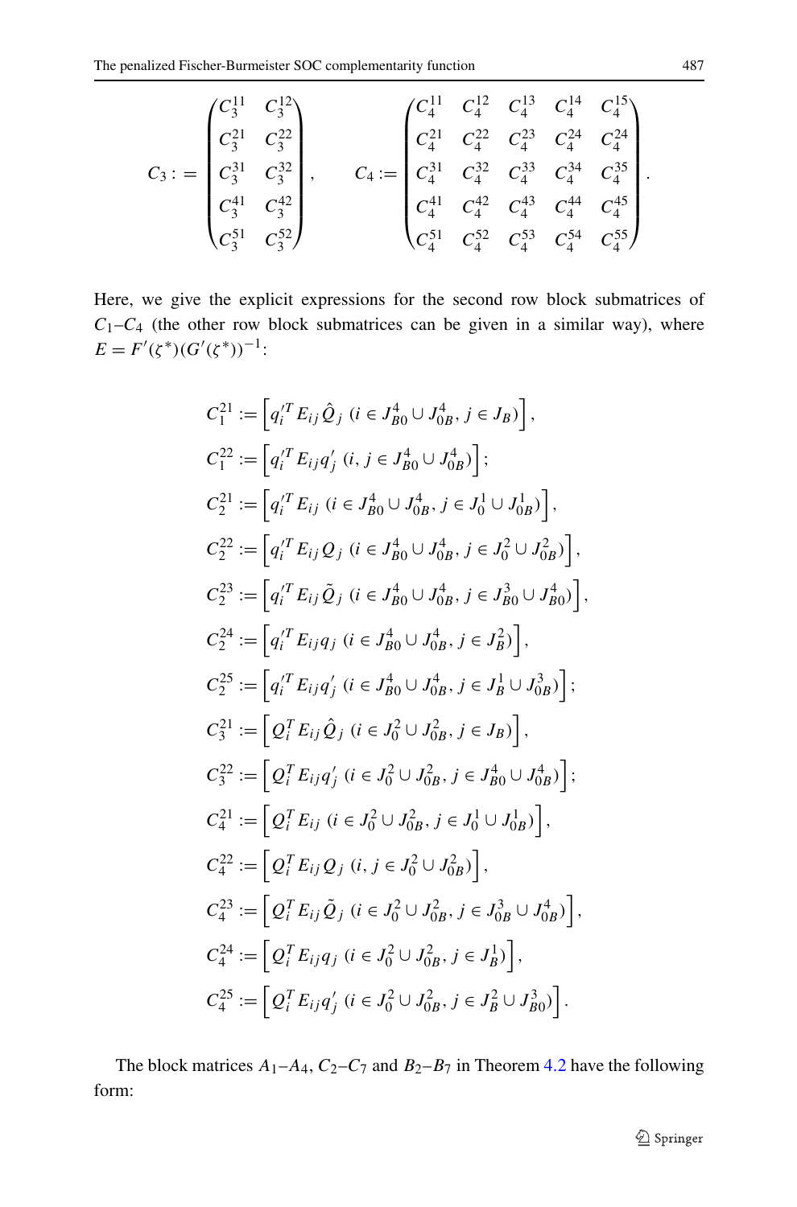$$C_3 := \begin{pmatrix} C_3^{11} & C_3^{12} \\ C_3^{21} & C_3^{22} \\ C_3^{31} & C_3^{32} \\ C_3^{41} & C_3^{42} \\ C_3^{51} & C_3^{52} \end{pmatrix}, \qquad C_4 := \begin{pmatrix} C_4^{11} & C_4^{12} & C_4^{13} & C_4^{14} & C_4^{15} \\ C_4^{21} & C_4^{22} & C_4^{23} & C_4^{24} & C_4^{24} \\ C_4^{31} & C_4^{32} & C_4^{33} & C_4^{34} & C_4^{35} \\ C_4^{41} & C_4^{42} & C_4^{43} & C_4^{44} & C_4^{45} \\ C_4^{51} & C_4^{52} & C_4^{53} & C_4^{54} & C_4^{55} \end{pmatrix}.$$

Here, we give the explicit expressions for the second row block submatrices of $C_1$–$C_4$ (the other row block submatrices can be given in a similar way), where $E = F'(\zeta^*)(G'(\zeta^*))^{-1}$:

$$
\begin{aligned}
&C_1^{21} := \left[ q_i'^T E_{ij} \hat{Q}_j \ (i \in J_{B0}^4 \cup J_{0B}^4, j \in J_B) \right], \\
&C_1^{22} := \left[ q_i'^T E_{ij} q_j' \ (i, j \in J_{B0}^4 \cup J_{0B}^4) \right]; \\
&C_2^{21} := \left[ q_i'^T E_{ij} \ (i \in J_{B0}^4 \cup J_{0B}^4, j \in J_0^1 \cup J_{0B}^1) \right], \\
&C_2^{22} := \left[ q_i'^T E_{ij} Q_j \ (i \in J_{B0}^4 \cup J_{0B}^4, j \in J_0^2 \cup J_{0B}^2) \right], \\
&C_2^{23} := \left[ q_i'^T E_{ij} \tilde{Q}_j \ (i \in J_{B0}^4 \cup J_{0B}^4, j \in J_{B0}^3 \cup J_{B0}^4) \right], \\
&C_2^{24} := \left[ q_i'^T E_{ij} q_j \ (i \in J_{B0}^4 \cup J_{0B}^4, j \in J_B^2) \right], \\
&C_2^{25} := \left[ q_i'^T E_{ij} q_j' \ (i \in J_{B0}^4 \cup J_{0B}^4, j \in J_B^1 \cup J_{0B}^3) \right]; \\
&C_3^{21} := \left[ Q_i^T E_{ij} \hat{Q}_j \ (i \in J_0^2 \cup J_{0B}^2, j \in J_B) \right], \\
&C_3^{22} := \left[ Q_i^T E_{ij} q_j' \ (i \in J_0^2 \cup J_{0B}^2, j \in J_{B0}^4 \cup J_{0B}^4) \right]; \\
&C_4^{21} := \left[ Q_i^T E_{ij} \ (i \in J_0^2 \cup J_{0B}^2, j \in J_0^1 \cup J_{0B}^1) \right], \\
&C_4^{22} := \left[ Q_i^T E_{ij} Q_j \ (i, j \in J_0^2 \cup J_{0B}^2) \right], \\
&C_4^{23} := \left[ Q_i^T E_{ij} \tilde{Q}_j \ (i \in J_0^2 \cup J_{0B}^2, j \in J_{0B}^3 \cup J_{0B}^4) \right], \\
&C_4^{24} := \left[ Q_i^T E_{ij} q_j \ (i \in J_0^2 \cup J_{0B}^2, j \in J_B^1) \right], \\
&C_4^{25} := \left[ Q_i^T E_{ij} q_j' \ (i \in J_0^2 \cup J_{0B}^2, j \in J_B^2 \cup J_{B0}^3) \right].
\end{aligned}
$$

The block matrices $A_1$–$A_4$, $C_2$–$C_7$ and $B_2$–$B_7$ in Theorem 4.2 have the following form: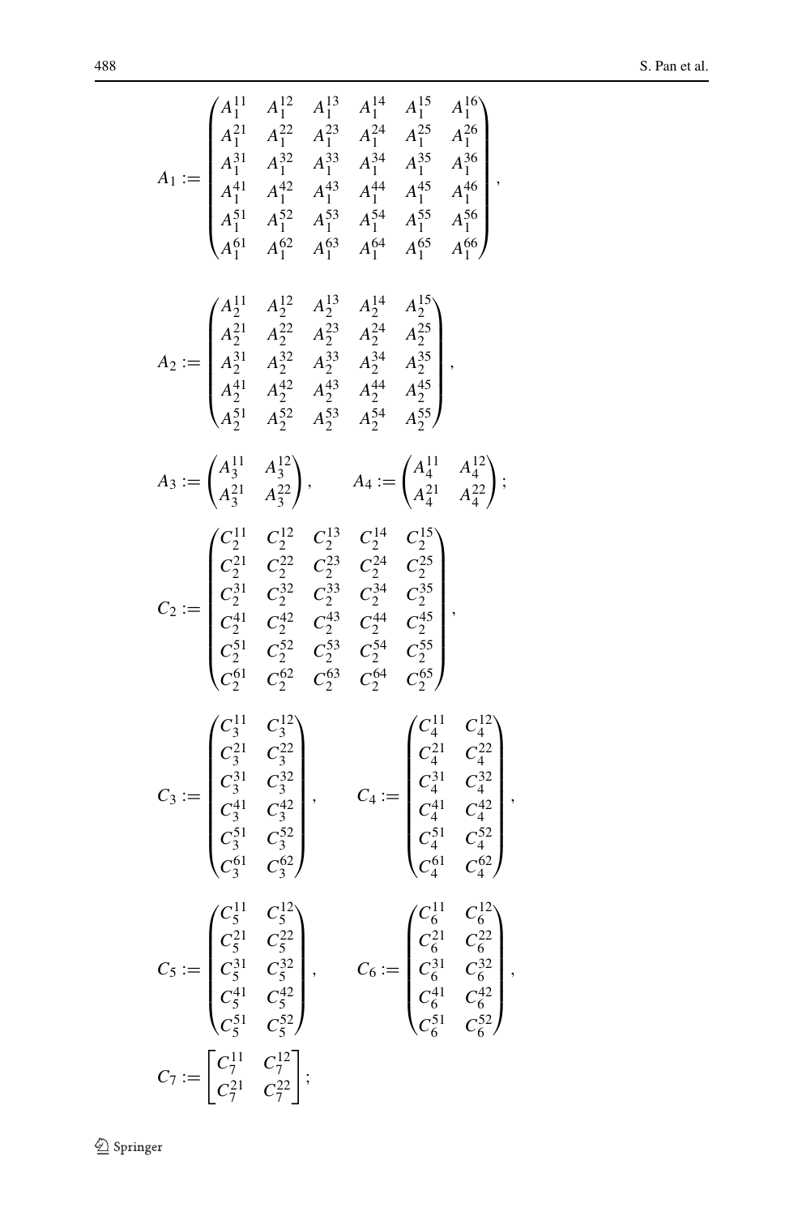$$A_1 := \begin{pmatrix} A_1^{11} & A_1^{12} & A_1^{13} & A_1^{14} & A_1^{15} & A_1^{16} \\ A_1^{21} & A_1^{22} & A_1^{23} & A_1^{24} & A_1^{25} & A_1^{26} \\ A_1^{31} & A_1^{32} & A_1^{33} & A_1^{34} & A_1^{35} & A_1^{36} \\ A_1^{41} & A_1^{42} & A_1^{43} & A_1^{44} & A_1^{45} & A_1^{46} \\ A_1^{51} & A_1^{52} & A_1^{53} & A_1^{54} & A_1^{55} & A_1^{56} \\ A_1^{61} & A_1^{62} & A_1^{63} & A_1^{64} & A_1^{65} & A_1^{66} \end{pmatrix},$$

$$A_2 := \begin{pmatrix} A_2^{11} & A_2^{12} & A_2^{13} & A_2^{14} & A_2^{15} \\ A_2^{21} & A_2^{22} & A_2^{23} & A_2^{24} & A_2^{25} \\ A_2^{31} & A_2^{32} & A_2^{33} & A_2^{34} & A_2^{35} \\ A_2^{41} & A_2^{42} & A_2^{43} & A_2^{44} & A_2^{45} \\ A_2^{51} & A_2^{52} & A_2^{53} & A_2^{54} & A_2^{55} \end{pmatrix},$$

$$A_3 := \begin{pmatrix} A_3^{11} & A_3^{12} \\ A_3^{21} & A_3^{22} \end{pmatrix}, \qquad A_4 := \begin{pmatrix} A_4^{11} & A_4^{12} \\ A_4^{21} & A_4^{22} \end{pmatrix};$$

$$C_2 := \begin{pmatrix} C_2^{11} & C_2^{12} & C_2^{13} & C_2^{14} & C_2^{15} \\ C_2^{21} & C_2^{22} & C_2^{23} & C_2^{24} & C_2^{25} \\ C_2^{31} & C_2^{32} & C_2^{33} & C_2^{34} & C_2^{35} \\ C_2^{41} & C_2^{42} & C_2^{43} & C_2^{44} & C_2^{45} \\ C_2^{51} & C_2^{52} & C_2^{53} & C_2^{54} & C_2^{55} \\ C_2^{61} & C_2^{62} & C_2^{63} & C_2^{64} & C_2^{65} \end{pmatrix},$$

$$C_3 := \begin{pmatrix} C_3^{11} & C_3^{12} \\ C_3^{21} & C_3^{22} \\ C_3^{31} & C_3^{32} \\ C_3^{41} & C_3^{42} \\ C_3^{51} & C_3^{52} \\ C_3^{61} & C_3^{62} \end{pmatrix}, \qquad C_4 := \begin{pmatrix} C_4^{11} & C_4^{12} \\ C_4^{21} & C_4^{22} \\ C_4^{31} & C_4^{32} \\ C_4^{41} & C_4^{42} \\ C_4^{51} & C_4^{52} \\ C_4^{61} & C_4^{62} \end{pmatrix},$$

$$C_5 := \begin{pmatrix} C_5^{11} & C_5^{12} \\ C_5^{21} & C_5^{22} \\ C_5^{31} & C_5^{32} \\ C_5^{41} & C_5^{42} \\ C_5^{51} & C_5^{52} \end{pmatrix}, \qquad C_6 := \begin{pmatrix} C_6^{11} & C_6^{12} \\ C_6^{21} & C_6^{22} \\ C_6^{31} & C_6^{32} \\ C_6^{41} & C_6^{42} \\ C_6^{51} & C_6^{52} \end{pmatrix},$$

$$C_7 := \begin{bmatrix} C_7^{11} & C_7^{12} \\ C_7^{21} & C_7^{22} \end{bmatrix};$$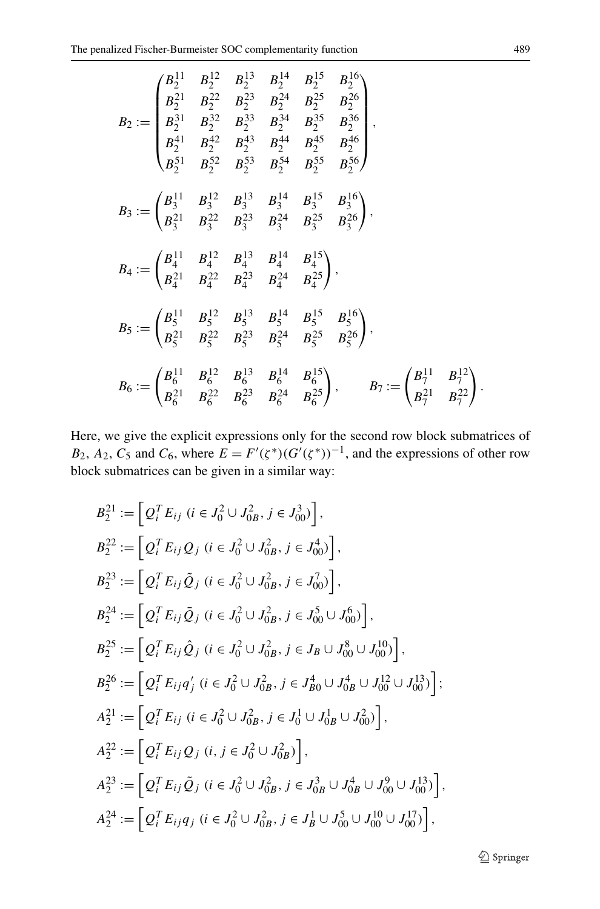$$
B_2 := \begin{pmatrix} B_2^{11} & B_2^{12} & B_2^{13} & B_2^{14} & B_2^{15} & B_2^{16} \\ B_2^{21} & B_2^{22} & B_2^{23} & B_2^{24} & B_2^{25} & B_2^{26} \\ B_2^{31} & B_2^{32} & B_2^{33} & B_2^{34} & B_2^{35} & B_2^{36} \\ B_2^{41} & B_2^{42} & B_2^{43} & B_2^{44} & B_2^{45} & B_2^{46} \\ B_2^{51} & B_2^{52} & B_2^{53} & B_2^{54} & B_2^{55} & B_2^{56} \end{pmatrix},
$$

$$
B_3 := \begin{pmatrix} B_3^{11} & B_3^{12} & B_3^{13} & B_3^{14} & B_3^{15} & B_3^{16} \\ B_3^{21} & B_3^{22} & B_3^{23} & B_3^{24} & B_3^{25} & B_3^{26} \end{pmatrix},
$$

$$
B_4 := \begin{pmatrix} B_4^{11} & B_4^{12} & B_4^{13} & B_4^{14} & B_4^{15} \\ B_4^{21} & B_4^{22} & B_4^{23} & B_4^{24} & B_4^{25} \end{pmatrix},
$$

$$
B_5 := \begin{pmatrix} B_5^{11} & B_5^{12} & B_5^{13} & B_5^{14} & B_5^{15} & B_5^{16} \\ B_5^{21} & B_5^{22} & B_5^{23} & B_5^{24} & B_5^{25} & B_5^{26} \end{pmatrix},
$$

$$
B_6 := \begin{pmatrix} B_6^{11} & B_6^{12} & B_6^{13} & B_6^{14} & B_6^{15} \\ B_6^{21} & B_6^{22} & B_6^{23} & B_6^{24} & B_6^{25} \end{pmatrix}, \qquad B_7 := \begin{pmatrix} B_7^{11} & B_7^{12} \\ B_7^{21} & B_7^{22} \end{pmatrix}.
$$

Here, we give the explicit expressions only for the second row block submatrices of $B_2$, $A_2$, $C_5$ and $C_6$, where $E = F'(\zeta^*)(G'(\zeta^*))^{-1}$, and the expressions of other row block submatrices can be given in a similar way:

$$
\begin{aligned}
B_2^{21} &:= \left[ Q_i^T E_{ij} \ (i \in J_0^2 \cup J_{0B}^2, j \in J_{00}^3) \right], \\
B_2^{22} &:= \left[ Q_i^T E_{ij} Q_j \ (i \in J_0^2 \cup J_{0B}^2, j \in J_{00}^4) \right], \\
B_2^{23} &:= \left[ Q_i^T E_{ij} \tilde{Q}_j \ (i \in J_0^2 \cup J_{0B}^2, j \in J_{00}^7) \right], \\
B_2^{24} &:= \left[ Q_i^T E_{ij} \bar{Q}_j \ (i \in J_0^2 \cup J_{0B}^2, j \in J_{00}^5 \cup J_{00}^6) \right], \\
B_2^{25} &:= \left[ Q_i^T E_{ij} \hat{Q}_j \ (i \in J_0^2 \cup J_{0B}^2, j \in J_B \cup J_{00}^8 \cup J_{00}^{10}) \right], \\
B_2^{26} &:= \left[ Q_i^T E_{ij} q_j' \ (i \in J_0^2 \cup J_{0B}^2, j \in J_{B0}^4 \cup J_{0B}^4 \cup J_{00}^{12} \cup J_{00}^{13}) \right]; \\
A_2^{21} &:= \left[ Q_i^T E_{ij} \ (i \in J_0^2 \cup J_{0B}^2, j \in J_0^1 \cup J_{0B}^1 \cup J_{00}^2) \right], \\
A_2^{22} &:= \left[ Q_i^T E_{ij} Q_j \ (i, j \in J_0^2 \cup J_{0B}^2) \right], \\
A_2^{23} &:= \left[ Q_i^T E_{ij} \tilde{Q}_j \ (i \in J_0^2 \cup J_{0B}^2, j \in J_{0B}^3 \cup J_{0B}^4 \cup J_{00}^9 \cup J_{00}^{13}) \right], \\
A_2^{24} &:= \left[ Q_i^T E_{ij} q_j \ (i \in J_0^2 \cup J_{0B}^2, j \in J_B^1 \cup J_{00}^5 \cup J_{00}^{10} \cup J_{00}^{17}) \right],
\end{aligned}
$$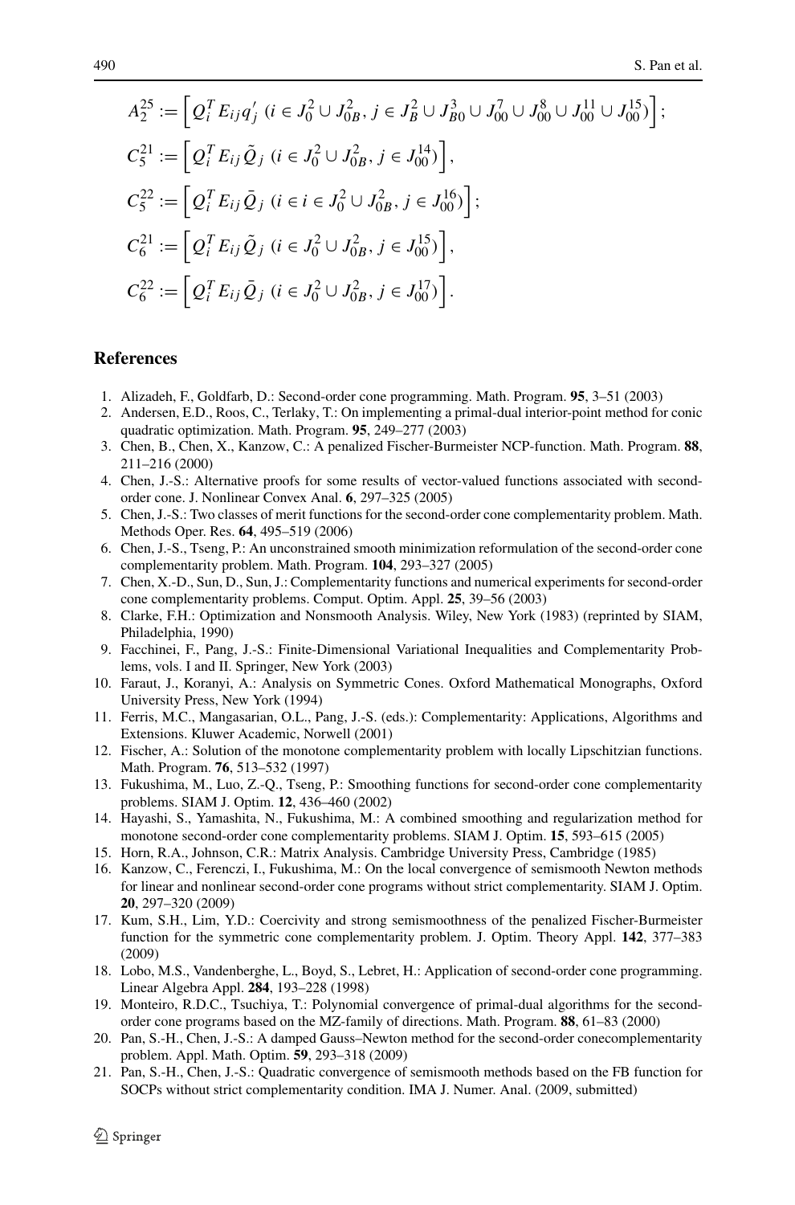$$A_2^{25} := \left[ Q_i^T E_{ij} q_j' \ (i \in J_0^2 \cup J_{0B}^2, j \in J_B^2 \cup J_{B0}^3 \cup J_{00}^7 \cup J_{00}^8 \cup J_{00}^{11} \cup J_{00}^{15}) \right];$$

$$C_5^{21} := \left[ Q_i^T E_{ij} \tilde{Q}_j \ (i \in J_0^2 \cup J_{0B}^2, j \in J_{00}^{14}) \right],$$

$$C_5^{22} := \left[ Q_i^T E_{ij} \bar{Q}_j \ (i \in i \in J_0^2 \cup J_{0B}^2, j \in J_{00}^{16}) \right];$$

$$C_6^{21} := \left[ Q_i^T E_{ij} \tilde{Q}_j \ (i \in J_0^2 \cup J_{0B}^2, j \in J_{00}^{15}) \right],$$

$$C_6^{22} := \left[ Q_i^T E_{ij} \bar{Q}_j \ (i \in J_0^2 \cup J_{0B}^2, j \in J_{00}^{17}) \right].$$

## References

1. Alizadeh, F., Goldfarb, D.: Second-order cone programming. Math. Program. **95**, 3–51 (2003)
2. Andersen, E.D., Roos, C., Terlaky, T.: On implementing a primal-dual interior-point method for conic quadratic optimization. Math. Program. **95**, 249–277 (2003)
3. Chen, B., Chen, X., Kanzow, C.: A penalized Fischer-Burmeister NCP-function. Math. Program. **88**, 211–216 (2000)
4. Chen, J.-S.: Alternative proofs for some results of vector-valued functions associated with second-order cone. J. Nonlinear Convex Anal. **6**, 297–325 (2005)
5. Chen, J.-S.: Two classes of merit functions for the second-order cone complementarity problem. Math. Methods Oper. Res. **64**, 495–519 (2006)
6. Chen, J.-S., Tseng, P.: An unconstrained smooth minimization reformulation of the second-order cone complementarity problem. Math. Program. **104**, 293–327 (2005)
7. Chen, X.-D., Sun, D., Sun, J.: Complementarity functions and numerical experiments for second-order cone complementarity problems. Comput. Optim. Appl. **25**, 39–56 (2003)
8. Clarke, F.H.: Optimization and Nonsmooth Analysis. Wiley, New York (1983) (reprinted by SIAM, Philadelphia, 1990)
9. Facchinei, F., Pang, J.-S.: Finite-Dimensional Variational Inequalities and Complementarity Problems, vols. I and II. Springer, New York (2003)
10. Faraut, J., Koranyi, A.: Analysis on Symmetric Cones. Oxford Mathematical Monographs, Oxford University Press, New York (1994)
11. Ferris, M.C., Mangasarian, O.L., Pang, J.-S. (eds.): Complementarity: Applications, Algorithms and Extensions. Kluwer Academic, Norwell (2001)
12. Fischer, A.: Solution of the monotone complementarity problem with locally Lipschitzian functions. Math. Program. **76**, 513–532 (1997)
13. Fukushima, M., Luo, Z.-Q., Tseng, P.: Smoothing functions for second-order cone complementarity problems. SIAM J. Optim. **12**, 436–460 (2002)
14. Hayashi, S., Yamashita, N., Fukushima, M.: A combined smoothing and regularization method for monotone second-order cone complementarity problems. SIAM J. Optim. **15**, 593–615 (2005)
15. Horn, R.A., Johnson, C.R.: Matrix Analysis. Cambridge University Press, Cambridge (1985)
16. Kanzow, C., Ferenczi, I., Fukushima, M.: On the local convergence of semismooth Newton methods for linear and nonlinear second-order cone programs without strict complementarity. SIAM J. Optim. **20**, 297–320 (2009)
17. Kum, S.H., Lim, Y.D.: Coercivity and strong semismoothness of the penalized Fischer-Burmeister function for the symmetric cone complementarity problem. J. Optim. Theory Appl. **142**, 377–383 (2009)
18. Lobo, M.S., Vandenberghe, L., Boyd, S., Lebret, H.: Application of second-order cone programming. Linear Algebra Appl. **284**, 193–228 (1998)
19. Monteiro, R.D.C., Tsuchiya, T.: Polynomial convergence of primal-dual algorithms for the second-order cone programs based on the MZ-family of directions. Math. Program. **88**, 61–83 (2000)
20. Pan, S.-H., Chen, J.-S.: A damped Gauss–Newton method for the second-order conecomplementarity problem. Appl. Math. Optim. **59**, 293–318 (2009)
21. Pan, S.-H., Chen, J.-S.: Quadratic convergence of semismooth methods based on the FB function for SOCPs without strict complementarity condition. IMA J. Numer. Anal. (2009, submitted)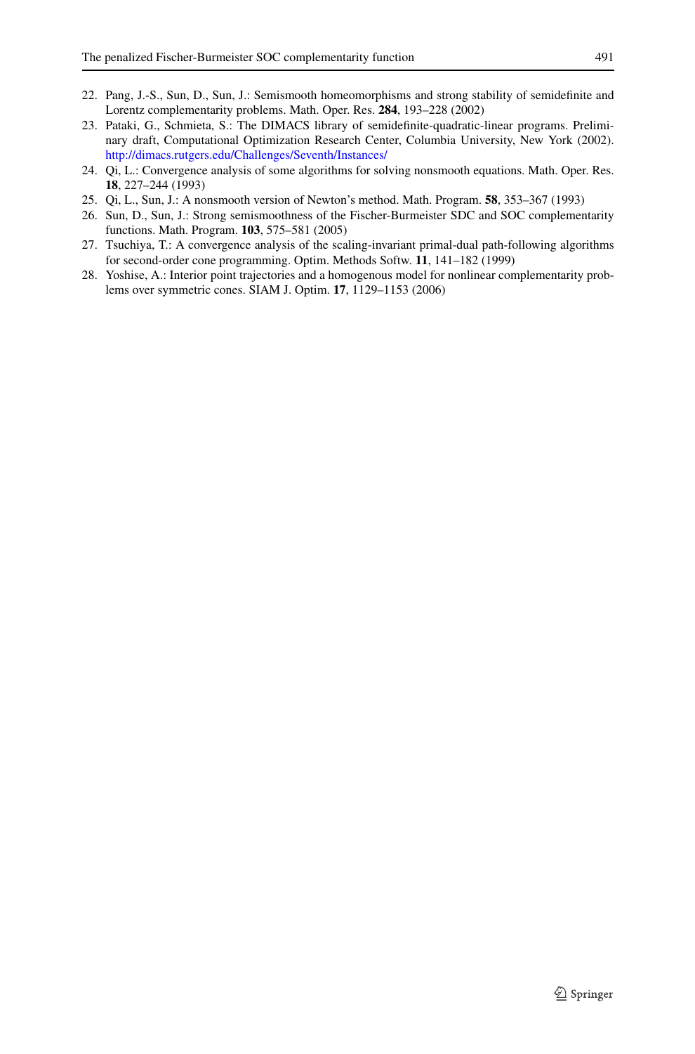22. Pang, J.-S., Sun, D., Sun, J.: Semismooth homeomorphisms and strong stability of semidefinite and Lorentz complementarity problems. Math. Oper. Res. **284**, 193–228 (2002)
23. Pataki, G., Schmieta, S.: The DIMACS library of semidefinite-quadratic-linear programs. Preliminary draft, Computational Optimization Research Center, Columbia University, New York (2002). http://dimacs.rutgers.edu/Challenges/Seventh/Instances/
24. Qi, L.: Convergence analysis of some algorithms for solving nonsmooth equations. Math. Oper. Res. **18**, 227–244 (1993)
25. Qi, L., Sun, J.: A nonsmooth version of Newton's method. Math. Program. **58**, 353–367 (1993)
26. Sun, D., Sun, J.: Strong semismoothness of the Fischer-Burmeister SDC and SOC complementarity functions. Math. Program. **103**, 575–581 (2005)
27. Tsuchiya, T.: A convergence analysis of the scaling-invariant primal-dual path-following algorithms for second-order cone programming. Optim. Methods Softw. **11**, 141–182 (1999)
28. Yoshise, A.: Interior point trajectories and a homogenous model for nonlinear complementarity problems over symmetric cones. SIAM J. Optim. **17**, 1129–1153 (2006)